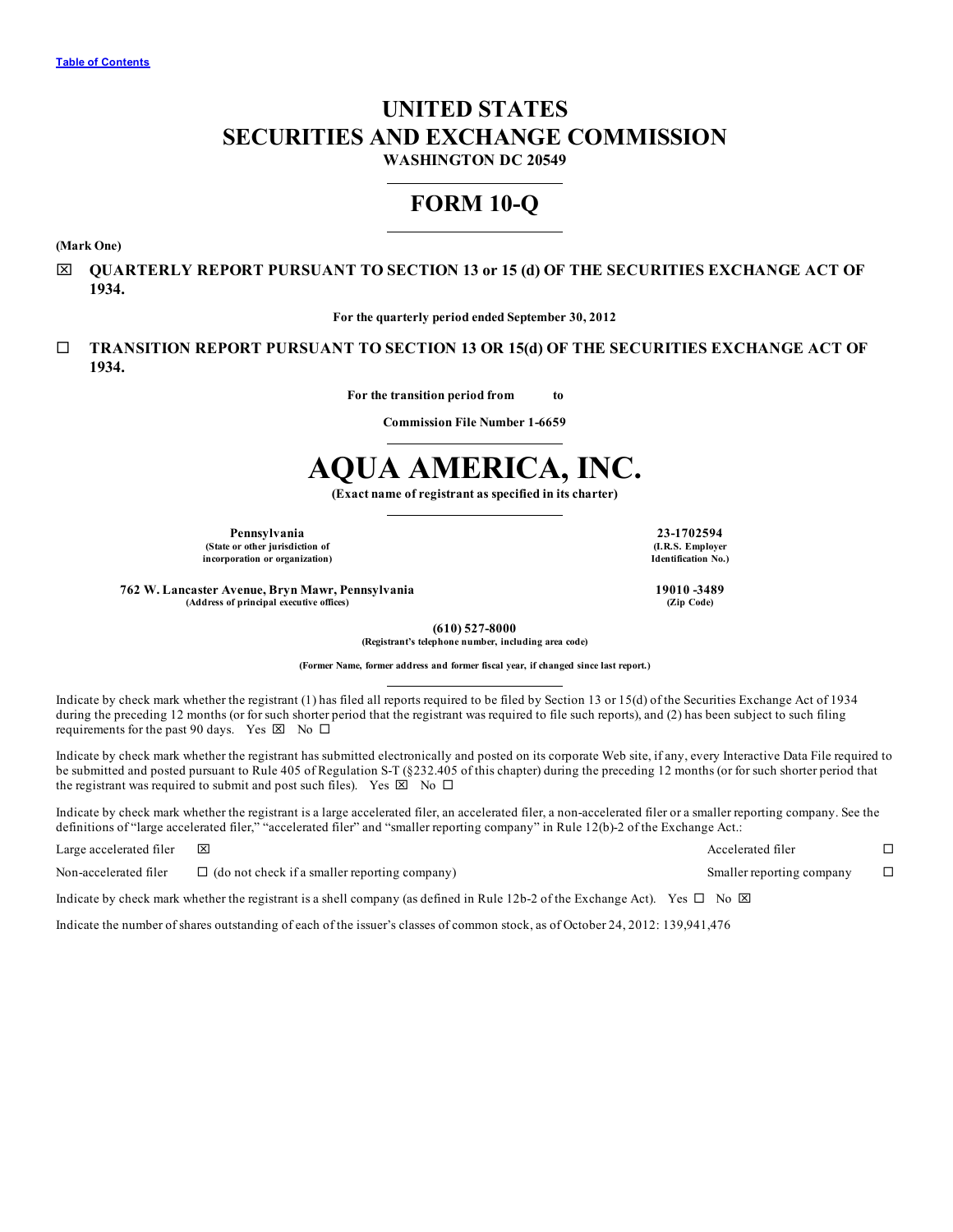[Table of Contents](#)

# UNITED STATES
# SECURITIES AND EXCHANGE COMMISSION

**WASHINGTON DC 20549**

# FORM 10-Q

**(Mark One)**

☒ **QUARTERLY REPORT PURSUANT TO SECTION 13 or 15 (d) OF THE SECURITIES EXCHANGE ACT OF 1934.**

**For the quarterly period ended September 30, 2012**

☐ **TRANSITION REPORT PURSUANT TO SECTION 13 OR 15(d) OF THE SECURITIES EXCHANGE ACT OF 1934.**

**For the transition period from to**

**Commission File Number 1-6659**

# AQUA AMERICA, INC.

**(Exact name of registrant as specified in its charter)**

| | |
|---|---|
| **Pennsylvania**<br>(State or other jurisdiction of incorporation or organization) | **23-1702594**<br>(I.R.S. Employer Identification No.) |
| **762 W. Lancaster Avenue, Bryn Mawr, Pennsylvania**<br>(Address of principal executive offices) | **19010 -3489**<br>(Zip Code) |

**(610) 527-8000**
**(Registrant's telephone number, including area code)**

**(Former Name, former address and former fiscal year, if changed since last report.)**

Indicate by check mark whether the registrant (1) has filed all reports required to be filed by Section 13 or 15(d) of the Securities Exchange Act of 1934 during the preceding 12 months (or for such shorter period that the registrant was required to file such reports), and (2) has been subject to such filing requirements for the past 90 days. Yes ☒ No ☐

Indicate by check mark whether the registrant has submitted electronically and posted on its corporate Web site, if any, every Interactive Data File required to be submitted and posted pursuant to Rule 405 of Regulation S-T (§232.405 of this chapter) during the preceding 12 months (or for such shorter period that the registrant was required to submit and post such files). Yes ☒ No ☐

Indicate by check mark whether the registrant is a large accelerated filer, an accelerated filer, a non-accelerated filer or a smaller reporting company. See the definitions of "large accelerated filer," "accelerated filer" and "smaller reporting company" in Rule 12(b)-2 of the Exchange Act.:

| | | | |
|---|---|---|---|
| Large accelerated filer | ☒ | Accelerated filer | ☐ |
| Non-accelerated filer | ☐ (do not check if a smaller reporting company) | Smaller reporting company | ☐ |

Indicate by check mark whether the registrant is a shell company (as defined in Rule 12b-2 of the Exchange Act). Yes ☐ No ☒

Indicate the number of shares outstanding of each of the issuer's classes of common stock, as of October 24, 2012: 139,941,476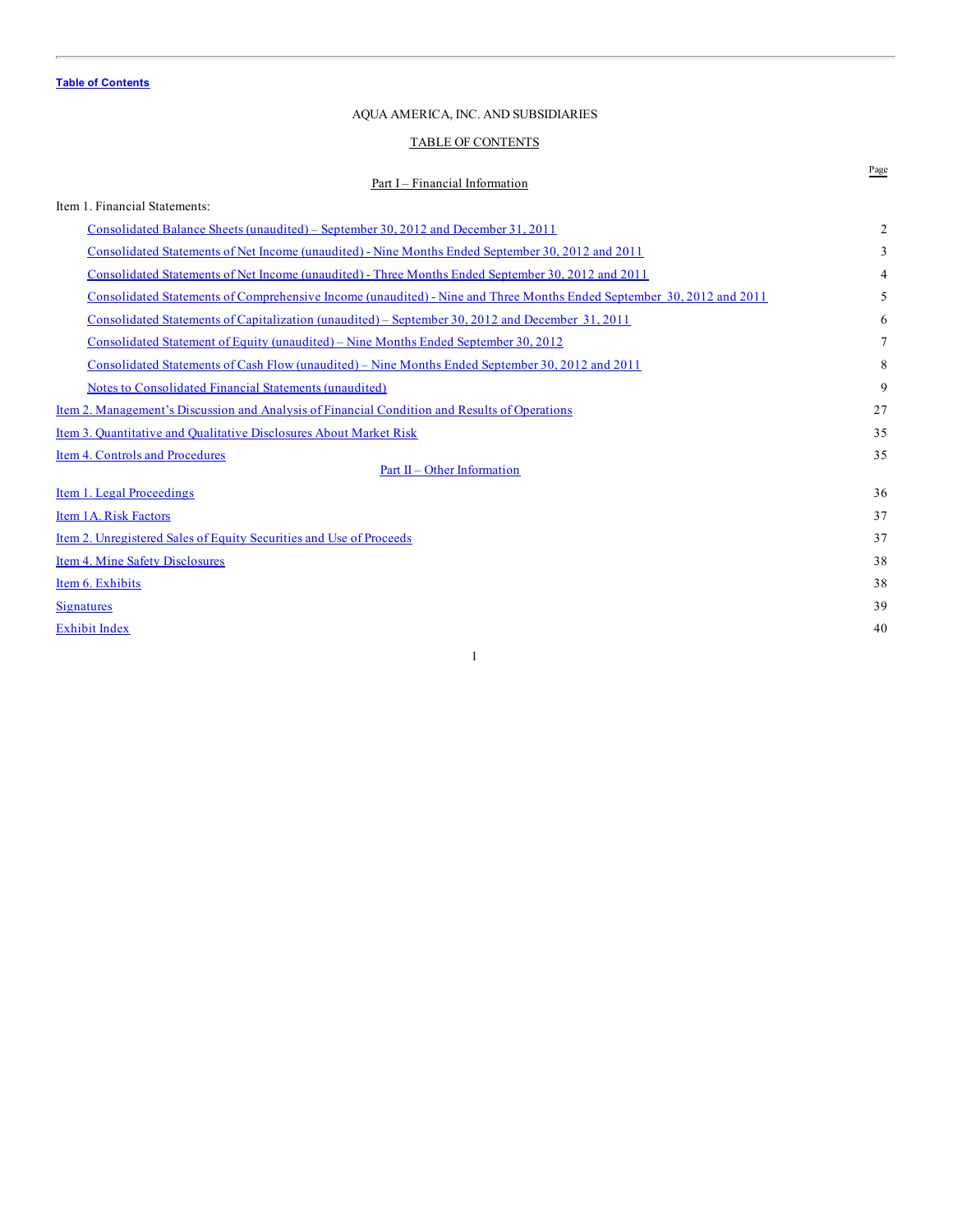Table of Contents

AQUA AMERICA, INC. AND SUBSIDIARIES

TABLE OF CONTENTS

| | Page |
|---|---|
| **Part I – Financial Information** | |
| Item 1. Financial Statements: | |
| Consolidated Balance Sheets (unaudited) – September 30, 2012 and December 31, 2011 | 2 |
| Consolidated Statements of Net Income (unaudited) - Nine Months Ended September 30, 2012 and 2011 | 3 |
| Consolidated Statements of Net Income (unaudited) - Three Months Ended September 30, 2012 and 2011 | 4 |
| Consolidated Statements of Comprehensive Income (unaudited) - Nine and Three Months Ended September 30, 2012 and 2011 | 5 |
| Consolidated Statements of Capitalization (unaudited) – September 30, 2012 and December 31, 2011 | 6 |
| Consolidated Statement of Equity (unaudited) – Nine Months Ended September 30, 2012 | 7 |
| Consolidated Statements of Cash Flow (unaudited) – Nine Months Ended September 30, 2012 and 2011 | 8 |
| Notes to Consolidated Financial Statements (unaudited) | 9 |
| Item 2. Management's Discussion and Analysis of Financial Condition and Results of Operations | 27 |
| Item 3. Quantitative and Qualitative Disclosures About Market Risk | 35 |
| Item 4. Controls and Procedures | 35 |
| **Part II – Other Information** | |
| Item 1. Legal Proceedings | 36 |
| Item 1A. Risk Factors | 37 |
| Item 2. Unregistered Sales of Equity Securities and Use of Proceeds | 37 |
| Item 4. Mine Safety Disclosures | 38 |
| Item 6. Exhibits | 38 |
| Signatures | 39 |
| Exhibit Index | 40 |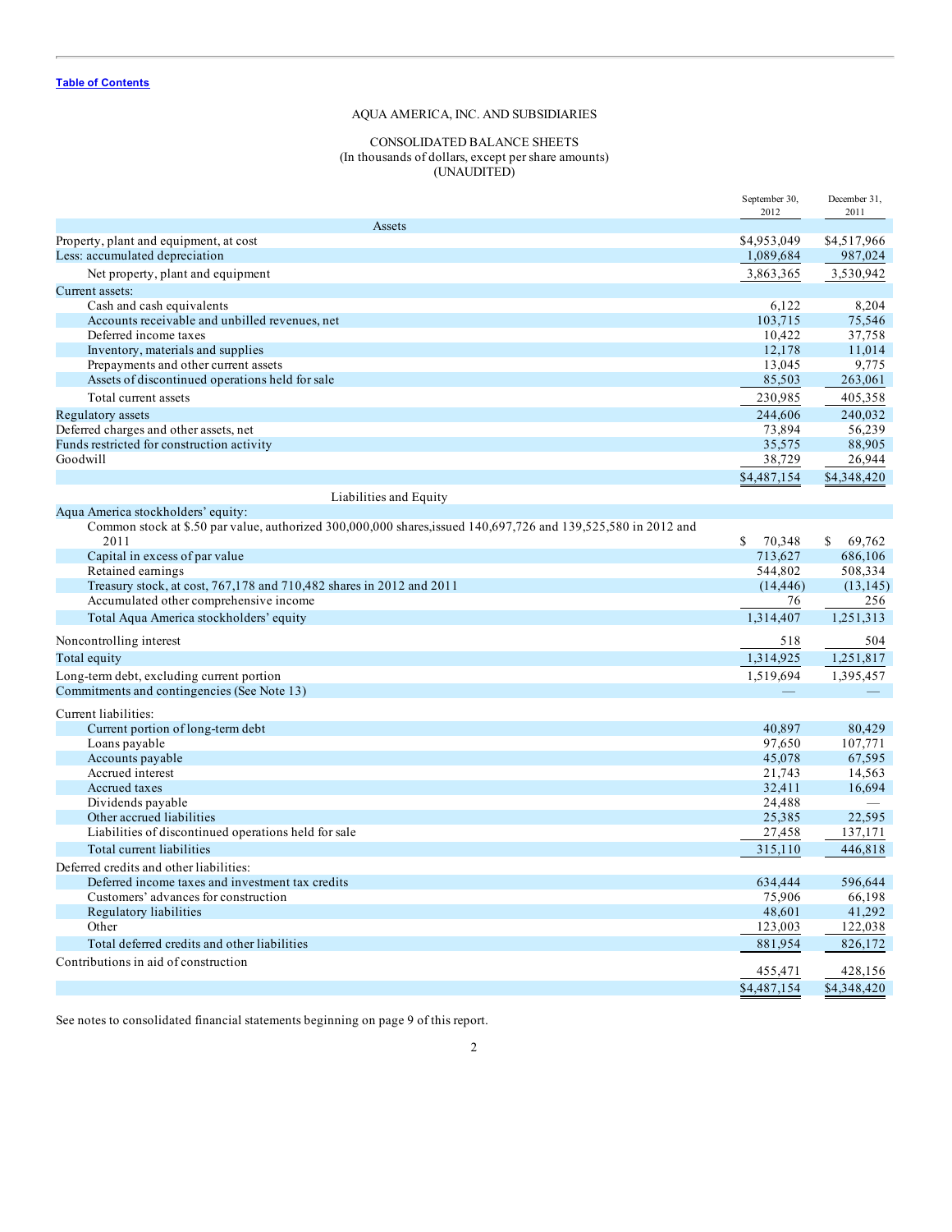Table of Contents

# AQUA AMERICA, INC. AND SUBSIDIARIES

## CONSOLIDATED BALANCE SHEETS
(In thousands of dollars, except per share amounts)
(UNAUDITED)

| | September 30, 2012 | December 31, 2011 |
|---|---|---|
| **Assets** | | |
| Property, plant and equipment, at cost | $4,953,049 | $4,517,966 |
| Less: accumulated depreciation | 1,089,684 | 987,024 |
| Net property, plant and equipment | 3,863,365 | 3,530,942 |
| Current assets: | | |
| Cash and cash equivalents | 6,122 | 8,204 |
| Accounts receivable and unbilled revenues, net | 103,715 | 75,546 |
| Deferred income taxes | 10,422 | 37,758 |
| Inventory, materials and supplies | 12,178 | 11,014 |
| Prepayments and other current assets | 13,045 | 9,775 |
| Assets of discontinued operations held for sale | 85,503 | 263,061 |
| Total current assets | 230,985 | 405,358 |
| Regulatory assets | 244,606 | 240,032 |
| Deferred charges and other assets, net | 73,894 | 56,239 |
| Funds restricted for construction activity | 35,575 | 88,905 |
| Goodwill | 38,729 | 26,944 |
| | $4,487,154 | $4,348,420 |
| **Liabilities and Equity** | | |
| Aqua America stockholders' equity: | | |
| Common stock at $.50 par value, authorized 300,000,000 shares, issued 140,697,726 and 139,525,580 in 2012 and 2011 | $ 70,348 | $ 69,762 |
| Capital in excess of par value | 713,627 | 686,106 |
| Retained earnings | 544,802 | 508,334 |
| Treasury stock, at cost, 767,178 and 710,482 shares in 2012 and 2011 | (14,446) | (13,145) |
| Accumulated other comprehensive income | 76 | 256 |
| Total Aqua America stockholders' equity | 1,314,407 | 1,251,313 |
| Noncontrolling interest | 518 | 504 |
| Total equity | 1,314,925 | 1,251,817 |
| Long-term debt, excluding current portion | 1,519,694 | 1,395,457 |
| Commitments and contingencies (See Note 13) | — | — |
| Current liabilities: | | |
| Current portion of long-term debt | 40,897 | 80,429 |
| Loans payable | 97,650 | 107,771 |
| Accounts payable | 45,078 | 67,595 |
| Accrued interest | 21,743 | 14,563 |
| Accrued taxes | 32,411 | 16,694 |
| Dividends payable | 24,488 | — |
| Other accrued liabilities | 25,385 | 22,595 |
| Liabilities of discontinued operations held for sale | 27,458 | 137,171 |
| Total current liabilities | 315,110 | 446,818 |
| Deferred credits and other liabilities: | | |
| Deferred income taxes and investment tax credits | 634,444 | 596,644 |
| Customers' advances for construction | 75,906 | 66,198 |
| Regulatory liabilities | 48,601 | 41,292 |
| Other | 123,003 | 122,038 |
| Total deferred credits and other liabilities | 881,954 | 826,172 |
| Contributions in aid of construction | 455,471 | 428,156 |
| | $4,487,154 | $4,348,420 |

See notes to consolidated financial statements beginning on page 9 of this report.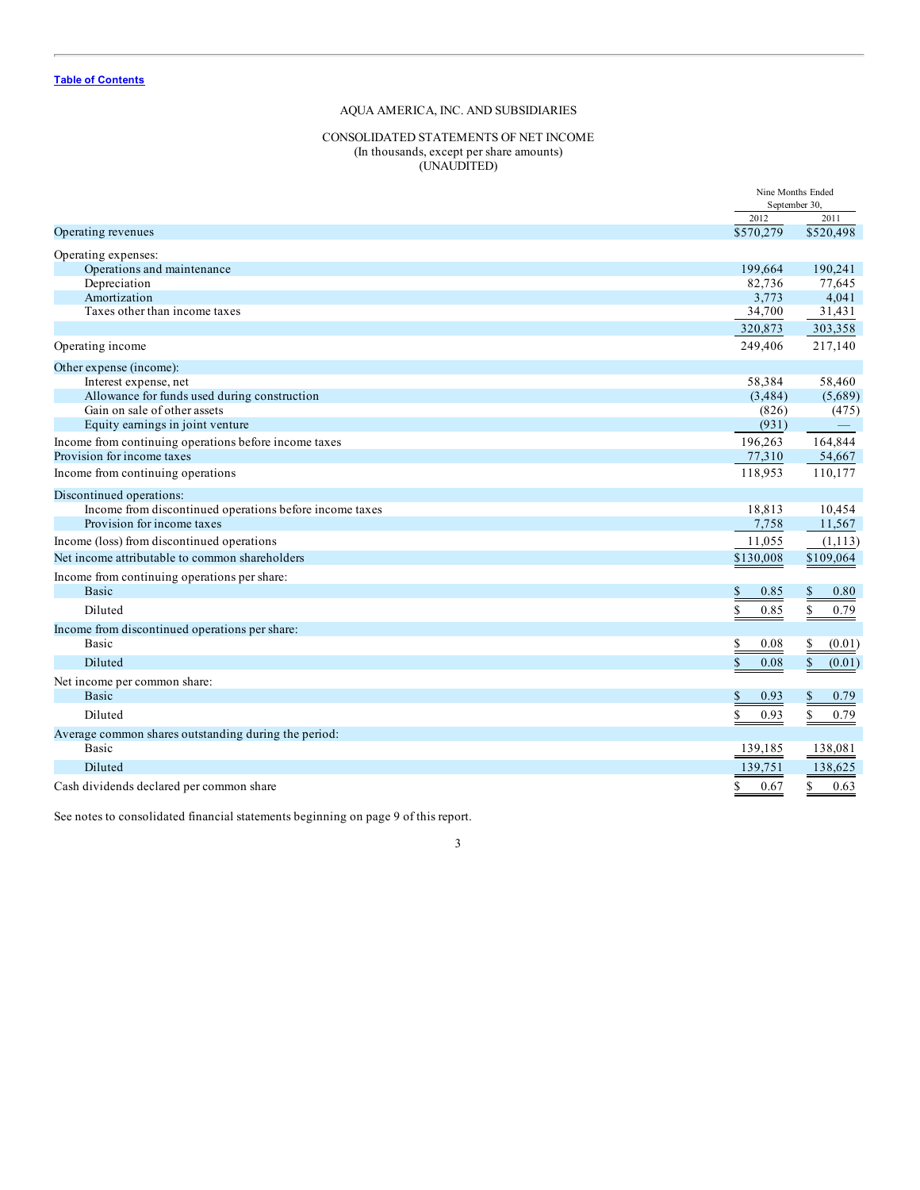[Table of Contents](#)

AQUA AMERICA, INC. AND SUBSIDIARIES

CONSOLIDATED STATEMENTS OF NET INCOME
(In thousands, except per share amounts)
(UNAUDITED)

| | Nine Months Ended September 30, | |
|---|---|---|
| | 2012 | 2011 |
| Operating revenues | $570,279 | $520,498 |
| Operating expenses: | | |
| Operations and maintenance | 199,664 | 190,241 |
| Depreciation | 82,736 | 77,645 |
| Amortization | 3,773 | 4,041 |
| Taxes other than income taxes | 34,700 | 31,431 |
| | 320,873 | 303,358 |
| Operating income | 249,406 | 217,140 |
| Other expense (income): | | |
| Interest expense, net | 58,384 | 58,460 |
| Allowance for funds used during construction | (3,484) | (5,689) |
| Gain on sale of other assets | (826) | (475) |
| Equity earnings in joint venture | (931) | — |
| Income from continuing operations before income taxes | 196,263 | 164,844 |
| Provision for income taxes | 77,310 | 54,667 |
| Income from continuing operations | 118,953 | 110,177 |
| Discontinued operations: | | |
| Income from discontinued operations before income taxes | 18,813 | 10,454 |
| Provision for income taxes | 7,758 | 11,567 |
| Income (loss) from discontinued operations | 11,055 | (1,113) |
| Net income attributable to common shareholders | $130,008 | $109,064 |
| Income from continuing operations per share: | | |
| Basic | $ 0.85 | $ 0.80 |
| Diluted | $ 0.85 | $ 0.79 |
| Income from discontinued operations per share: | | |
| Basic | $ 0.08 | $ (0.01) |
| Diluted | $ 0.08 | $ (0.01) |
| Net income per common share: | | |
| Basic | $ 0.93 | $ 0.79 |
| Diluted | $ 0.93 | $ 0.79 |
| Average common shares outstanding during the period: | | |
| Basic | 139,185 | 138,081 |
| Diluted | 139,751 | 138,625 |
| Cash dividends declared per common share | $ 0.67 | $ 0.63 |

See notes to consolidated financial statements beginning on page 9 of this report.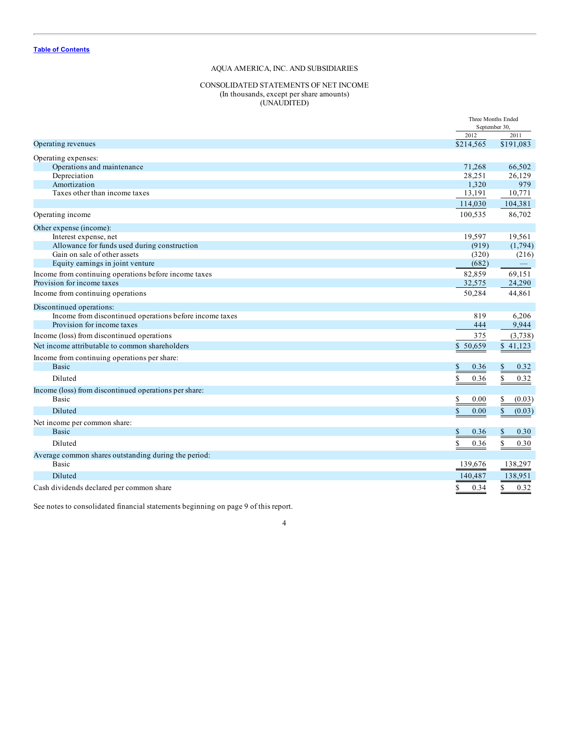[Table of Contents](#)

# AQUA AMERICA, INC. AND SUBSIDIARIES

## CONSOLIDATED STATEMENTS OF NET INCOME
(In thousands, except per share amounts)
(UNAUDITED)

| | Three Months Ended September 30, 2012 | Three Months Ended September 30, 2011 |
|---|---|---|
| Operating revenues | $214,565 | $191,083 |
| Operating expenses: | | |
| Operations and maintenance | 71,268 | 66,502 |
| Depreciation | 28,251 | 26,129 |
| Amortization | 1,320 | 979 |
| Taxes other than income taxes | 13,191 | 10,771 |
| | 114,030 | 104,381 |
| Operating income | 100,535 | 86,702 |
| Other expense (income): | | |
| Interest expense, net | 19,597 | 19,561 |
| Allowance for funds used during construction | (919) | (1,794) |
| Gain on sale of other assets | (320) | (216) |
| Equity earnings in joint venture | (682) | — |
| Income from continuing operations before income taxes | 82,859 | 69,151 |
| Provision for income taxes | 32,575 | 24,290 |
| Income from continuing operations | 50,284 | 44,861 |
| Discontinued operations: | | |
| Income from discontinued operations before income taxes | 819 | 6,206 |
| Provision for income taxes | 444 | 9,944 |
| Income (loss) from discontinued operations | 375 | (3,738) |
| Net income attributable to common shareholders | $ 50,659 | $ 41,123 |
| Income from continuing operations per share: | | |
| Basic | $ 0.36 | $ 0.32 |
| Diluted | $ 0.36 | $ 0.32 |
| Income (loss) from discontinued operations per share: | | |
| Basic | $ 0.00 | $ (0.03) |
| Diluted | $ 0.00 | $ (0.03) |
| Net income per common share: | | |
| Basic | $ 0.36 | $ 0.30 |
| Diluted | $ 0.36 | $ 0.30 |
| Average common shares outstanding during the period: | | |
| Basic | 139,676 | 138,297 |
| Diluted | 140,487 | 138,951 |
| Cash dividends declared per common share | $ 0.34 | $ 0.32 |

See notes to consolidated financial statements beginning on page 9 of this report.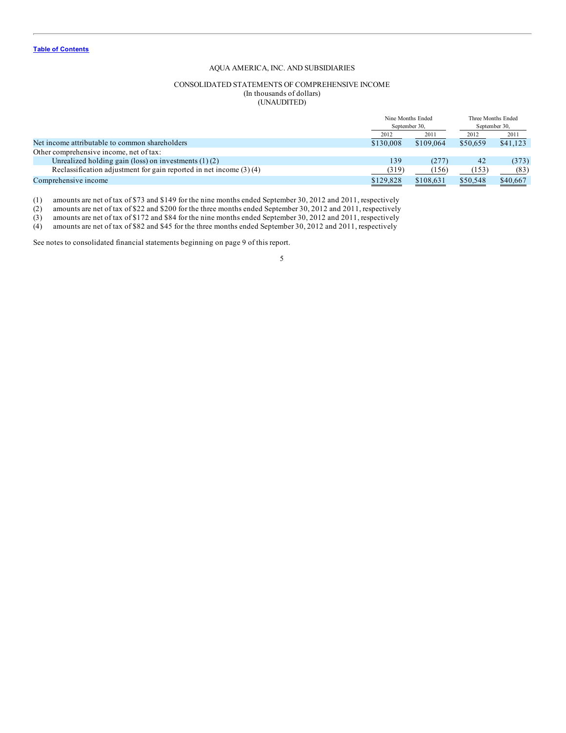[Table of Contents](#)

AQUA AMERICA, INC. AND SUBSIDIARIES

CONSOLIDATED STATEMENTS OF COMPREHENSIVE INCOME
(In thousands of dollars)
(UNAUDITED)

| | Nine Months Ended September 30, | | Three Months Ended September 30, | |
|---|---|---|---|---|
| | 2012 | 2011 | 2012 | 2011 |
| Net income attributable to common shareholders | $130,008 | $109,064 | $50,659 | $41,123 |
| Other comprehensive income, net of tax: | | | | |
| Unrealized holding gain (loss) on investments (1) (2) | 139 | (277) | 42 | (373) |
| Reclassification adjustment for gain reported in net income (3) (4) | (319) | (156) | (153) | (83) |
| Comprehensive income | $129,828 | $108,631 | $50,548 | $40,667 |

(1) amounts are net of tax of $73 and $149 for the nine months ended September 30, 2012 and 2011, respectively
(2) amounts are net of tax of $22 and $200 for the three months ended September 30, 2012 and 2011, respectively
(3) amounts are net of tax of $172 and $84 for the nine months ended September 30, 2012 and 2011, respectively
(4) amounts are net of tax of $82 and $45 for the three months ended September 30, 2012 and 2011, respectively

See notes to consolidated financial statements beginning on page 9 of this report.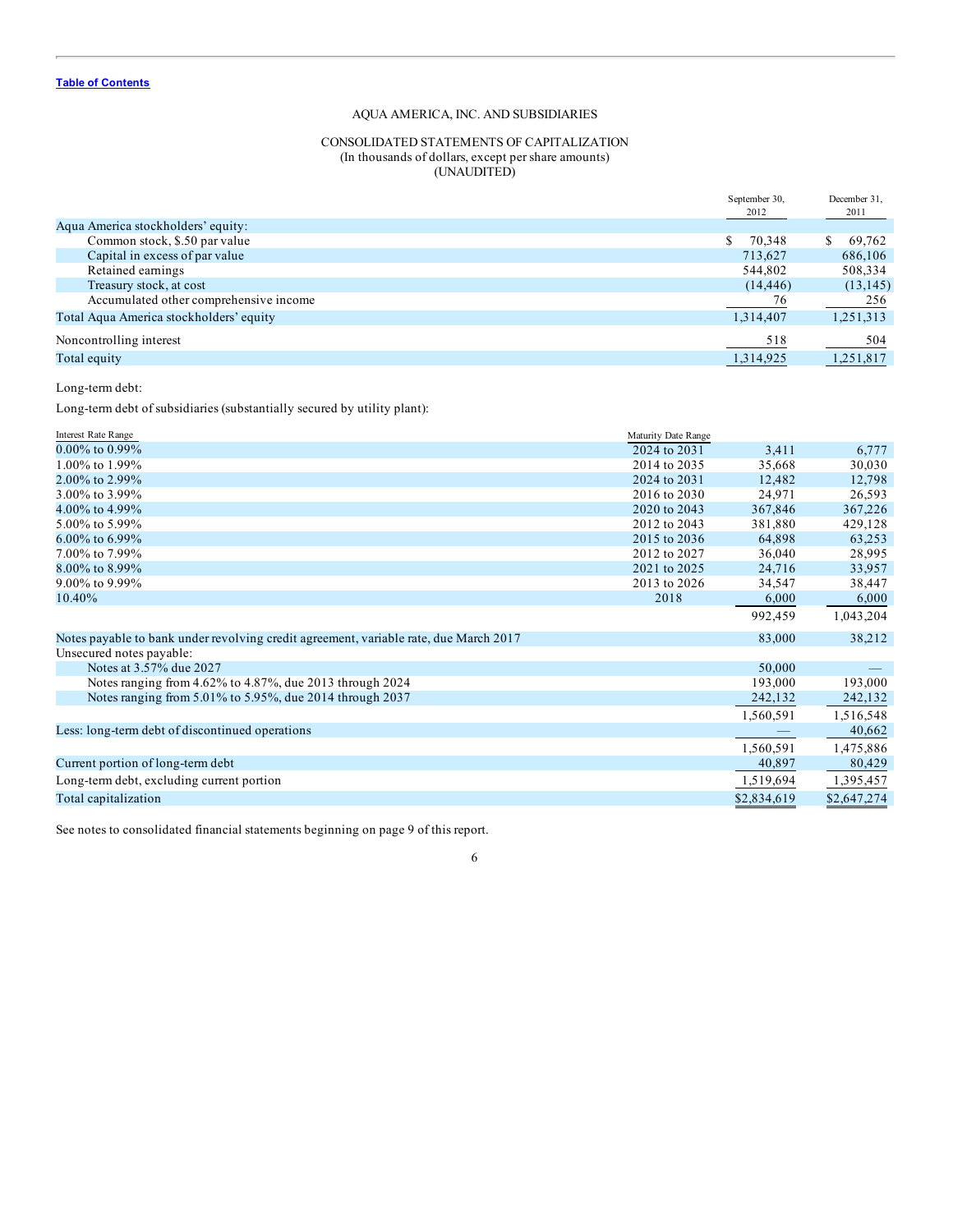[Table of Contents](#)

# AQUA AMERICA, INC. AND SUBSIDIARIES

## CONSOLIDATED STATEMENTS OF CAPITALIZATION
(In thousands of dollars, except per share amounts)
(UNAUDITED)

| | | September 30, 2012 | December 31, 2011 |
|---|---|---|---|
| Aqua America stockholders' equity: | | | |
| Common stock, $.50 par value | | $ 70,348 | $ 69,762 |
| Capital in excess of par value | | 713,627 | 686,106 |
| Retained earnings | | 544,802 | 508,334 |
| Treasury stock, at cost | | (14,446) | (13,145) |
| Accumulated other comprehensive income | | 76 | 256 |
| Total Aqua America stockholders' equity | | 1,314,407 | 1,251,313 |
| Noncontrolling interest | | 518 | 504 |
| Total equity | | 1,314,925 | 1,251,817 |
| Long-term debt: | | | |
| Long-term debt of subsidiaries (substantially secured by utility plant): | | | |
| Interest Rate Range | Maturity Date Range | | |
| 0.00% to 0.99% | 2024 to 2031 | 3,411 | 6,777 |
| 1.00% to 1.99% | 2014 to 2035 | 35,668 | 30,030 |
| 2.00% to 2.99% | 2024 to 2031 | 12,482 | 12,798 |
| 3.00% to 3.99% | 2016 to 2030 | 24,971 | 26,593 |
| 4.00% to 4.99% | 2020 to 2043 | 367,846 | 367,226 |
| 5.00% to 5.99% | 2012 to 2043 | 381,880 | 429,128 |
| 6.00% to 6.99% | 2015 to 2036 | 64,898 | 63,253 |
| 7.00% to 7.99% | 2012 to 2027 | 36,040 | 28,995 |
| 8.00% to 8.99% | 2021 to 2025 | 24,716 | 33,957 |
| 9.00% to 9.99% | 2013 to 2026 | 34,547 | 38,447 |
| 10.40% | 2018 | 6,000 | 6,000 |
| | | 992,459 | 1,043,204 |
| Notes payable to bank under revolving credit agreement, variable rate, due March 2017 | | 83,000 | 38,212 |
| Unsecured notes payable: | | | |
| Notes at 3.57% due 2027 | | 50,000 | — |
| Notes ranging from 4.62% to 4.87%, due 2013 through 2024 | | 193,000 | 193,000 |
| Notes ranging from 5.01% to 5.95%, due 2014 through 2037 | | 242,132 | 242,132 |
| | | 1,560,591 | 1,516,548 |
| Less: long-term debt of discontinued operations | | — | 40,662 |
| | | 1,560,591 | 1,475,886 |
| Current portion of long-term debt | | 40,897 | 80,429 |
| Long-term debt, excluding current portion | | 1,519,694 | 1,395,457 |
| Total capitalization | | $2,834,619 | $2,647,274 |

See notes to consolidated financial statements beginning on page 9 of this report.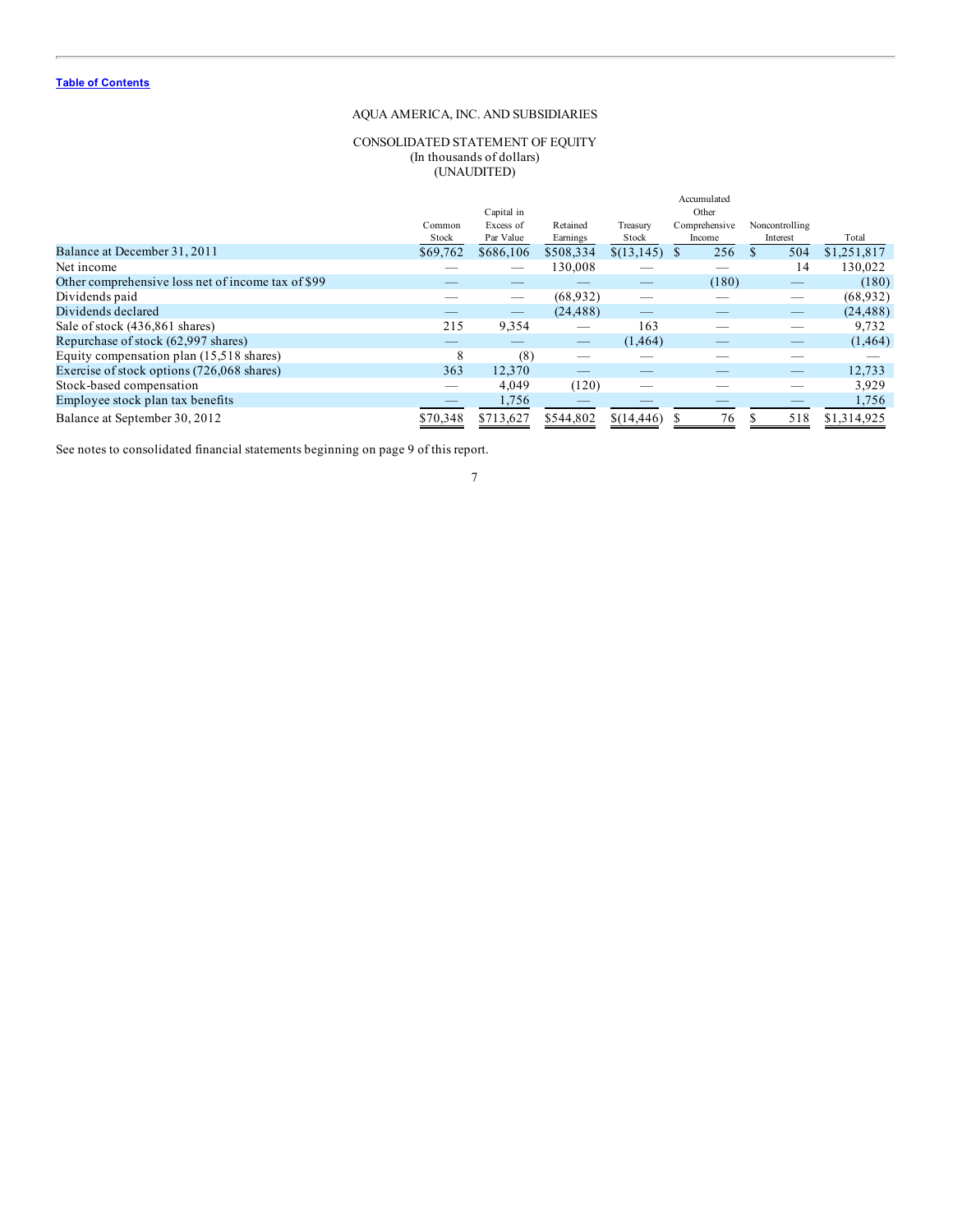Table of Contents

# AQUA AMERICA, INC. AND SUBSIDIARIES

## CONSOLIDATED STATEMENT OF EQUITY
(In thousands of dollars)
(UNAUDITED)

| | Common Stock | Capital in Excess of Par Value | Retained Earnings | Treasury Stock | Accumulated Other Comprehensive Income | Noncontrolling Interest | Total |
|---|---|---|---|---|---|---|---|
| Balance at December 31, 2011 | $69,762 | $686,106 | $508,334 | $(13,145) | $ 256 | $ 504 | $1,251,817 |
| Net income | — | — | 130,008 | — | — | 14 | 130,022 |
| Other comprehensive loss net of income tax of $99 | — | — | — | — | (180) | — | (180) |
| Dividends paid | — | — | (68,932) | — | — | — | (68,932) |
| Dividends declared | — | — | (24,488) | — | — | — | (24,488) |
| Sale of stock (436,861 shares) | 215 | 9,354 | — | 163 | — | — | 9,732 |
| Repurchase of stock (62,997 shares) | — | — | — | (1,464) | — | — | (1,464) |
| Equity compensation plan (15,518 shares) | 8 | (8) | — | — | — | — | — |
| Exercise of stock options (726,068 shares) | 363 | 12,370 | — | — | — | — | 12,733 |
| Stock-based compensation | — | 4,049 | (120) | — | — | — | 3,929 |
| Employee stock plan tax benefits | — | 1,756 | — | — | — | — | 1,756 |
| Balance at September 30, 2012 | $70,348 | $713,627 | $544,802 | $(14,446) | $ 76 | $ 518 | $1,314,925 |

See notes to consolidated financial statements beginning on page 9 of this report.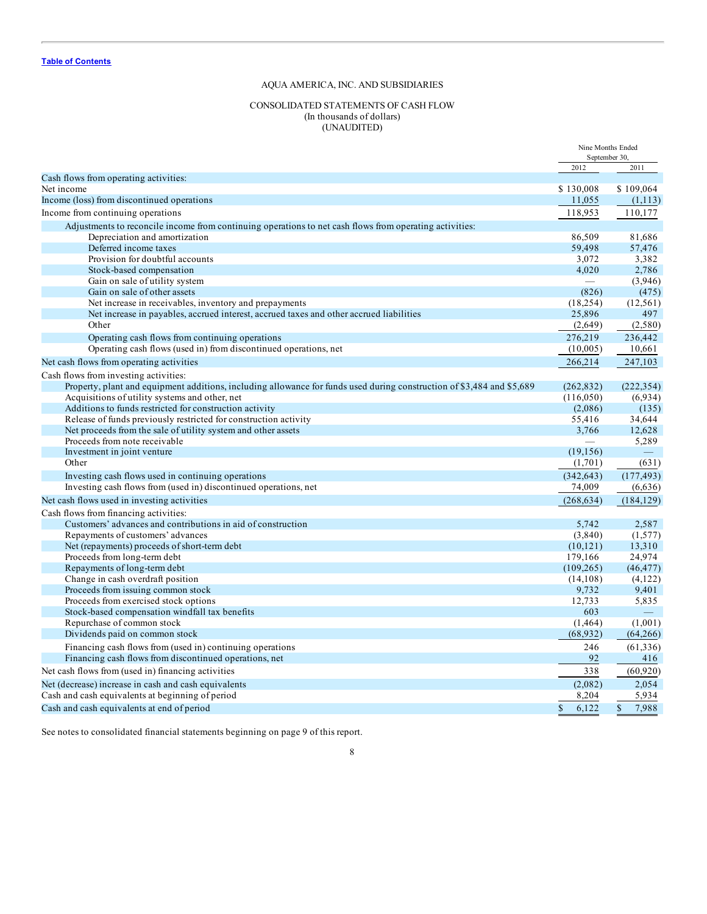Table of Contents

# AQUA AMERICA, INC. AND SUBSIDIARIES

## CONSOLIDATED STATEMENTS OF CASH FLOW
(In thousands of dollars)
(UNAUDITED)

| | Nine Months Ended September 30, | |
|---|---|---|
| | 2012 | 2011 |
| Cash flows from operating activities: | | |
| Net income | $ 130,008 | $ 109,064 |
| Income (loss) from discontinued operations | 11,055 | (1,113) |
| Income from continuing operations | 118,953 | 110,177 |
| Adjustments to reconcile income from continuing operations to net cash flows from operating activities: | | |
| Depreciation and amortization | 86,509 | 81,686 |
| Deferred income taxes | 59,498 | 57,476 |
| Provision for doubtful accounts | 3,072 | 3,382 |
| Stock-based compensation | 4,020 | 2,786 |
| Gain on sale of utility system | — | (3,946) |
| Gain on sale of other assets | (826) | (475) |
| Net increase in receivables, inventory and prepayments | (18,254) | (12,561) |
| Net increase in payables, accrued interest, accrued taxes and other accrued liabilities | 25,896 | 497 |
| Other | (2,649) | (2,580) |
| Operating cash flows from continuing operations | 276,219 | 236,442 |
| Operating cash flows (used in) from discontinued operations, net | (10,005) | 10,661 |
| Net cash flows from operating activities | 266,214 | 247,103 |
| Cash flows from investing activities: | | |
| Property, plant and equipment additions, including allowance for funds used during construction of $3,484 and $5,689 | (262,832) | (222,354) |
| Acquisitions of utility systems and other, net | (116,050) | (6,934) |
| Additions to funds restricted for construction activity | (2,086) | (135) |
| Release of funds previously restricted for construction activity | 55,416 | 34,644 |
| Net proceeds from the sale of utility system and other assets | 3,766 | 12,628 |
| Proceeds from note receivable | — | 5,289 |
| Investment in joint venture | (19,156) | — |
| Other | (1,701) | (631) |
| Investing cash flows used in continuing operations | (342,643) | (177,493) |
| Investing cash flows from (used in) discontinued operations, net | 74,009 | (6,636) |
| Net cash flows used in investing activities | (268,634) | (184,129) |
| Cash flows from financing activities: | | |
| Customers' advances and contributions in aid of construction | 5,742 | 2,587 |
| Repayments of customers' advances | (3,840) | (1,577) |
| Net (repayments) proceeds of short-term debt | (10,121) | 13,310 |
| Proceeds from long-term debt | 179,166 | 24,974 |
| Repayments of long-term debt | (109,265) | (46,477) |
| Change in cash overdraft position | (14,108) | (4,122) |
| Proceeds from issuing common stock | 9,732 | 9,401 |
| Proceeds from exercised stock options | 12,733 | 5,835 |
| Stock-based compensation windfall tax benefits | 603 | — |
| Repurchase of common stock | (1,464) | (1,001) |
| Dividends paid on common stock | (68,932) | (64,266) |
| Financing cash flows from (used in) continuing operations | 246 | (61,336) |
| Financing cash flows from discontinued operations, net | 92 | 416 |
| Net cash flows from (used in) financing activities | 338 | (60,920) |
| Net (decrease) increase in cash and cash equivalents | (2,082) | 2,054 |
| Cash and cash equivalents at beginning of period | 8,204 | 5,934 |
| Cash and cash equivalents at end of period | $ 6,122 | $ 7,988 |

See notes to consolidated financial statements beginning on page 9 of this report.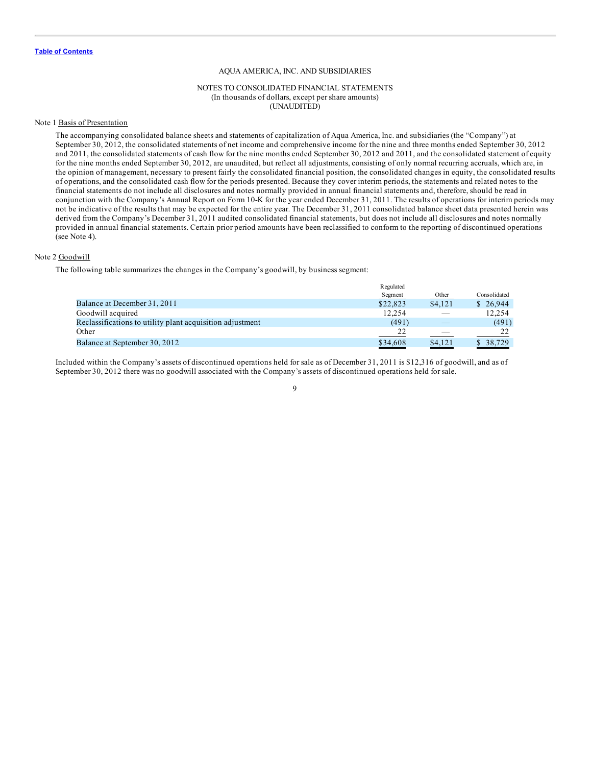[Table of Contents](#)

AQUA AMERICA, INC. AND SUBSIDIARIES

NOTES TO CONSOLIDATED FINANCIAL STATEMENTS
(In thousands of dollars, except per share amounts)
(UNAUDITED)

Note 1 Basis of Presentation

The accompanying consolidated balance sheets and statements of capitalization of Aqua America, Inc. and subsidiaries (the "Company") at September 30, 2012, the consolidated statements of net income and comprehensive income for the nine and three months ended September 30, 2012 and 2011, the consolidated statements of cash flow for the nine months ended September 30, 2012 and 2011, and the consolidated statement of equity for the nine months ended September 30, 2012, are unaudited, but reflect all adjustments, consisting of only normal recurring accruals, which are, in the opinion of management, necessary to present fairly the consolidated financial position, the consolidated changes in equity, the consolidated results of operations, and the consolidated cash flow for the periods presented. Because they cover interim periods, the statements and related notes to the financial statements do not include all disclosures and notes normally provided in annual financial statements and, therefore, should be read in conjunction with the Company's Annual Report on Form 10-K for the year ended December 31, 2011. The results of operations for interim periods may not be indicative of the results that may be expected for the entire year. The December 31, 2011 consolidated balance sheet data presented herein was derived from the Company's December 31, 2011 audited consolidated financial statements, but does not include all disclosures and notes normally provided in annual financial statements. Certain prior period amounts have been reclassified to conform to the reporting of discontinued operations (see Note 4).

Note 2 Goodwill

The following table summarizes the changes in the Company's goodwill, by business segment:

| | Regulated Segment | Other | Consolidated |
|---|---|---|---|
| Balance at December 31, 2011 | $22,823 | $4,121 | $ 26,944 |
| Goodwill acquired | 12,254 | — | 12,254 |
| Reclassifications to utility plant acquisition adjustment | (491) | — | (491) |
| Other | 22 | — | 22 |
| Balance at September 30, 2012 | $34,608 | $4,121 | $ 38,729 |

Included within the Company's assets of discontinued operations held for sale as of December 31, 2011 is $12,316 of goodwill, and as of September 30, 2012 there was no goodwill associated with the Company's assets of discontinued operations held for sale.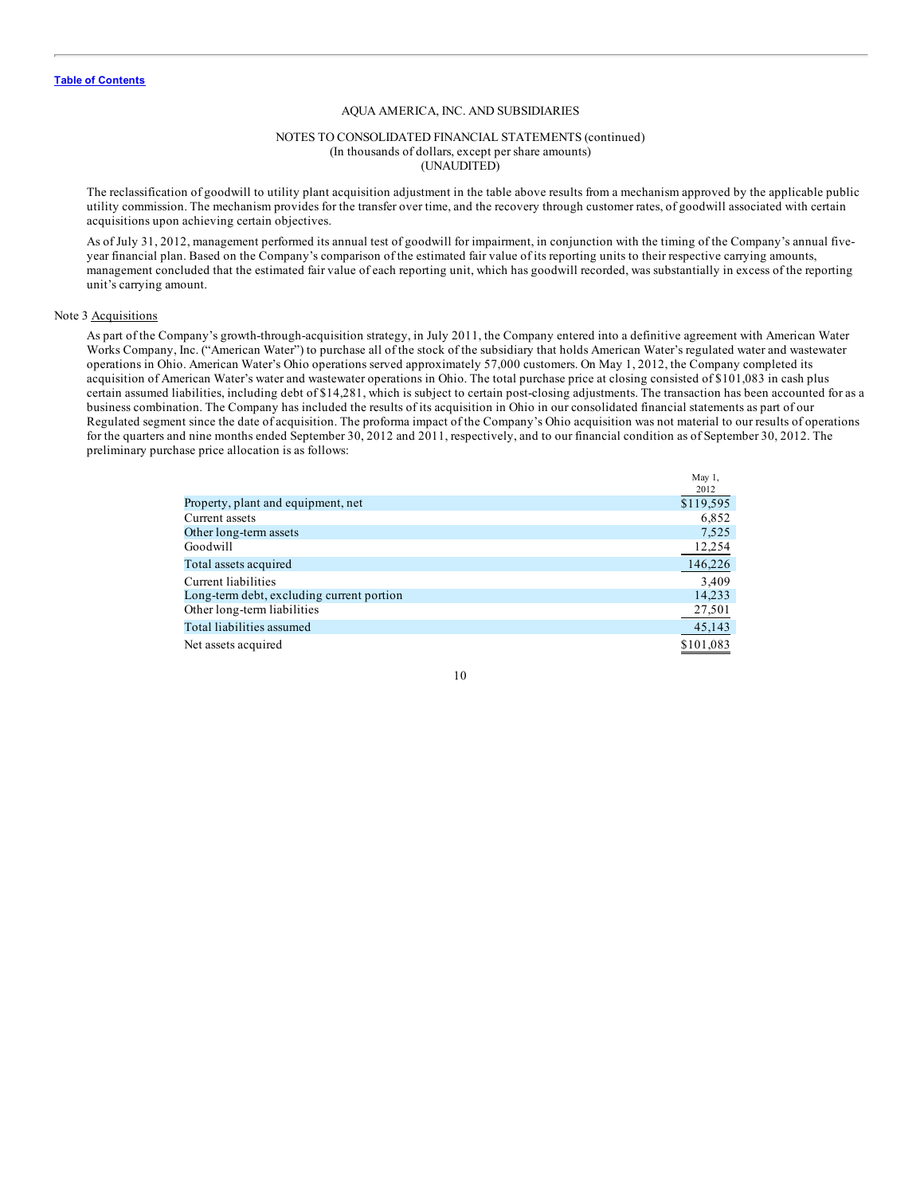AQUA AMERICA, INC. AND SUBSIDIARIES

NOTES TO CONSOLIDATED FINANCIAL STATEMENTS (continued)
(In thousands of dollars, except per share amounts)
(UNAUDITED)

The reclassification of goodwill to utility plant acquisition adjustment in the table above results from a mechanism approved by the applicable public utility commission. The mechanism provides for the transfer over time, and the recovery through customer rates, of goodwill associated with certain acquisitions upon achieving certain objectives.

As of July 31, 2012, management performed its annual test of goodwill for impairment, in conjunction with the timing of the Company's annual five-year financial plan. Based on the Company's comparison of the estimated fair value of its reporting units to their respective carrying amounts, management concluded that the estimated fair value of each reporting unit, which has goodwill recorded, was substantially in excess of the reporting unit's carrying amount.

Note 3 Acquisitions

As part of the Company's growth-through-acquisition strategy, in July 2011, the Company entered into a definitive agreement with American Water Works Company, Inc. ("American Water") to purchase all of the stock of the subsidiary that holds American Water's regulated water and wastewater operations in Ohio. American Water's Ohio operations served approximately 57,000 customers. On May 1, 2012, the Company completed its acquisition of American Water's water and wastewater operations in Ohio. The total purchase price at closing consisted of $101,083 in cash plus certain assumed liabilities, including debt of $14,281, which is subject to certain post-closing adjustments. The transaction has been accounted for as a business combination. The Company has included the results of its acquisition in Ohio in our consolidated financial statements as part of our Regulated segment since the date of acquisition. The proforma impact of the Company's Ohio acquisition was not material to our results of operations for the quarters and nine months ended September 30, 2012 and 2011, respectively, and to our financial condition as of September 30, 2012. The preliminary purchase price allocation is as follows:

| | May 1, 2012 |
|---|---|
| Property, plant and equipment, net | $119,595 |
| Current assets | 6,852 |
| Other long-term assets | 7,525 |
| Goodwill | 12,254 |
| Total assets acquired | 146,226 |
| Current liabilities | 3,409 |
| Long-term debt, excluding current portion | 14,233 |
| Other long-term liabilities | 27,501 |
| Total liabilities assumed | 45,143 |
| Net assets acquired | $101,083 |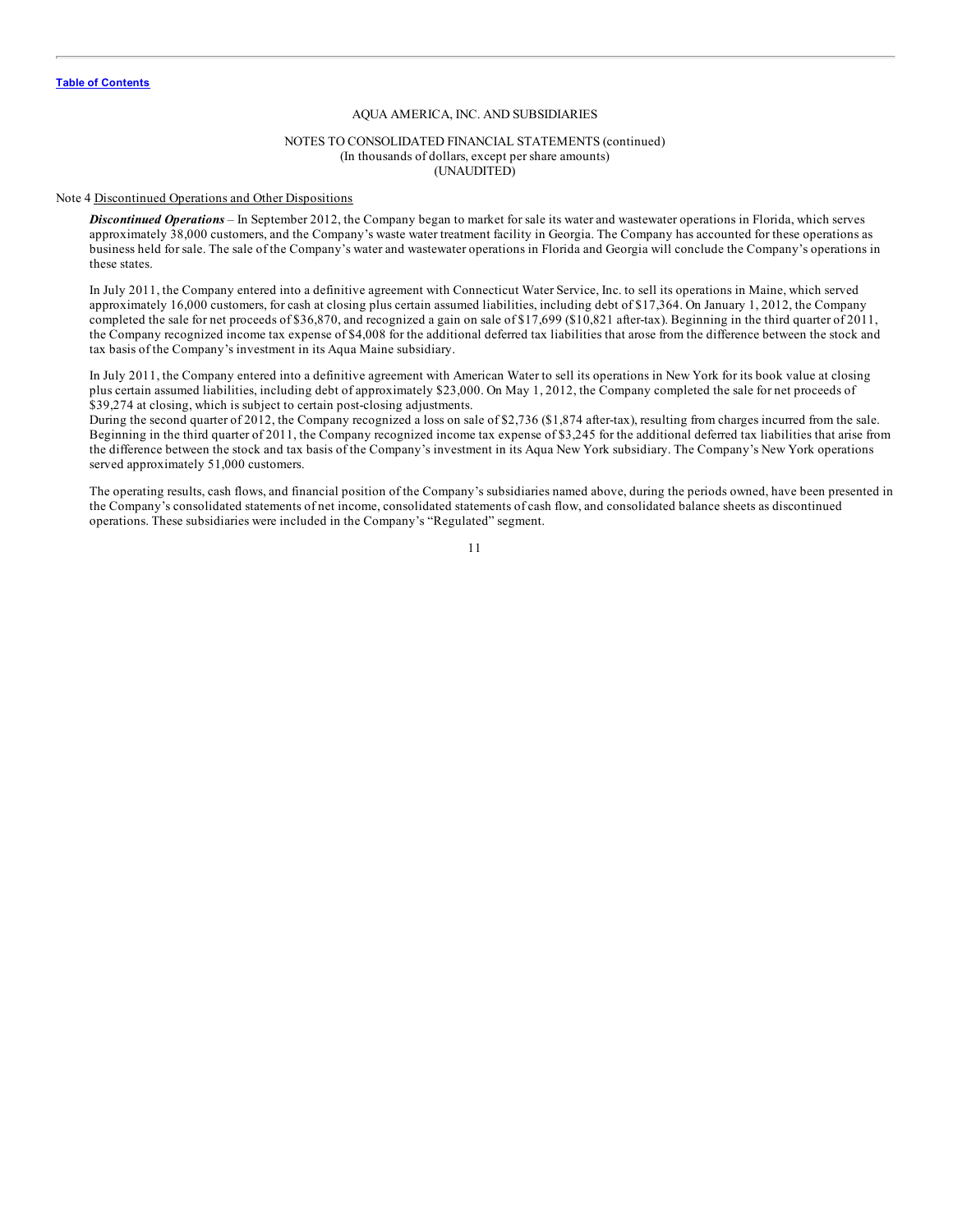AQUA AMERICA, INC. AND SUBSIDIARIES

NOTES TO CONSOLIDATED FINANCIAL STATEMENTS (continued)
(In thousands of dollars, except per share amounts)
(UNAUDITED)

Note 4 Discontinued Operations and Other Dispositions

***Discontinued Operations*** – In September 2012, the Company began to market for sale its water and wastewater operations in Florida, which serves approximately 38,000 customers, and the Company's waste water treatment facility in Georgia. The Company has accounted for these operations as business held for sale. The sale of the Company's water and wastewater operations in Florida and Georgia will conclude the Company's operations in these states.

In July 2011, the Company entered into a definitive agreement with Connecticut Water Service, Inc. to sell its operations in Maine, which served approximately 16,000 customers, for cash at closing plus certain assumed liabilities, including debt of $17,364. On January 1, 2012, the Company completed the sale for net proceeds of $36,870, and recognized a gain on sale of $17,699 ($10,821 after-tax). Beginning in the third quarter of 2011, the Company recognized income tax expense of $4,008 for the additional deferred tax liabilities that arose from the difference between the stock and tax basis of the Company's investment in its Aqua Maine subsidiary.

In July 2011, the Company entered into a definitive agreement with American Water to sell its operations in New York for its book value at closing plus certain assumed liabilities, including debt of approximately $23,000. On May 1, 2012, the Company completed the sale for net proceeds of $39,274 at closing, which is subject to certain post-closing adjustments.
During the second quarter of 2012, the Company recognized a loss on sale of $2,736 ($1,874 after-tax), resulting from charges incurred from the sale. Beginning in the third quarter of 2011, the Company recognized income tax expense of $3,245 for the additional deferred tax liabilities that arise from the difference between the stock and tax basis of the Company's investment in its Aqua New York subsidiary. The Company's New York operations served approximately 51,000 customers.

The operating results, cash flows, and financial position of the Company's subsidiaries named above, during the periods owned, have been presented in the Company's consolidated statements of net income, consolidated statements of cash flow, and consolidated balance sheets as discontinued operations. These subsidiaries were included in the Company's "Regulated" segment.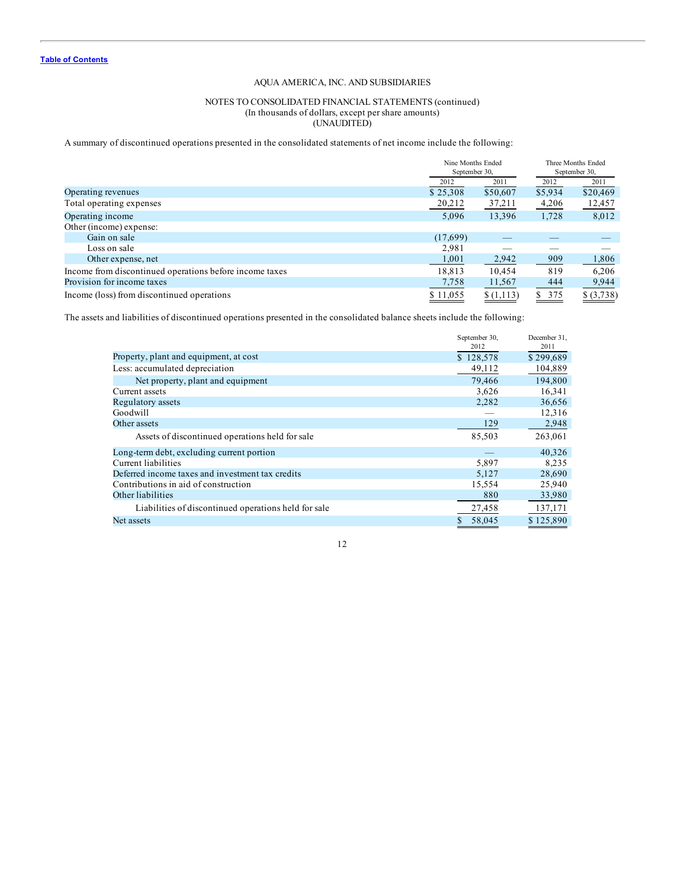[Table of Contents](#)

AQUA AMERICA, INC. AND SUBSIDIARIES

NOTES TO CONSOLIDATED FINANCIAL STATEMENTS (continued)
(In thousands of dollars, except per share amounts)
(UNAUDITED)

A summary of discontinued operations presented in the consolidated statements of net income include the following:

| | Nine Months Ended September 30, | | Three Months Ended September 30, | |
|---|---|---|---|---|
| | 2012 | 2011 | 2012 | 2011 |
| Operating revenues | $ 25,308 | $50,607 | $5,934 | $20,469 |
| Total operating expenses | 20,212 | 37,211 | 4,206 | 12,457 |
| Operating income | 5,096 | 13,396 | 1,728 | 8,012 |
| Other (income) expense: | | | | |
| Gain on sale | (17,699) | — | — | — |
| Loss on sale | 2,981 | — | — | — |
| Other expense, net | 1,001 | 2,942 | 909 | 1,806 |
| Income from discontinued operations before income taxes | 18,813 | 10,454 | 819 | 6,206 |
| Provision for income taxes | 7,758 | 11,567 | 444 | 9,944 |
| Income (loss) from discontinued operations | $ 11,055 | $ (1,113) | $ 375 | $ (3,738) |

The assets and liabilities of discontinued operations presented in the consolidated balance sheets include the following:

| | September 30, 2012 | December 31, 2011 |
|---|---|---|
| Property, plant and equipment, at cost | $ 128,578 | $ 299,689 |
| Less: accumulated depreciation | 49,112 | 104,889 |
| Net property, plant and equipment | 79,466 | 194,800 |
| Current assets | 3,626 | 16,341 |
| Regulatory assets | 2,282 | 36,656 |
| Goodwill | — | 12,316 |
| Other assets | 129 | 2,948 |
| Assets of discontinued operations held for sale | 85,503 | 263,061 |
| Long-term debt, excluding current portion | — | 40,326 |
| Current liabilities | 5,897 | 8,235 |
| Deferred income taxes and investment tax credits | 5,127 | 28,690 |
| Contributions in aid of construction | 15,554 | 25,940 |
| Other liabilities | 880 | 33,980 |
| Liabilities of discontinued operations held for sale | 27,458 | 137,171 |
| Net assets | $ 58,045 | $ 125,890 |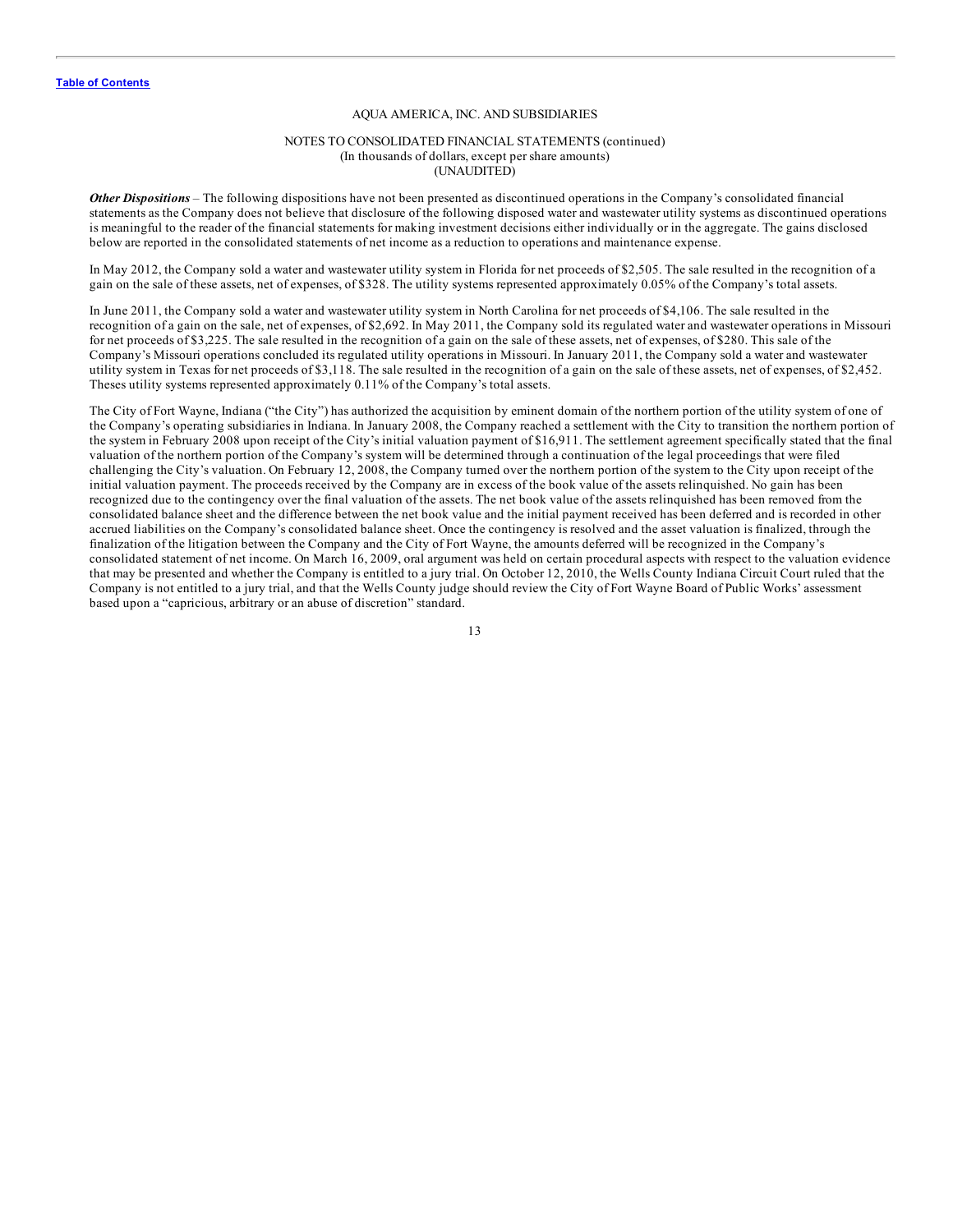AQUA AMERICA, INC. AND SUBSIDIARIES

NOTES TO CONSOLIDATED FINANCIAL STATEMENTS (continued)
(In thousands of dollars, except per share amounts)
(UNAUDITED)

***Other Dispositions*** – The following dispositions have not been presented as discontinued operations in the Company's consolidated financial statements as the Company does not believe that disclosure of the following disposed water and wastewater utility systems as discontinued operations is meaningful to the reader of the financial statements for making investment decisions either individually or in the aggregate. The gains disclosed below are reported in the consolidated statements of net income as a reduction to operations and maintenance expense.

In May 2012, the Company sold a water and wastewater utility system in Florida for net proceeds of $2,505. The sale resulted in the recognition of a gain on the sale of these assets, net of expenses, of $328. The utility systems represented approximately 0.05% of the Company's total assets.

In June 2011, the Company sold a water and wastewater utility system in North Carolina for net proceeds of $4,106. The sale resulted in the recognition of a gain on the sale, net of expenses, of $2,692. In May 2011, the Company sold its regulated water and wastewater operations in Missouri for net proceeds of $3,225. The sale resulted in the recognition of a gain on the sale of these assets, net of expenses, of $280. This sale of the Company's Missouri operations concluded its regulated utility operations in Missouri. In January 2011, the Company sold a water and wastewater utility system in Texas for net proceeds of $3,118. The sale resulted in the recognition of a gain on the sale of these assets, net of expenses, of $2,452. Theses utility systems represented approximately 0.11% of the Company's total assets.

The City of Fort Wayne, Indiana ("the City") has authorized the acquisition by eminent domain of the northern portion of the utility system of one of the Company's operating subsidiaries in Indiana. In January 2008, the Company reached a settlement with the City to transition the northern portion of the system in February 2008 upon receipt of the City's initial valuation payment of $16,911. The settlement agreement specifically stated that the final valuation of the northern portion of the Company's system will be determined through a continuation of the legal proceedings that were filed challenging the City's valuation. On February 12, 2008, the Company turned over the northern portion of the system to the City upon receipt of the initial valuation payment. The proceeds received by the Company are in excess of the book value of the assets relinquished. No gain has been recognized due to the contingency over the final valuation of the assets. The net book value of the assets relinquished has been removed from the consolidated balance sheet and the difference between the net book value and the initial payment received has been deferred and is recorded in other accrued liabilities on the Company's consolidated balance sheet. Once the contingency is resolved and the asset valuation is finalized, through the finalization of the litigation between the Company and the City of Fort Wayne, the amounts deferred will be recognized in the Company's consolidated statement of net income. On March 16, 2009, oral argument was held on certain procedural aspects with respect to the valuation evidence that may be presented and whether the Company is entitled to a jury trial. On October 12, 2010, the Wells County Indiana Circuit Court ruled that the Company is not entitled to a jury trial, and that the Wells County judge should review the City of Fort Wayne Board of Public Works' assessment based upon a "capricious, arbitrary or an abuse of discretion" standard.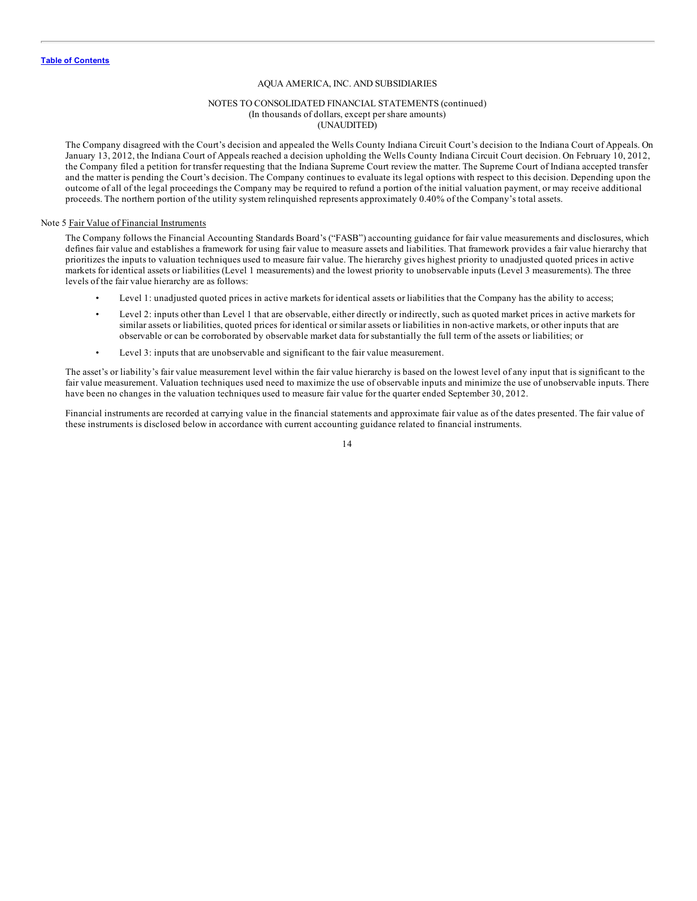AQUA AMERICA, INC. AND SUBSIDIARIES

NOTES TO CONSOLIDATED FINANCIAL STATEMENTS (continued)
(In thousands of dollars, except per share amounts)
(UNAUDITED)

The Company disagreed with the Court's decision and appealed the Wells County Indiana Circuit Court's decision to the Indiana Court of Appeals. On January 13, 2012, the Indiana Court of Appeals reached a decision upholding the Wells County Indiana Circuit Court decision. On February 10, 2012, the Company filed a petition for transfer requesting that the Indiana Supreme Court review the matter. The Supreme Court of Indiana accepted transfer and the matter is pending the Court's decision. The Company continues to evaluate its legal options with respect to this decision. Depending upon the outcome of all of the legal proceedings the Company may be required to refund a portion of the initial valuation payment, or may receive additional proceeds. The northern portion of the utility system relinquished represents approximately 0.40% of the Company's total assets.

Note 5 Fair Value of Financial Instruments

The Company follows the Financial Accounting Standards Board's ("FASB") accounting guidance for fair value measurements and disclosures, which defines fair value and establishes a framework for using fair value to measure assets and liabilities. That framework provides a fair value hierarchy that prioritizes the inputs to valuation techniques used to measure fair value. The hierarchy gives highest priority to unadjusted quoted prices in active markets for identical assets or liabilities (Level 1 measurements) and the lowest priority to unobservable inputs (Level 3 measurements). The three levels of the fair value hierarchy are as follows:

- Level 1: unadjusted quoted prices in active markets for identical assets or liabilities that the Company has the ability to access;
- Level 2: inputs other than Level 1 that are observable, either directly or indirectly, such as quoted market prices in active markets for similar assets or liabilities, quoted prices for identical or similar assets or liabilities in non-active markets, or other inputs that are observable or can be corroborated by observable market data for substantially the full term of the assets or liabilities; or
- Level 3: inputs that are unobservable and significant to the fair value measurement.

The asset's or liability's fair value measurement level within the fair value hierarchy is based on the lowest level of any input that is significant to the fair value measurement. Valuation techniques used need to maximize the use of observable inputs and minimize the use of unobservable inputs. There have been no changes in the valuation techniques used to measure fair value for the quarter ended September 30, 2012.

Financial instruments are recorded at carrying value in the financial statements and approximate fair value as of the dates presented. The fair value of these instruments is disclosed below in accordance with current accounting guidance related to financial instruments.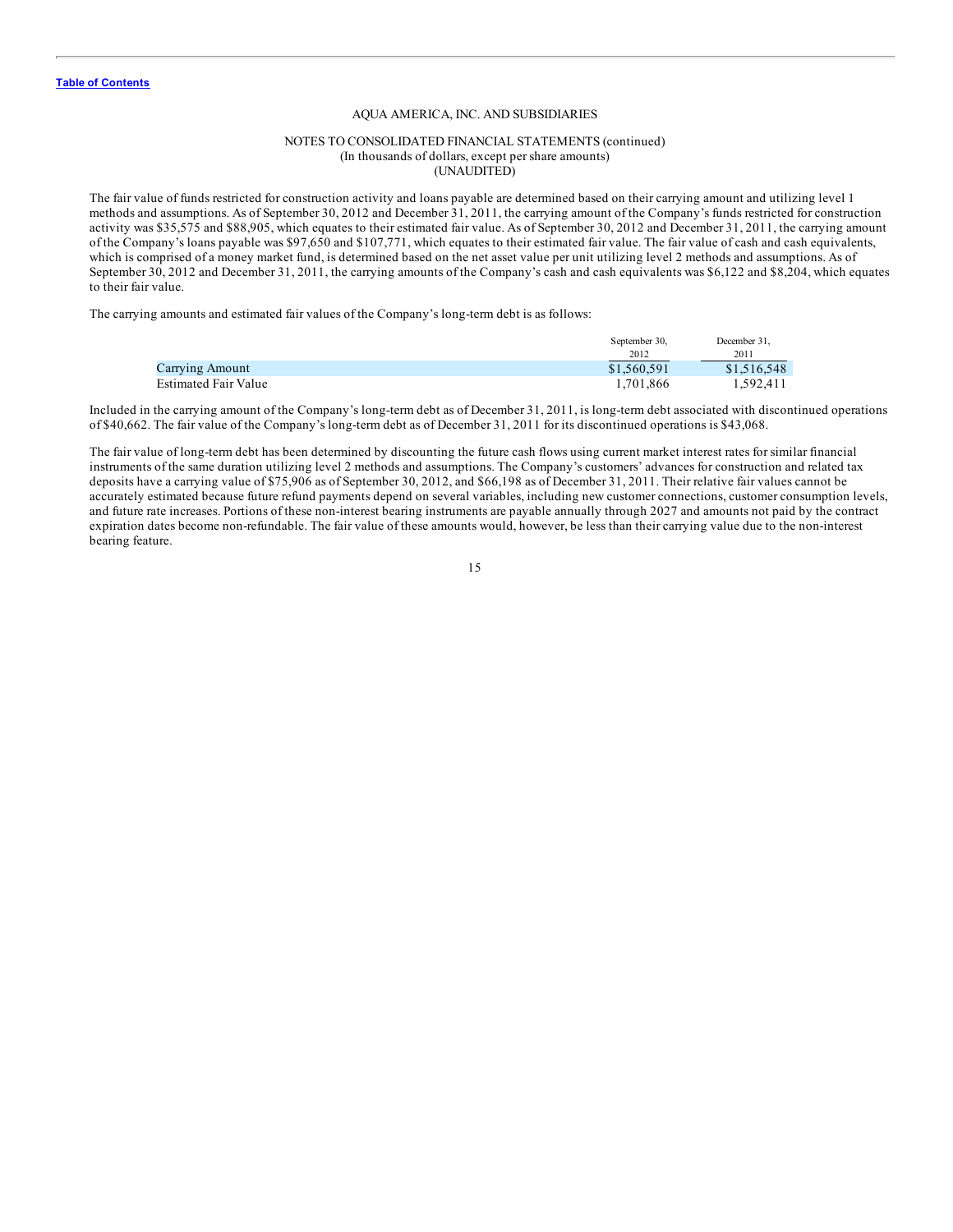AQUA AMERICA, INC. AND SUBSIDIARIES

NOTES TO CONSOLIDATED FINANCIAL STATEMENTS (continued)
(In thousands of dollars, except per share amounts)
(UNAUDITED)

The fair value of funds restricted for construction activity and loans payable are determined based on their carrying amount and utilizing level 1 methods and assumptions. As of September 30, 2012 and December 31, 2011, the carrying amount of the Company's funds restricted for construction activity was $35,575 and $88,905, which equates to their estimated fair value. As of September 30, 2012 and December 31, 2011, the carrying amount of the Company's loans payable was $97,650 and $107,771, which equates to their estimated fair value. The fair value of cash and cash equivalents, which is comprised of a money market fund, is determined based on the net asset value per unit utilizing level 2 methods and assumptions. As of September 30, 2012 and December 31, 2011, the carrying amounts of the Company's cash and cash equivalents was $6,122 and $8,204, which equates to their fair value.

The carrying amounts and estimated fair values of the Company's long-term debt is as follows:

| | September 30, 2012 | December 31, 2011 |
|---|---|---|
| Carrying Amount | $1,560,591 | $1,516,548 |
| Estimated Fair Value | 1,701,866 | 1,592,411 |

Included in the carrying amount of the Company's long-term debt as of December 31, 2011, is long-term debt associated with discontinued operations of $40,662. The fair value of the Company's long-term debt as of December 31, 2011 for its discontinued operations is $43,068.

The fair value of long-term debt has been determined by discounting the future cash flows using current market interest rates for similar financial instruments of the same duration utilizing level 2 methods and assumptions. The Company's customers' advances for construction and related tax deposits have a carrying value of $75,906 as of September 30, 2012, and $66,198 as of December 31, 2011. Their relative fair values cannot be accurately estimated because future refund payments depend on several variables, including new customer connections, customer consumption levels, and future rate increases. Portions of these non-interest bearing instruments are payable annually through 2027 and amounts not paid by the contract expiration dates become non-refundable. The fair value of these amounts would, however, be less than their carrying value due to the non-interest bearing feature.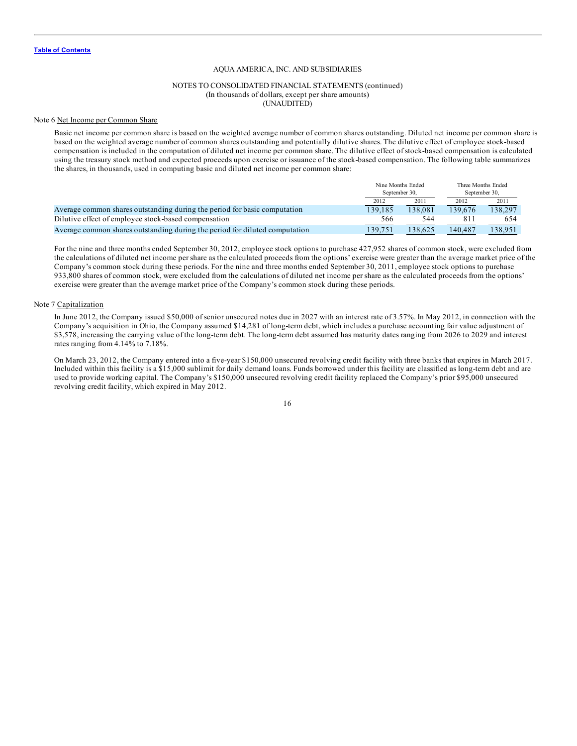AQUA AMERICA, INC. AND SUBSIDIARIES

NOTES TO CONSOLIDATED FINANCIAL STATEMENTS (continued)
(In thousands of dollars, except per share amounts)
(UNAUDITED)

Note 6 Net Income per Common Share

Basic net income per common share is based on the weighted average number of common shares outstanding. Diluted net income per common share is based on the weighted average number of common shares outstanding and potentially dilutive shares. The dilutive effect of employee stock-based compensation is included in the computation of diluted net income per common share. The dilutive effect of stock-based compensation is calculated using the treasury stock method and expected proceeds upon exercise or issuance of the stock-based compensation. The following table summarizes the shares, in thousands, used in computing basic and diluted net income per common share:

| | Nine Months Ended September 30, | | Three Months Ended September 30, | |
|---|---|---|---|---|
| | 2012 | 2011 | 2012 | 2011 |
| Average common shares outstanding during the period for basic computation | 139,185 | 138,081 | 139,676 | 138,297 |
| Dilutive effect of employee stock-based compensation | 566 | 544 | 811 | 654 |
| Average common shares outstanding during the period for diluted computation | 139,751 | 138,625 | 140,487 | 138,951 |

For the nine and three months ended September 30, 2012, employee stock options to purchase 427,952 shares of common stock, were excluded from the calculations of diluted net income per share as the calculated proceeds from the options' exercise were greater than the average market price of the Company's common stock during these periods. For the nine and three months ended September 30, 2011, employee stock options to purchase 933,800 shares of common stock, were excluded from the calculations of diluted net income per share as the calculated proceeds from the options' exercise were greater than the average market price of the Company's common stock during these periods.

Note 7 Capitalization

In June 2012, the Company issued $50,000 of senior unsecured notes due in 2027 with an interest rate of 3.57%. In May 2012, in connection with the Company's acquisition in Ohio, the Company assumed $14,281 of long-term debt, which includes a purchase accounting fair value adjustment of $3,578, increasing the carrying value of the long-term debt. The long-term debt assumed has maturity dates ranging from 2026 to 2029 and interest rates ranging from 4.14% to 7.18%.

On March 23, 2012, the Company entered into a five-year $150,000 unsecured revolving credit facility with three banks that expires in March 2017. Included within this facility is a $15,000 sublimit for daily demand loans. Funds borrowed under this facility are classified as long-term debt and are used to provide working capital. The Company's $150,000 unsecured revolving credit facility replaced the Company's prior $95,000 unsecured revolving credit facility, which expired in May 2012.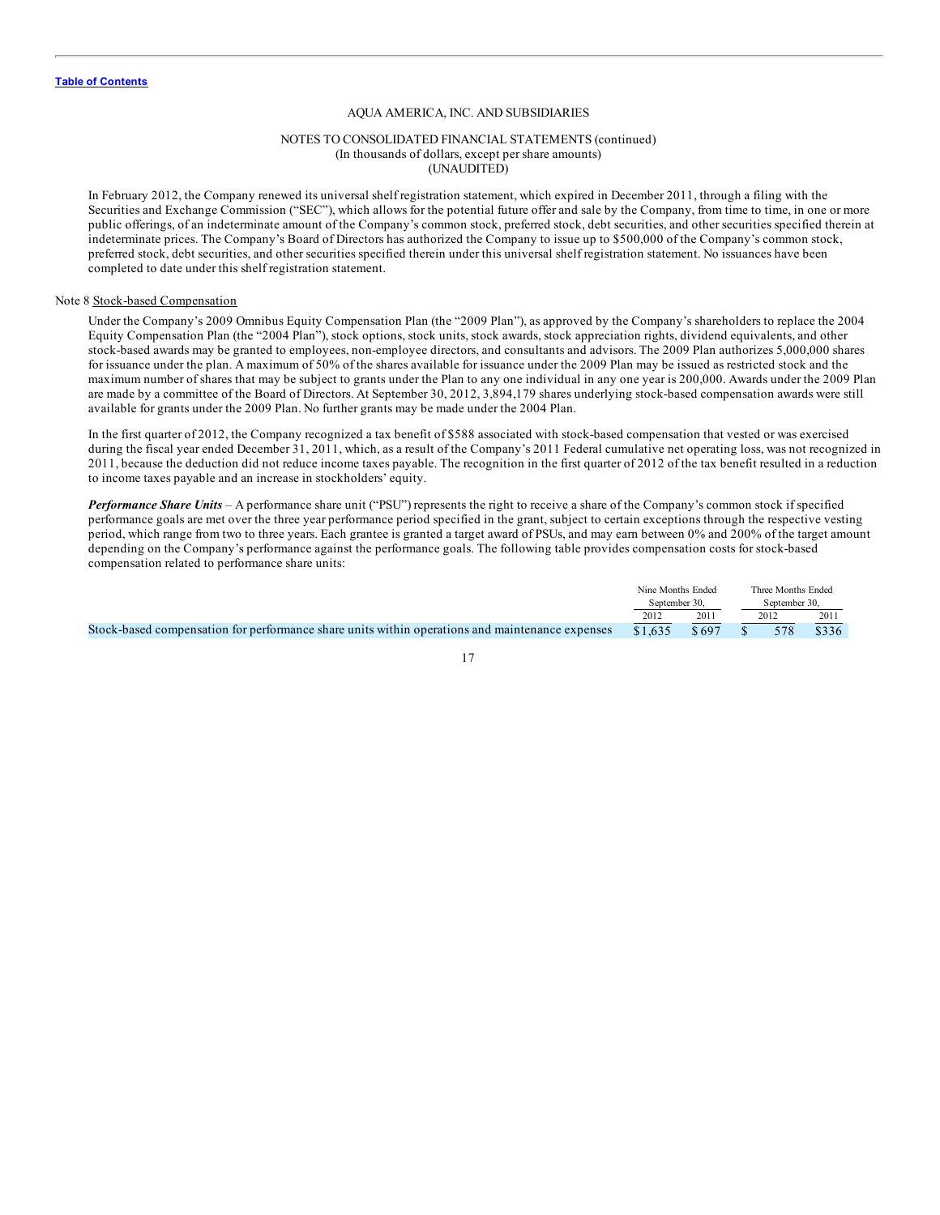AQUA AMERICA, INC. AND SUBSIDIARIES

NOTES TO CONSOLIDATED FINANCIAL STATEMENTS (continued)
(In thousands of dollars, except per share amounts)
(UNAUDITED)

In February 2012, the Company renewed its universal shelf registration statement, which expired in December 2011, through a filing with the Securities and Exchange Commission ("SEC"), which allows for the potential future offer and sale by the Company, from time to time, in one or more public offerings, of an indeterminate amount of the Company's common stock, preferred stock, debt securities, and other securities specified therein at indeterminate prices. The Company's Board of Directors has authorized the Company to issue up to $500,000 of the Company's common stock, preferred stock, debt securities, and other securities specified therein under this universal shelf registration statement. No issuances have been completed to date under this shelf registration statement.

Note 8 Stock-based Compensation

Under the Company's 2009 Omnibus Equity Compensation Plan (the "2009 Plan"), as approved by the Company's shareholders to replace the 2004 Equity Compensation Plan (the "2004 Plan"), stock options, stock units, stock awards, stock appreciation rights, dividend equivalents, and other stock-based awards may be granted to employees, non-employee directors, and consultants and advisors. The 2009 Plan authorizes 5,000,000 shares for issuance under the plan. A maximum of 50% of the shares available for issuance under the 2009 Plan may be issued as restricted stock and the maximum number of shares that may be subject to grants under the Plan to any one individual in any one year is 200,000. Awards under the 2009 Plan are made by a committee of the Board of Directors. At September 30, 2012, 3,894,179 shares underlying stock-based compensation awards were still available for grants under the 2009 Plan. No further grants may be made under the 2004 Plan.

In the first quarter of 2012, the Company recognized a tax benefit of $588 associated with stock-based compensation that vested or was exercised during the fiscal year ended December 31, 2011, which, as a result of the Company's 2011 Federal cumulative net operating loss, was not recognized in 2011, because the deduction did not reduce income taxes payable. The recognition in the first quarter of 2012 of the tax benefit resulted in a reduction to income taxes payable and an increase in stockholders' equity.

***Performance Share Units*** – A performance share unit ("PSU") represents the right to receive a share of the Company's common stock if specified performance goals are met over the three year performance period specified in the grant, subject to certain exceptions through the respective vesting period, which range from two to three years. Each grantee is granted a target award of PSUs, and may earn between 0% and 200% of the target amount depending on the Company's performance against the performance goals. The following table provides compensation costs for stock-based compensation related to performance share units:

| | Nine Months Ended September 30, | | Three Months Ended September 30, | |
|---|---|---|---|---|
| | 2012 | 2011 | 2012 | 2011 |
| Stock-based compensation for performance share units within operations and maintenance expenses | $1,635 | $697 | $ 578 | $336 |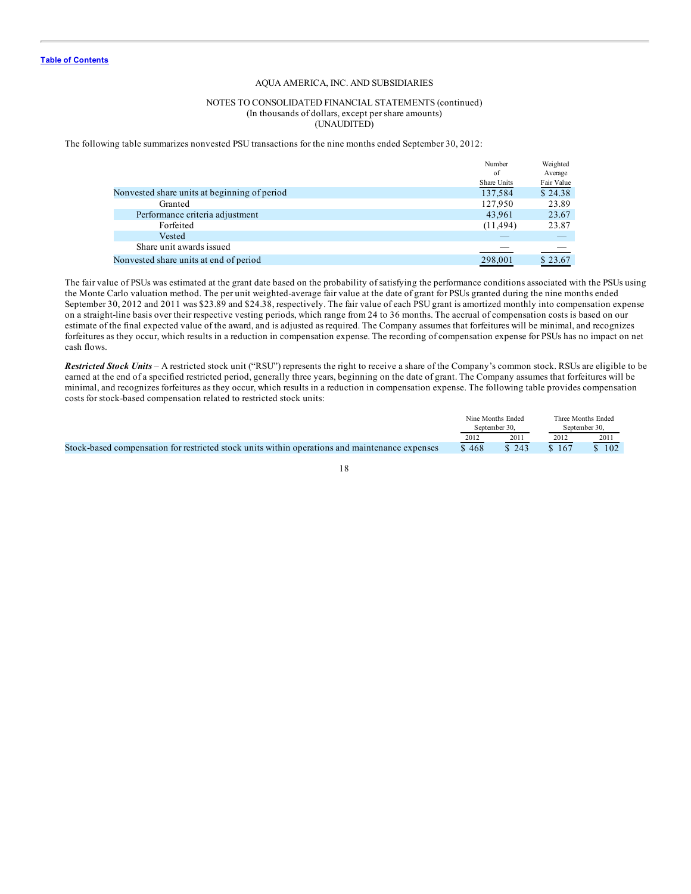Table of Contents

AQUA AMERICA, INC. AND SUBSIDIARIES

NOTES TO CONSOLIDATED FINANCIAL STATEMENTS (continued)
(In thousands of dollars, except per share amounts)
(UNAUDITED)

The following table summarizes nonvested PSU transactions for the nine months ended September 30, 2012:

| | Number of Share Units | Weighted Average Fair Value |
|---|---|---|
| Nonvested share units at beginning of period | 137,584 | $ 24.38 |
| Granted | 127,950 | 23.89 |
| Performance criteria adjustment | 43,961 | 23.67 |
| Forfeited | (11,494) | 23.87 |
| Vested | — | — |
| Share unit awards issued | — | — |
| Nonvested share units at end of period | 298,001 | $ 23.67 |

The fair value of PSUs was estimated at the grant date based on the probability of satisfying the performance conditions associated with the PSUs using the Monte Carlo valuation method. The per unit weighted-average fair value at the date of grant for PSUs granted during the nine months ended September 30, 2012 and 2011 was $23.89 and $24.38, respectively. The fair value of each PSU grant is amortized monthly into compensation expense on a straight-line basis over their respective vesting periods, which range from 24 to 36 months. The accrual of compensation costs is based on our estimate of the final expected value of the award, and is adjusted as required. The Company assumes that forfeitures will be minimal, and recognizes forfeitures as they occur, which results in a reduction in compensation expense. The recording of compensation expense for PSUs has no impact on net cash flows.

***Restricted Stock Units*** – A restricted stock unit ("RSU") represents the right to receive a share of the Company's common stock. RSUs are eligible to be earned at the end of a specified restricted period, generally three years, beginning on the date of grant. The Company assumes that forfeitures will be minimal, and recognizes forfeitures as they occur, which results in a reduction in compensation expense. The following table provides compensation costs for stock-based compensation related to restricted stock units:

| | Nine Months Ended September 30, | | Three Months Ended September 30, | |
|---|---|---|---|---|
| | 2012 | 2011 | 2012 | 2011 |
| Stock-based compensation for restricted stock units within operations and maintenance expenses | $ 468 | $ 243 | $ 167 | $ 102 |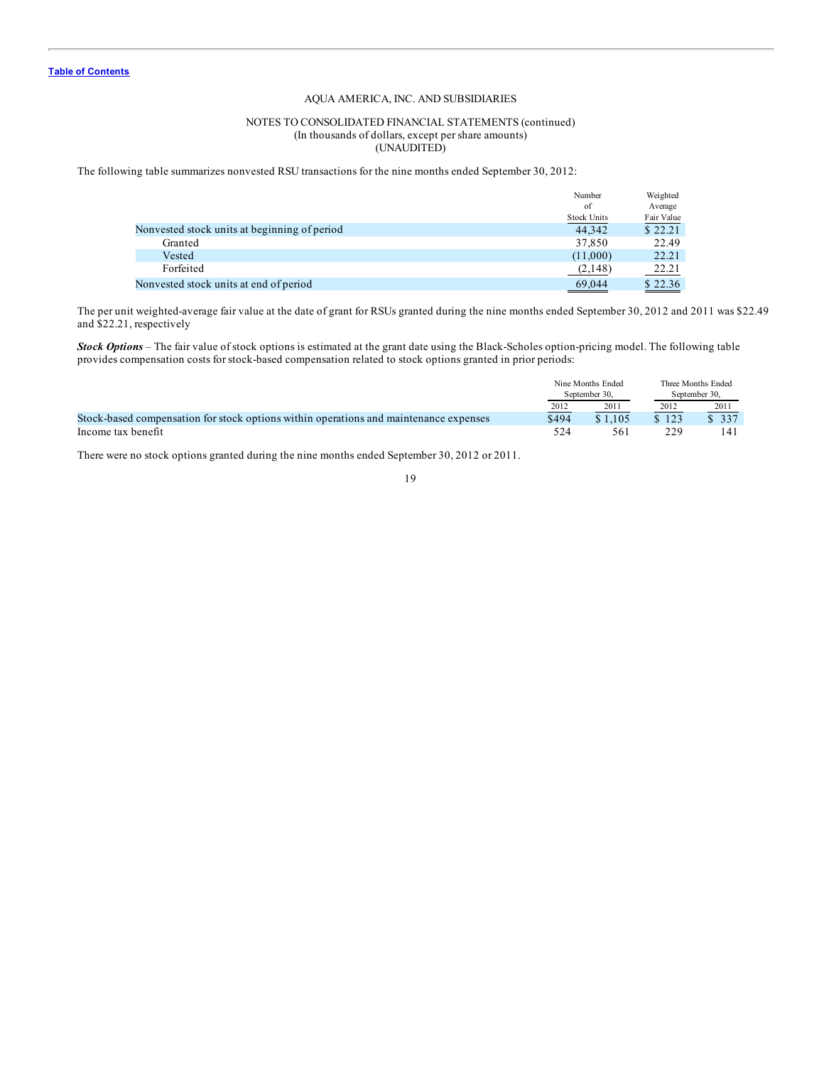AQUA AMERICA, INC. AND SUBSIDIARIES

NOTES TO CONSOLIDATED FINANCIAL STATEMENTS (continued)
(In thousands of dollars, except per share amounts)
(UNAUDITED)

The following table summarizes nonvested RSU transactions for the nine months ended September 30, 2012:

| | Number of Stock Units | Weighted Average Fair Value |
|---|---|---|
| Nonvested stock units at beginning of period | 44,342 | $ 22.21 |
| Granted | 37,850 | 22.49 |
| Vested | (11,000) | 22.21 |
| Forfeited | (2,148) | 22.21 |
| Nonvested stock units at end of period | 69,044 | $ 22.36 |

The per unit weighted-average fair value at the date of grant for RSUs granted during the nine months ended September 30, 2012 and 2011 was $22.49 and $22.21, respectively

***Stock Options*** – The fair value of stock options is estimated at the grant date using the Black-Scholes option-pricing model. The following table provides compensation costs for stock-based compensation related to stock options granted in prior periods:

| | Nine Months Ended September 30, | | Three Months Ended September 30, | |
|---|---|---|---|---|
| | 2012 | 2011 | 2012 | 2011 |
| Stock-based compensation for stock options within operations and maintenance expenses | $494 | $ 1,105 | $ 123 | $ 337 |
| Income tax benefit | 524 | 561 | 229 | 141 |

There were no stock options granted during the nine months ended September 30, 2012 or 2011.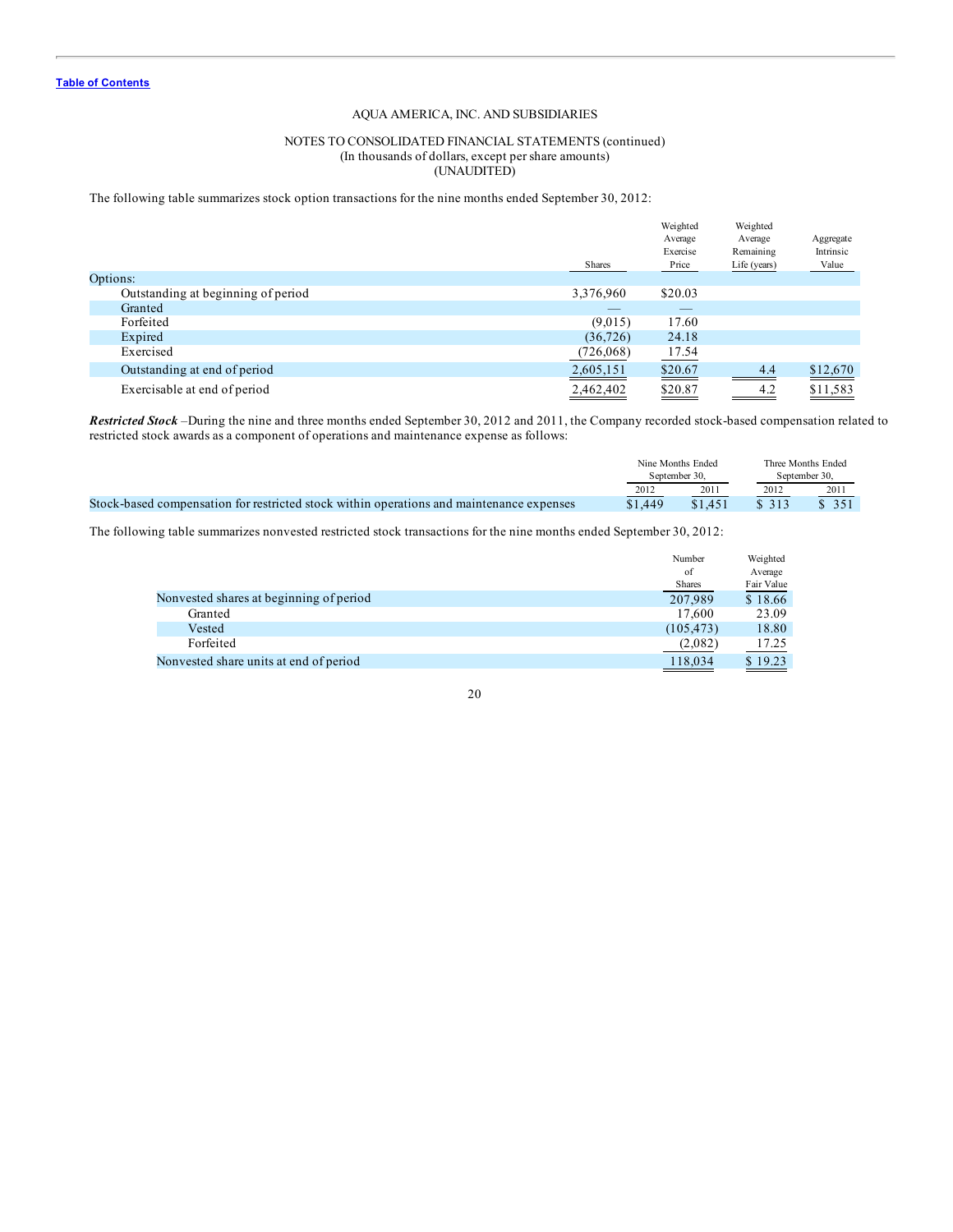AQUA AMERICA, INC. AND SUBSIDIARIES

NOTES TO CONSOLIDATED FINANCIAL STATEMENTS (continued)
(In thousands of dollars, except per share amounts)
(UNAUDITED)

The following table summarizes stock option transactions for the nine months ended September 30, 2012:

| | Shares | Weighted Average Exercise Price | Weighted Average Remaining Life (years) | Aggregate Intrinsic Value |
|---|---|---|---|---|
| Options: | | | | |
| Outstanding at beginning of period | 3,376,960 | $20.03 | | |
| Granted | — | — | | |
| Forfeited | (9,015) | 17.60 | | |
| Expired | (36,726) | 24.18 | | |
| Exercised | (726,068) | 17.54 | | |
| Outstanding at end of period | 2,605,151 | $20.67 | 4.4 | $12,670 |
| Exercisable at end of period | 2,462,402 | $20.87 | 4.2 | $11,583 |

***Restricted Stock*** –During the nine and three months ended September 30, 2012 and 2011, the Company recorded stock-based compensation related to restricted stock awards as a component of operations and maintenance expense as follows:

| | Nine Months Ended September 30, | | Three Months Ended September 30, | |
|---|---|---|---|---|
| | 2012 | 2011 | 2012 | 2011 |
| Stock-based compensation for restricted stock within operations and maintenance expenses | $1,449 | $1,451 | $ 313 | $ 351 |

The following table summarizes nonvested restricted stock transactions for the nine months ended September 30, 2012:

| | Number of Shares | Weighted Average Fair Value |
|---|---|---|
| Nonvested shares at beginning of period | 207,989 | $ 18.66 |
| Granted | 17,600 | 23.09 |
| Vested | (105,473) | 18.80 |
| Forfeited | (2,082) | 17.25 |
| Nonvested share units at end of period | 118,034 | $ 19.23 |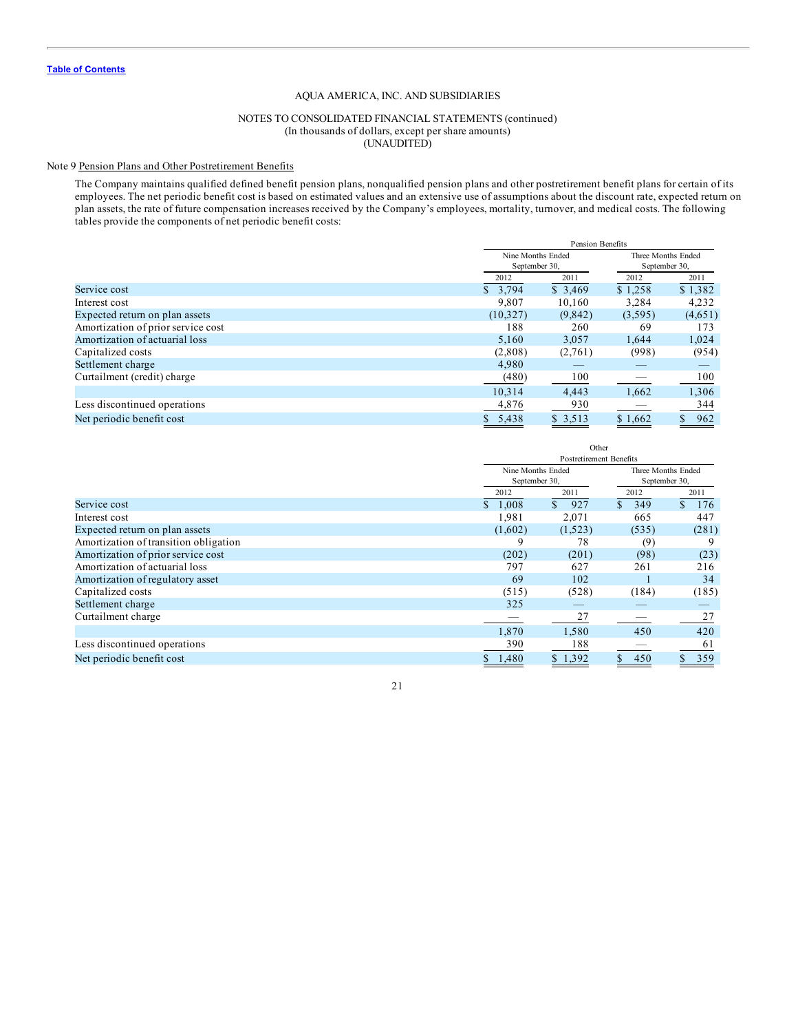Table of Contents

AQUA AMERICA, INC. AND SUBSIDIARIES

NOTES TO CONSOLIDATED FINANCIAL STATEMENTS (continued)
(In thousands of dollars, except per share amounts)
(UNAUDITED)

Note 9 Pension Plans and Other Postretirement Benefits

The Company maintains qualified defined benefit pension plans, nonqualified pension plans and other postretirement benefit plans for certain of its employees. The net periodic benefit cost is based on estimated values and an extensive use of assumptions about the discount rate, expected return on plan assets, the rate of future compensation increases received by the Company's employees, mortality, turnover, and medical costs. The following tables provide the components of net periodic benefit costs:

| | Pension Benefits | | | |
|---|---|---|---|---|
| | Nine Months Ended September 30, | | Three Months Ended September 30, | |
| | 2012 | 2011 | 2012 | 2011 |
| Service cost | $ 3,794 | $ 3,469 | $ 1,258 | $ 1,382 |
| Interest cost | 9,807 | 10,160 | 3,284 | 4,232 |
| Expected return on plan assets | (10,327) | (9,842) | (3,595) | (4,651) |
| Amortization of prior service cost | 188 | 260 | 69 | 173 |
| Amortization of actuarial loss | 5,160 | 3,057 | 1,644 | 1,024 |
| Capitalized costs | (2,808) | (2,761) | (998) | (954) |
| Settlement charge | 4,980 | — | — | — |
| Curtailment (credit) charge | (480) | 100 | — | 100 |
| | 10,314 | 4,443 | 1,662 | 1,306 |
| Less discontinued operations | 4,876 | 930 | — | 344 |
| Net periodic benefit cost | $ 5,438 | $ 3,513 | $ 1,662 | $ 962 |

| | Other Postretirement Benefits | | | |
|---|---|---|---|---|
| | Nine Months Ended September 30, | | Three Months Ended September 30, | |
| | 2012 | 2011 | 2012 | 2011 |
| Service cost | $ 1,008 | $ 927 | $ 349 | $ 176 |
| Interest cost | 1,981 | 2,071 | 665 | 447 |
| Expected return on plan assets | (1,602) | (1,523) | (535) | (281) |
| Amortization of transition obligation | 9 | 78 | (9) | 9 |
| Amortization of prior service cost | (202) | (201) | (98) | (23) |
| Amortization of actuarial loss | 797 | 627 | 261 | 216 |
| Amortization of regulatory asset | 69 | 102 | 1 | 34 |
| Capitalized costs | (515) | (528) | (184) | (185) |
| Settlement charge | 325 | — | — | — |
| Curtailment charge | — | 27 | — | 27 |
| | 1,870 | 1,580 | 450 | 420 |
| Less discontinued operations | 390 | 188 | — | 61 |
| Net periodic benefit cost | $ 1,480 | $ 1,392 | $ 450 | $ 359 |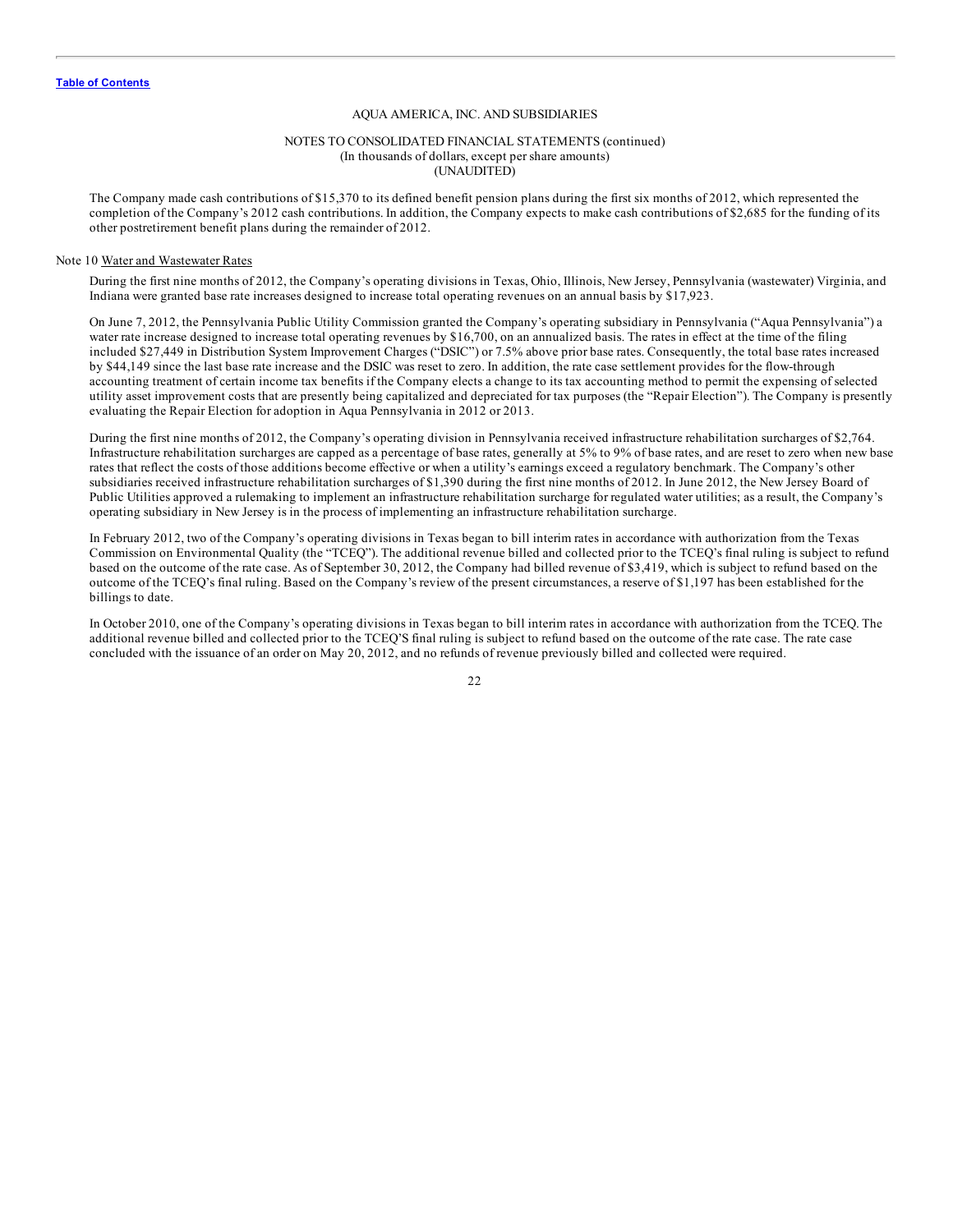AQUA AMERICA, INC. AND SUBSIDIARIES

NOTES TO CONSOLIDATED FINANCIAL STATEMENTS (continued)
(In thousands of dollars, except per share amounts)
(UNAUDITED)

The Company made cash contributions of $15,370 to its defined benefit pension plans during the first six months of 2012, which represented the completion of the Company's 2012 cash contributions. In addition, the Company expects to make cash contributions of $2,685 for the funding of its other postretirement benefit plans during the remainder of 2012.

Note 10 Water and Wastewater Rates

During the first nine months of 2012, the Company's operating divisions in Texas, Ohio, Illinois, New Jersey, Pennsylvania (wastewater) Virginia, and Indiana were granted base rate increases designed to increase total operating revenues on an annual basis by $17,923.

On June 7, 2012, the Pennsylvania Public Utility Commission granted the Company's operating subsidiary in Pennsylvania ("Aqua Pennsylvania") a water rate increase designed to increase total operating revenues by $16,700, on an annualized basis. The rates in effect at the time of the filing included $27,449 in Distribution System Improvement Charges ("DSIC") or 7.5% above prior base rates. Consequently, the total base rates increased by $44,149 since the last base rate increase and the DSIC was reset to zero. In addition, the rate case settlement provides for the flow-through accounting treatment of certain income tax benefits if the Company elects a change to its tax accounting method to permit the expensing of selected utility asset improvement costs that are presently being capitalized and depreciated for tax purposes (the "Repair Election"). The Company is presently evaluating the Repair Election for adoption in Aqua Pennsylvania in 2012 or 2013.

During the first nine months of 2012, the Company's operating division in Pennsylvania received infrastructure rehabilitation surcharges of $2,764. Infrastructure rehabilitation surcharges are capped as a percentage of base rates, generally at 5% to 9% of base rates, and are reset to zero when new base rates that reflect the costs of those additions become effective or when a utility's earnings exceed a regulatory benchmark. The Company's other subsidiaries received infrastructure rehabilitation surcharges of $1,390 during the first nine months of 2012. In June 2012, the New Jersey Board of Public Utilities approved a rulemaking to implement an infrastructure rehabilitation surcharge for regulated water utilities; as a result, the Company's operating subsidiary in New Jersey is in the process of implementing an infrastructure rehabilitation surcharge.

In February 2012, two of the Company's operating divisions in Texas began to bill interim rates in accordance with authorization from the Texas Commission on Environmental Quality (the "TCEQ"). The additional revenue billed and collected prior to the TCEQ's final ruling is subject to refund based on the outcome of the rate case. As of September 30, 2012, the Company had billed revenue of $3,419, which is subject to refund based on the outcome of the TCEQ's final ruling. Based on the Company's review of the present circumstances, a reserve of $1,197 has been established for the billings to date.

In October 2010, one of the Company's operating divisions in Texas began to bill interim rates in accordance with authorization from the TCEQ. The additional revenue billed and collected prior to the TCEQ'S final ruling is subject to refund based on the outcome of the rate case. The rate case concluded with the issuance of an order on May 20, 2012, and no refunds of revenue previously billed and collected were required.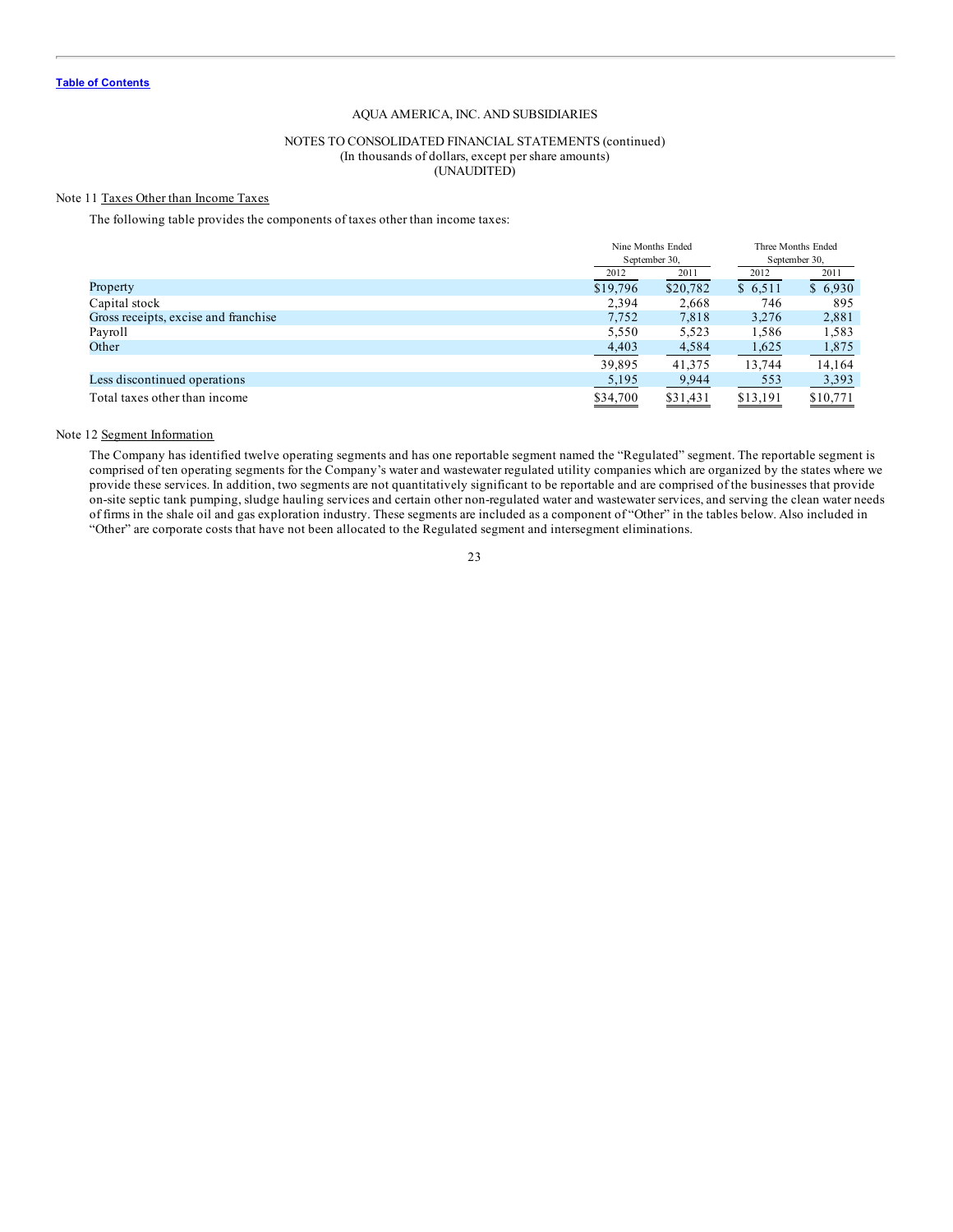Table of Contents

AQUA AMERICA, INC. AND SUBSIDIARIES

NOTES TO CONSOLIDATED FINANCIAL STATEMENTS (continued)
(In thousands of dollars, except per share amounts)
(UNAUDITED)

Note 11 Taxes Other than Income Taxes

The following table provides the components of taxes other than income taxes:

| | Nine Months Ended September 30, | | Three Months Ended September 30, | |
|---|---|---|---|---|
| | 2012 | 2011 | 2012 | 2011 |
| Property | $19,796 | $20,782 | $ 6,511 | $ 6,930 |
| Capital stock | 2,394 | 2,668 | 746 | 895 |
| Gross receipts, excise and franchise | 7,752 | 7,818 | 3,276 | 2,881 |
| Payroll | 5,550 | 5,523 | 1,586 | 1,583 |
| Other | 4,403 | 4,584 | 1,625 | 1,875 |
| | 39,895 | 41,375 | 13,744 | 14,164 |
| Less discontinued operations | 5,195 | 9,944 | 553 | 3,393 |
| Total taxes other than income | $34,700 | $31,431 | $13,191 | $10,771 |

Note 12 Segment Information

The Company has identified twelve operating segments and has one reportable segment named the "Regulated" segment. The reportable segment is comprised of ten operating segments for the Company's water and wastewater regulated utility companies which are organized by the states where we provide these services. In addition, two segments are not quantitatively significant to be reportable and are comprised of the businesses that provide on-site septic tank pumping, sludge hauling services and certain other non-regulated water and wastewater services, and serving the clean water needs of firms in the shale oil and gas exploration industry. These segments are included as a component of "Other" in the tables below. Also included in "Other" are corporate costs that have not been allocated to the Regulated segment and intersegment eliminations.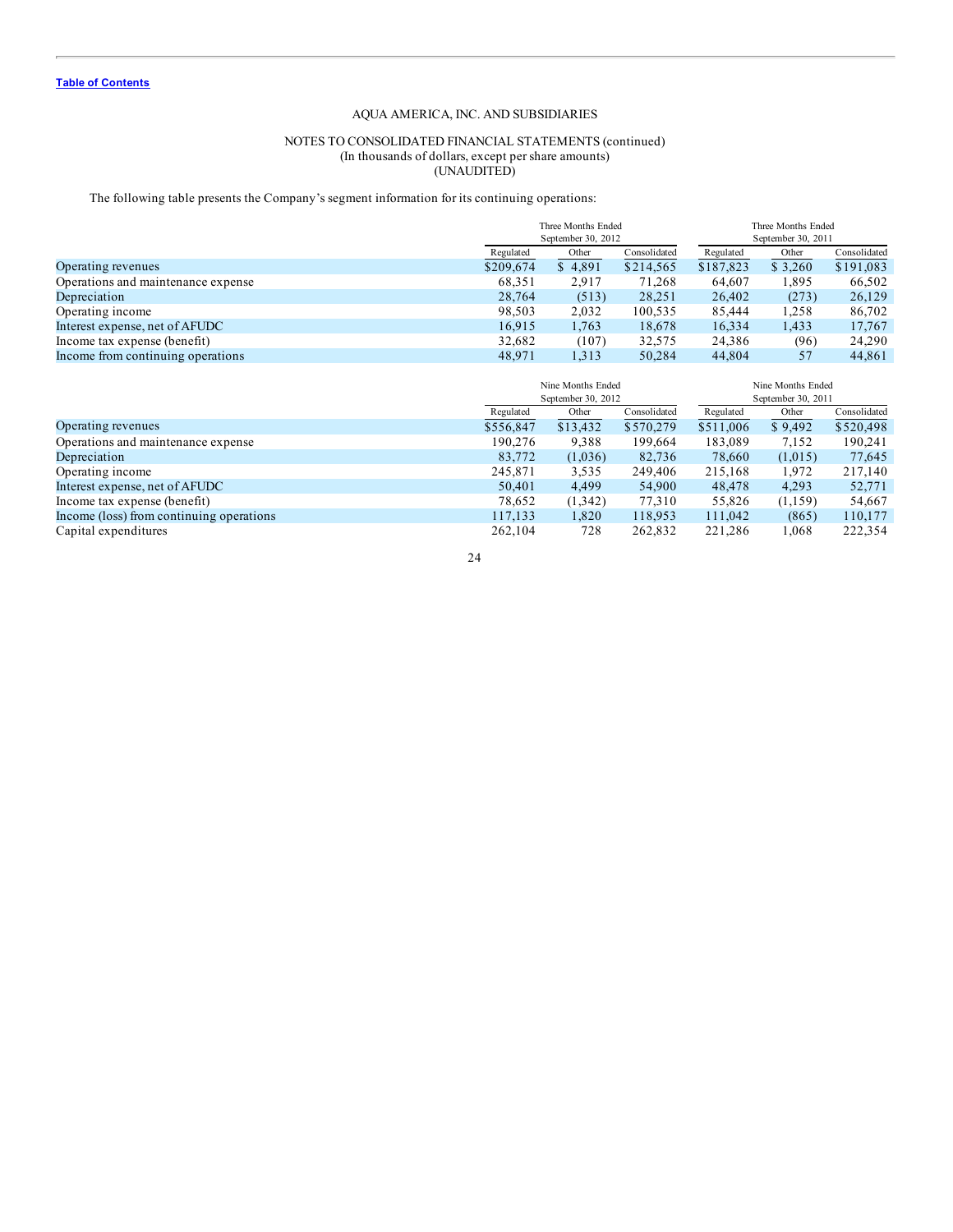AQUA AMERICA, INC. AND SUBSIDIARIES

NOTES TO CONSOLIDATED FINANCIAL STATEMENTS (continued)
(In thousands of dollars, except per share amounts)
(UNAUDITED)

The following table presents the Company's segment information for its continuing operations:

| | Three Months Ended September 30, 2012 | | | Three Months Ended September 30, 2011 | | |
|---|---|---|---|---|---|---|
| | Regulated | Other | Consolidated | Regulated | Other | Consolidated |
| Operating revenues | $209,674 | $ 4,891 | $214,565 | $187,823 | $ 3,260 | $191,083 |
| Operations and maintenance expense | 68,351 | 2,917 | 71,268 | 64,607 | 1,895 | 66,502 |
| Depreciation | 28,764 | (513) | 28,251 | 26,402 | (273) | 26,129 |
| Operating income | 98,503 | 2,032 | 100,535 | 85,444 | 1,258 | 86,702 |
| Interest expense, net of AFUDC | 16,915 | 1,763 | 18,678 | 16,334 | 1,433 | 17,767 |
| Income tax expense (benefit) | 32,682 | (107) | 32,575 | 24,386 | (96) | 24,290 |
| Income from continuing operations | 48,971 | 1,313 | 50,284 | 44,804 | 57 | 44,861 |

| | Nine Months Ended September 30, 2012 | | | Nine Months Ended September 30, 2011 | | |
|---|---|---|---|---|---|---|
| | Regulated | Other | Consolidated | Regulated | Other | Consolidated |
| Operating revenues | $556,847 | $13,432 | $570,279 | $511,006 | $ 9,492 | $520,498 |
| Operations and maintenance expense | 190,276 | 9,388 | 199,664 | 183,089 | 7,152 | 190,241 |
| Depreciation | 83,772 | (1,036) | 82,736 | 78,660 | (1,015) | 77,645 |
| Operating income | 245,871 | 3,535 | 249,406 | 215,168 | 1,972 | 217,140 |
| Interest expense, net of AFUDC | 50,401 | 4,499 | 54,900 | 48,478 | 4,293 | 52,771 |
| Income tax expense (benefit) | 78,652 | (1,342) | 77,310 | 55,826 | (1,159) | 54,667 |
| Income (loss) from continuing operations | 117,133 | 1,820 | 118,953 | 111,042 | (865) | 110,177 |
| Capital expenditures | 262,104 | 728 | 262,832 | 221,286 | 1,068 | 222,354 |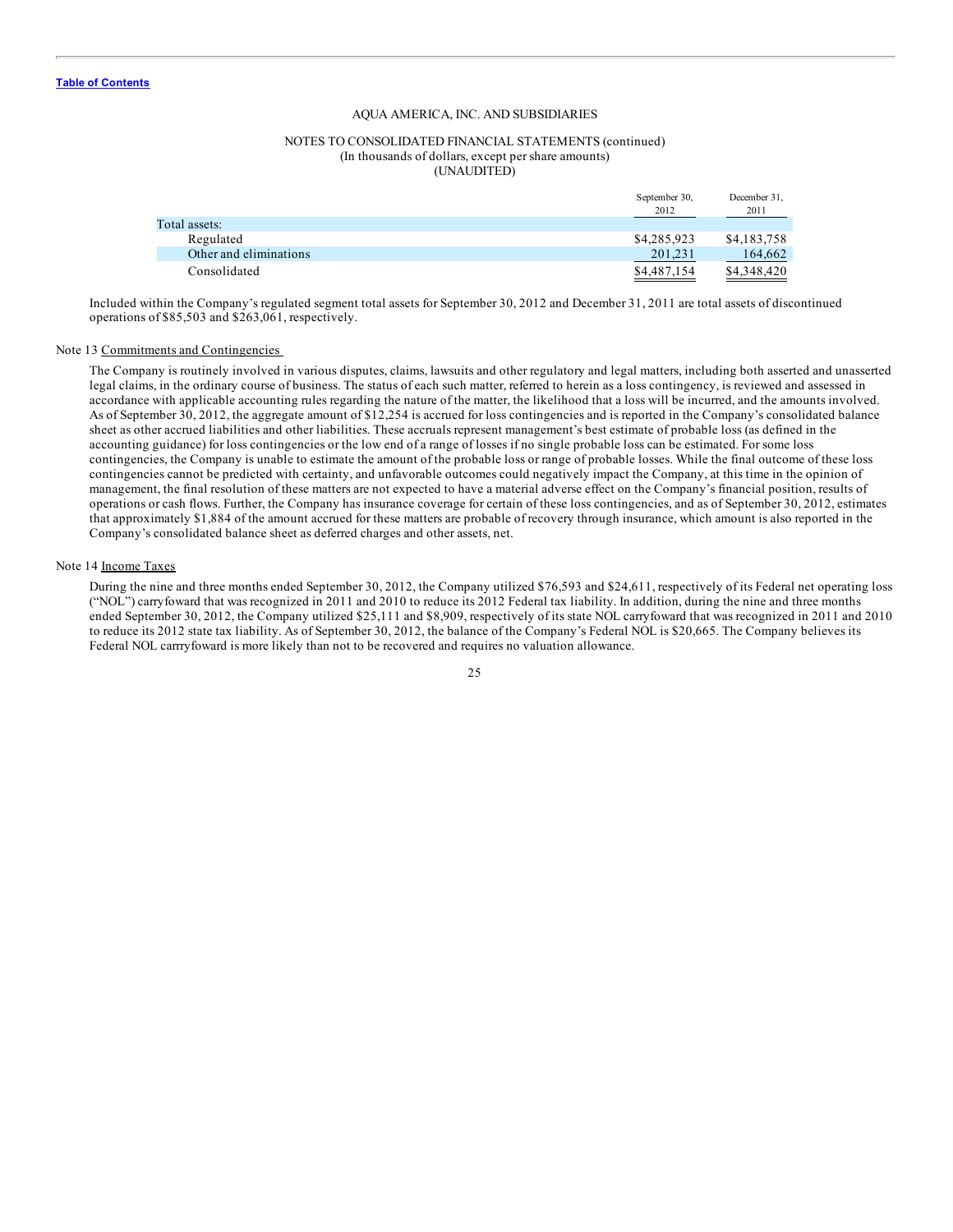AQUA AMERICA, INC. AND SUBSIDIARIES

NOTES TO CONSOLIDATED FINANCIAL STATEMENTS (continued)
(In thousands of dollars, except per share amounts)
(UNAUDITED)

| | September 30, 2012 | December 31, 2011 |
|---|---|---|
| Total assets: | | |
| Regulated | $4,285,923 | $4,183,758 |
| Other and eliminations | 201,231 | 164,662 |
| Consolidated | $4,487,154 | $4,348,420 |

Included within the Company's regulated segment total assets for September 30, 2012 and December 31, 2011 are total assets of discontinued operations of $85,503 and $263,061, respectively.

Note 13 Commitments and Contingencies

The Company is routinely involved in various disputes, claims, lawsuits and other regulatory and legal matters, including both asserted and unasserted legal claims, in the ordinary course of business. The status of each such matter, referred to herein as a loss contingency, is reviewed and assessed in accordance with applicable accounting rules regarding the nature of the matter, the likelihood that a loss will be incurred, and the amounts involved. As of September 30, 2012, the aggregate amount of $12,254 is accrued for loss contingencies and is reported in the Company's consolidated balance sheet as other accrued liabilities and other liabilities. These accruals represent management's best estimate of probable loss (as defined in the accounting guidance) for loss contingencies or the low end of a range of losses if no single probable loss can be estimated. For some loss contingencies, the Company is unable to estimate the amount of the probable loss or range of probable losses. While the final outcome of these loss contingencies cannot be predicted with certainty, and unfavorable outcomes could negatively impact the Company, at this time in the opinion of management, the final resolution of these matters are not expected to have a material adverse effect on the Company's financial position, results of operations or cash flows. Further, the Company has insurance coverage for certain of these loss contingencies, and as of September 30, 2012, estimates that approximately $1,884 of the amount accrued for these matters are probable of recovery through insurance, which amount is also reported in the Company's consolidated balance sheet as deferred charges and other assets, net.

Note 14 Income Taxes

During the nine and three months ended September 30, 2012, the Company utilized $76,593 and $24,611, respectively of its Federal net operating loss ("NOL") carryfoward that was recognized in 2011 and 2010 to reduce its 2012 Federal tax liability. In addition, during the nine and three months ended September 30, 2012, the Company utilized $25,111 and $8,909, respectively of its state NOL carryfoward that was recognized in 2011 and 2010 to reduce its 2012 state tax liability. As of September 30, 2012, the balance of the Company's Federal NOL is $20,665. The Company believes its Federal NOL carrryfoward is more likely than not to be recovered and requires no valuation allowance.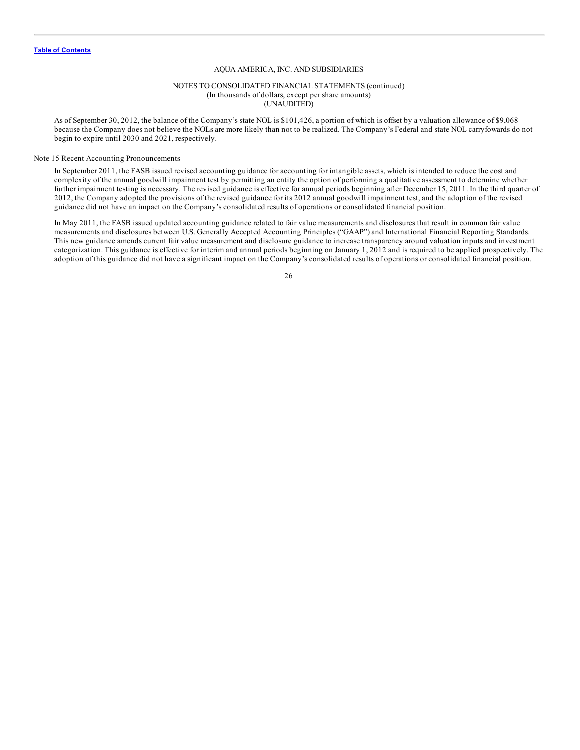As of September 30, 2012, the balance of the Company's state NOL is $101,426, a portion of which is offset by a valuation allowance of $9,068 because the Company does not believe the NOLs are more likely than not to be realized. The Company's Federal and state NOL carryfowards do not begin to expire until 2030 and 2021, respectively.

Note 15 Recent Accounting Pronouncements

In September 2011, the FASB issued revised accounting guidance for accounting for intangible assets, which is intended to reduce the cost and complexity of the annual goodwill impairment test by permitting an entity the option of performing a qualitative assessment to determine whether further impairment testing is necessary. The revised guidance is effective for annual periods beginning after December 15, 2011. In the third quarter of 2012, the Company adopted the provisions of the revised guidance for its 2012 annual goodwill impairment test, and the adoption of the revised guidance did not have an impact on the Company's consolidated results of operations or consolidated financial position.

In May 2011, the FASB issued updated accounting guidance related to fair value measurements and disclosures that result in common fair value measurements and disclosures between U.S. Generally Accepted Accounting Principles ("GAAP") and International Financial Reporting Standards. This new guidance amends current fair value measurement and disclosure guidance to increase transparency around valuation inputs and investment categorization. This guidance is effective for interim and annual periods beginning on January 1, 2012 and is required to be applied prospectively. The adoption of this guidance did not have a significant impact on the Company's consolidated results of operations or consolidated financial position.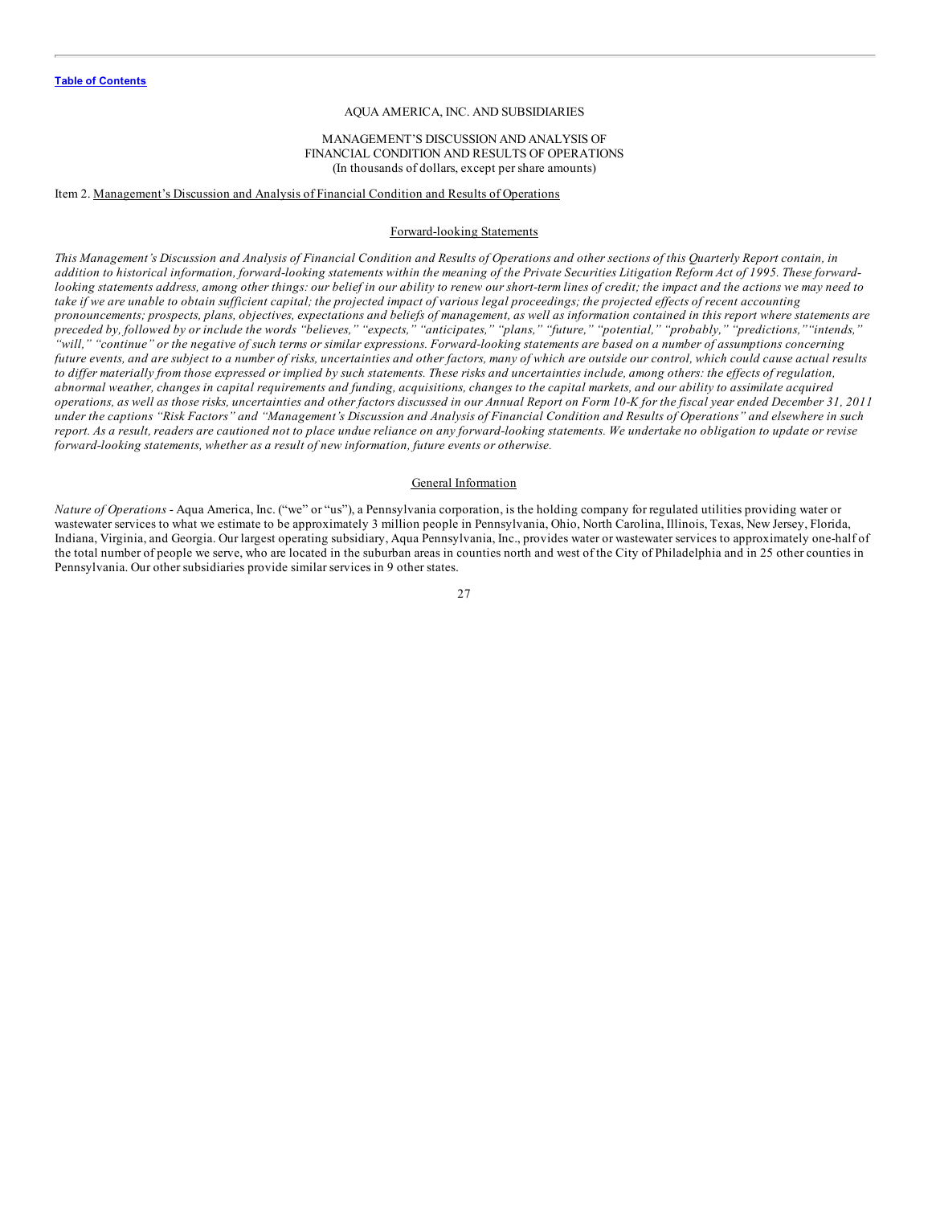AQUA AMERICA, INC. AND SUBSIDIARIES

MANAGEMENT'S DISCUSSION AND ANALYSIS OF
FINANCIAL CONDITION AND RESULTS OF OPERATIONS
(In thousands of dollars, except per share amounts)

Item 2. Management's Discussion and Analysis of Financial Condition and Results of Operations

## Forward-looking Statements

*This Management's Discussion and Analysis of Financial Condition and Results of Operations and other sections of this Quarterly Report contain, in addition to historical information, forward-looking statements within the meaning of the Private Securities Litigation Reform Act of 1995. These forward-looking statements address, among other things: our belief in our ability to renew our short-term lines of credit; the impact and the actions we may need to take if we are unable to obtain sufficient capital; the projected impact of various legal proceedings; the projected effects of recent accounting pronouncements; prospects, plans, objectives, expectations and beliefs of management, as well as information contained in this report where statements are preceded by, followed by or include the words "believes," "expects," "anticipates," "plans," "future," "potential," "probably," "predictions," "intends," "will," "continue" or the negative of such terms or similar expressions. Forward-looking statements are based on a number of assumptions concerning future events, and are subject to a number of risks, uncertainties and other factors, many of which are outside our control, which could cause actual results to differ materially from those expressed or implied by such statements. These risks and uncertainties include, among others: the effects of regulation, abnormal weather, changes in capital requirements and funding, acquisitions, changes to the capital markets, and our ability to assimilate acquired operations, as well as those risks, uncertainties and other factors discussed in our Annual Report on Form 10-K for the fiscal year ended December 31, 2011 under the captions "Risk Factors" and "Management's Discussion and Analysis of Financial Condition and Results of Operations" and elsewhere in such report. As a result, readers are cautioned not to place undue reliance on any forward-looking statements. We undertake no obligation to update or revise forward-looking statements, whether as a result of new information, future events or otherwise.*

## General Information

*Nature of Operations* - Aqua America, Inc. ("we" or "us"), a Pennsylvania corporation, is the holding company for regulated utilities providing water or wastewater services to what we estimate to be approximately 3 million people in Pennsylvania, Ohio, North Carolina, Illinois, Texas, New Jersey, Florida, Indiana, Virginia, and Georgia. Our largest operating subsidiary, Aqua Pennsylvania, Inc., provides water or wastewater services to approximately one-half of the total number of people we serve, who are located in the suburban areas in counties north and west of the City of Philadelphia and in 25 other counties in Pennsylvania. Our other subsidiaries provide similar services in 9 other states.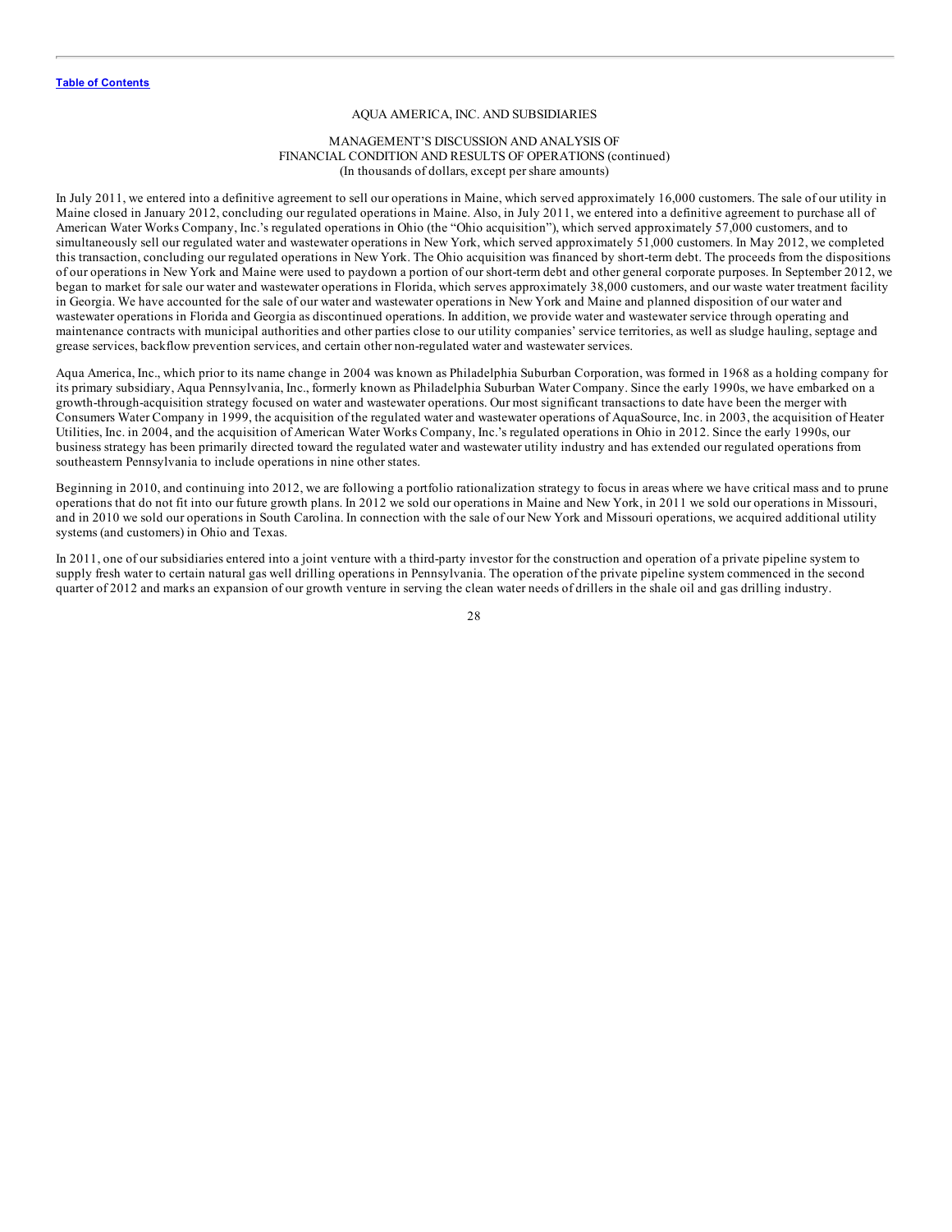AQUA AMERICA, INC. AND SUBSIDIARIES

MANAGEMENT'S DISCUSSION AND ANALYSIS OF
FINANCIAL CONDITION AND RESULTS OF OPERATIONS (continued)
(In thousands of dollars, except per share amounts)

In July 2011, we entered into a definitive agreement to sell our operations in Maine, which served approximately 16,000 customers. The sale of our utility in Maine closed in January 2012, concluding our regulated operations in Maine. Also, in July 2011, we entered into a definitive agreement to purchase all of American Water Works Company, Inc.'s regulated operations in Ohio (the "Ohio acquisition"), which served approximately 57,000 customers, and to simultaneously sell our regulated water and wastewater operations in New York, which served approximately 51,000 customers. In May 2012, we completed this transaction, concluding our regulated operations in New York. The Ohio acquisition was financed by short-term debt. The proceeds from the dispositions of our operations in New York and Maine were used to paydown a portion of our short-term debt and other general corporate purposes. In September 2012, we began to market for sale our water and wastewater operations in Florida, which serves approximately 38,000 customers, and our waste water treatment facility in Georgia. We have accounted for the sale of our water and wastewater operations in New York and Maine and planned disposition of our water and wastewater operations in Florida and Georgia as discontinued operations. In addition, we provide water and wastewater service through operating and maintenance contracts with municipal authorities and other parties close to our utility companies' service territories, as well as sludge hauling, septage and grease services, backflow prevention services, and certain other non-regulated water and wastewater services.

Aqua America, Inc., which prior to its name change in 2004 was known as Philadelphia Suburban Corporation, was formed in 1968 as a holding company for its primary subsidiary, Aqua Pennsylvania, Inc., formerly known as Philadelphia Suburban Water Company. Since the early 1990s, we have embarked on a growth-through-acquisition strategy focused on water and wastewater operations. Our most significant transactions to date have been the merger with Consumers Water Company in 1999, the acquisition of the regulated water and wastewater operations of AquaSource, Inc. in 2003, the acquisition of Heater Utilities, Inc. in 2004, and the acquisition of American Water Works Company, Inc.'s regulated operations in Ohio in 2012. Since the early 1990s, our business strategy has been primarily directed toward the regulated water and wastewater utility industry and has extended our regulated operations from southeastern Pennsylvania to include operations in nine other states.

Beginning in 2010, and continuing into 2012, we are following a portfolio rationalization strategy to focus in areas where we have critical mass and to prune operations that do not fit into our future growth plans. In 2012 we sold our operations in Maine and New York, in 2011 we sold our operations in Missouri, and in 2010 we sold our operations in South Carolina. In connection with the sale of our New York and Missouri operations, we acquired additional utility systems (and customers) in Ohio and Texas.

In 2011, one of our subsidiaries entered into a joint venture with a third-party investor for the construction and operation of a private pipeline system to supply fresh water to certain natural gas well drilling operations in Pennsylvania. The operation of the private pipeline system commenced in the second quarter of 2012 and marks an expansion of our growth venture in serving the clean water needs of drillers in the shale oil and gas drilling industry.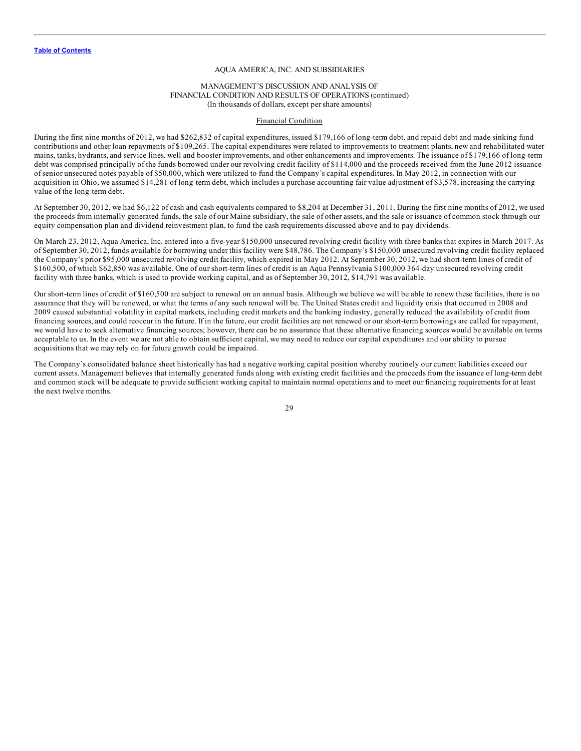AQUA AMERICA, INC. AND SUBSIDIARIES

MANAGEMENT'S DISCUSSION AND ANALYSIS OF
FINANCIAL CONDITION AND RESULTS OF OPERATIONS (continued)
(In thousands of dollars, except per share amounts)

## Financial Condition

During the first nine months of 2012, we had $262,832 of capital expenditures, issued $179,166 of long-term debt, and repaid debt and made sinking fund contributions and other loan repayments of $109,265. The capital expenditures were related to improvements to treatment plants, new and rehabilitated water mains, tanks, hydrants, and service lines, well and booster improvements, and other enhancements and improvements. The issuance of $179,166 of long-term debt was comprised principally of the funds borrowed under our revolving credit facility of $114,000 and the proceeds received from the June 2012 issuance of senior unsecured notes payable of $50,000, which were utilized to fund the Company's capital expenditures. In May 2012, in connection with our acquisition in Ohio, we assumed $14,281 of long-term debt, which includes a purchase accounting fair value adjustment of $3,578, increasing the carrying value of the long-term debt.

At September 30, 2012, we had $6,122 of cash and cash equivalents compared to $8,204 at December 31, 2011. During the first nine months of 2012, we used the proceeds from internally generated funds, the sale of our Maine subsidiary, the sale of other assets, and the sale or issuance of common stock through our equity compensation plan and dividend reinvestment plan, to fund the cash requirements discussed above and to pay dividends.

On March 23, 2012, Aqua America, Inc. entered into a five-year $150,000 unsecured revolving credit facility with three banks that expires in March 2017. As of September 30, 2012, funds available for borrowing under this facility were $48,786. The Company's $150,000 unsecured revolving credit facility replaced the Company's prior $95,000 unsecured revolving credit facility, which expired in May 2012. At September 30, 2012, we had short-term lines of credit of $160,500, of which $62,850 was available. One of our short-term lines of credit is an Aqua Pennsylvania $100,000 364-day unsecured revolving credit facility with three banks, which is used to provide working capital, and as of September 30, 2012, $14,791 was available.

Our short-term lines of credit of $160,500 are subject to renewal on an annual basis. Although we believe we will be able to renew these facilities, there is no assurance that they will be renewed, or what the terms of any such renewal will be. The United States credit and liquidity crisis that occurred in 2008 and 2009 caused substantial volatility in capital markets, including credit markets and the banking industry, generally reduced the availability of credit from financing sources, and could reoccur in the future. If in the future, our credit facilities are not renewed or our short-term borrowings are called for repayment, we would have to seek alternative financing sources; however, there can be no assurance that these alternative financing sources would be available on terms acceptable to us. In the event we are not able to obtain sufficient capital, we may need to reduce our capital expenditures and our ability to pursue acquisitions that we may rely on for future growth could be impaired.

The Company's consolidated balance sheet historically has had a negative working capital position whereby routinely our current liabilities exceed our current assets. Management believes that internally generated funds along with existing credit facilities and the proceeds from the issuance of long-term debt and common stock will be adequate to provide sufficient working capital to maintain normal operations and to meet our financing requirements for at least the next twelve months.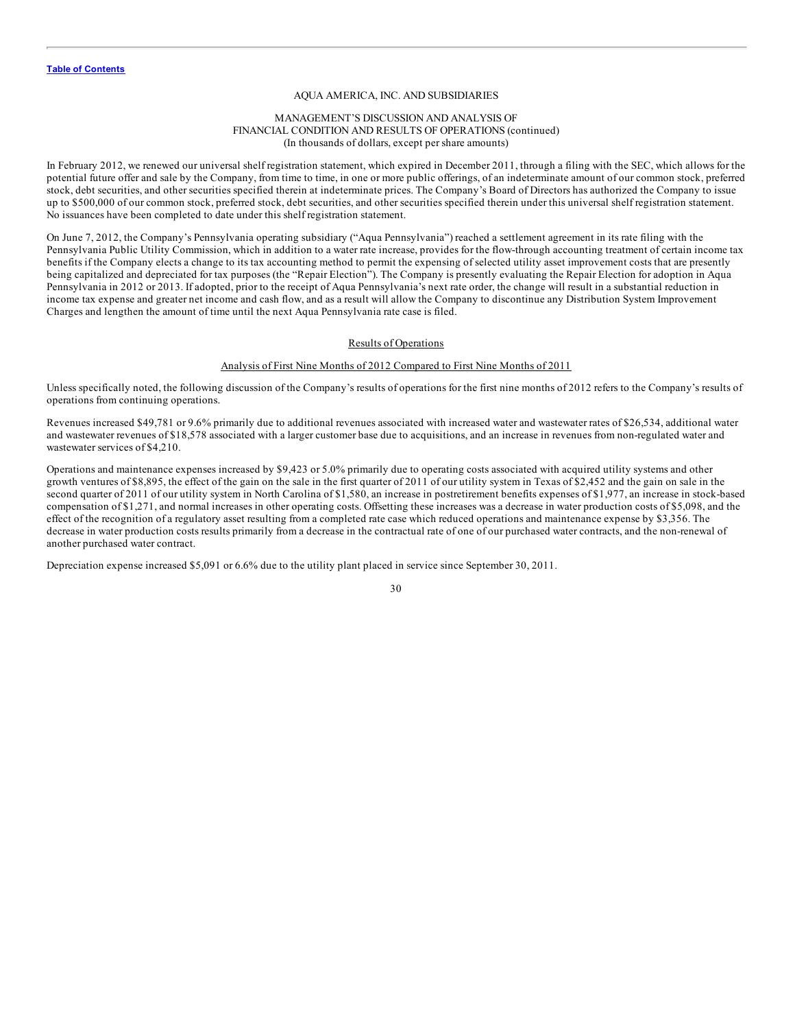AQUA AMERICA, INC. AND SUBSIDIARIES

MANAGEMENT'S DISCUSSION AND ANALYSIS OF FINANCIAL CONDITION AND RESULTS OF OPERATIONS (continued)
(In thousands of dollars, except per share amounts)

In February 2012, we renewed our universal shelf registration statement, which expired in December 2011, through a filing with the SEC, which allows for the potential future offer and sale by the Company, from time to time, in one or more public offerings, of an indeterminate amount of our common stock, preferred stock, debt securities, and other securities specified therein at indeterminate prices. The Company's Board of Directors has authorized the Company to issue up to $500,000 of our common stock, preferred stock, debt securities, and other securities specified therein under this universal shelf registration statement. No issuances have been completed to date under this shelf registration statement.

On June 7, 2012, the Company's Pennsylvania operating subsidiary ("Aqua Pennsylvania") reached a settlement agreement in its rate filing with the Pennsylvania Public Utility Commission, which in addition to a water rate increase, provides for the flow-through accounting treatment of certain income tax benefits if the Company elects a change to its tax accounting method to permit the expensing of selected utility asset improvement costs that are presently being capitalized and depreciated for tax purposes (the "Repair Election"). The Company is presently evaluating the Repair Election for adoption in Aqua Pennsylvania in 2012 or 2013. If adopted, prior to the receipt of Aqua Pennsylvania's next rate order, the change will result in a substantial reduction in income tax expense and greater net income and cash flow, and as a result will allow the Company to discontinue any Distribution System Improvement Charges and lengthen the amount of time until the next Aqua Pennsylvania rate case is filed.

## Results of Operations

### Analysis of First Nine Months of 2012 Compared to First Nine Months of 2011

Unless specifically noted, the following discussion of the Company's results of operations for the first nine months of 2012 refers to the Company's results of operations from continuing operations.

Revenues increased $49,781 or 9.6% primarily due to additional revenues associated with increased water and wastewater rates of $26,534, additional water and wastewater revenues of $18,578 associated with a larger customer base due to acquisitions, and an increase in revenues from non-regulated water and wastewater services of $4,210.

Operations and maintenance expenses increased by $9,423 or 5.0% primarily due to operating costs associated with acquired utility systems and other growth ventures of $8,895, the effect of the gain on the sale in the first quarter of 2011 of our utility system in Texas of $2,452 and the gain on sale in the second quarter of 2011 of our utility system in North Carolina of $1,580, an increase in postretirement benefits expenses of $1,977, an increase in stock-based compensation of $1,271, and normal increases in other operating costs. Offsetting these increases was a decrease in water production costs of $5,098, and the effect of the recognition of a regulatory asset resulting from a completed rate case which reduced operations and maintenance expense by $3,356. The decrease in water production costs results primarily from a decrease in the contractual rate of one of our purchased water contracts, and the non-renewal of another purchased water contract.

Depreciation expense increased $5,091 or 6.6% due to the utility plant placed in service since September 30, 2011.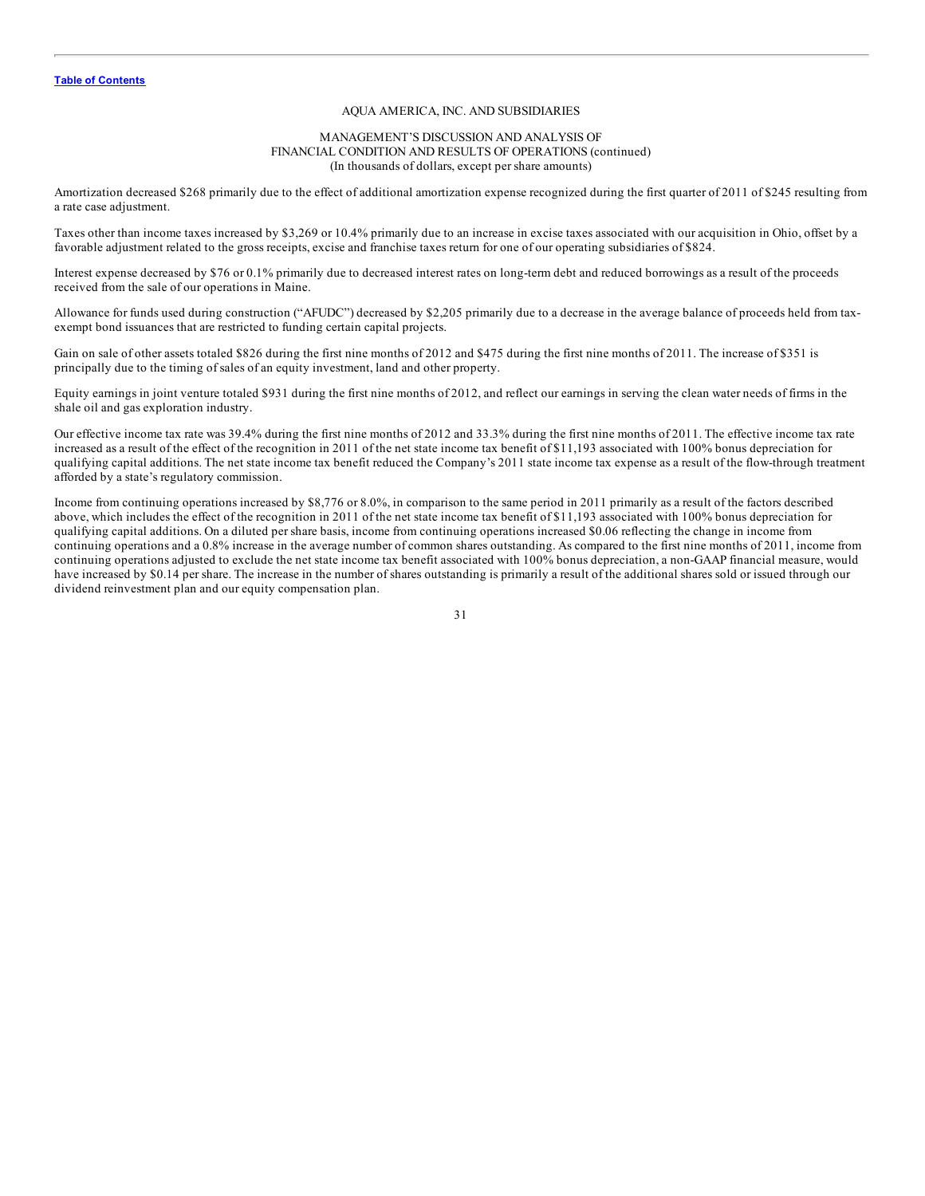AQUA AMERICA, INC. AND SUBSIDIARIES

MANAGEMENT'S DISCUSSION AND ANALYSIS OF
FINANCIAL CONDITION AND RESULTS OF OPERATIONS (continued)
(In thousands of dollars, except per share amounts)

Amortization decreased $268 primarily due to the effect of additional amortization expense recognized during the first quarter of 2011 of $245 resulting from a rate case adjustment.

Taxes other than income taxes increased by $3,269 or 10.4% primarily due to an increase in excise taxes associated with our acquisition in Ohio, offset by a favorable adjustment related to the gross receipts, excise and franchise taxes return for one of our operating subsidiaries of $824.

Interest expense decreased by $76 or 0.1% primarily due to decreased interest rates on long-term debt and reduced borrowings as a result of the proceeds received from the sale of our operations in Maine.

Allowance for funds used during construction ("AFUDC") decreased by $2,205 primarily due to a decrease in the average balance of proceeds held from tax-exempt bond issuances that are restricted to funding certain capital projects.

Gain on sale of other assets totaled $826 during the first nine months of 2012 and $475 during the first nine months of 2011. The increase of $351 is principally due to the timing of sales of an equity investment, land and other property.

Equity earnings in joint venture totaled $931 during the first nine months of 2012, and reflect our earnings in serving the clean water needs of firms in the shale oil and gas exploration industry.

Our effective income tax rate was 39.4% during the first nine months of 2012 and 33.3% during the first nine months of 2011. The effective income tax rate increased as a result of the effect of the recognition in 2011 of the net state income tax benefit of $11,193 associated with 100% bonus depreciation for qualifying capital additions. The net state income tax benefit reduced the Company's 2011 state income tax expense as a result of the flow-through treatment afforded by a state's regulatory commission.

Income from continuing operations increased by $8,776 or 8.0%, in comparison to the same period in 2011 primarily as a result of the factors described above, which includes the effect of the recognition in 2011 of the net state income tax benefit of $11,193 associated with 100% bonus depreciation for qualifying capital additions. On a diluted per share basis, income from continuing operations increased $0.06 reflecting the change in income from continuing operations and a 0.8% increase in the average number of common shares outstanding. As compared to the first nine months of 2011, income from continuing operations adjusted to exclude the net state income tax benefit associated with 100% bonus depreciation, a non-GAAP financial measure, would have increased by $0.14 per share. The increase in the number of shares outstanding is primarily a result of the additional shares sold or issued through our dividend reinvestment plan and our equity compensation plan.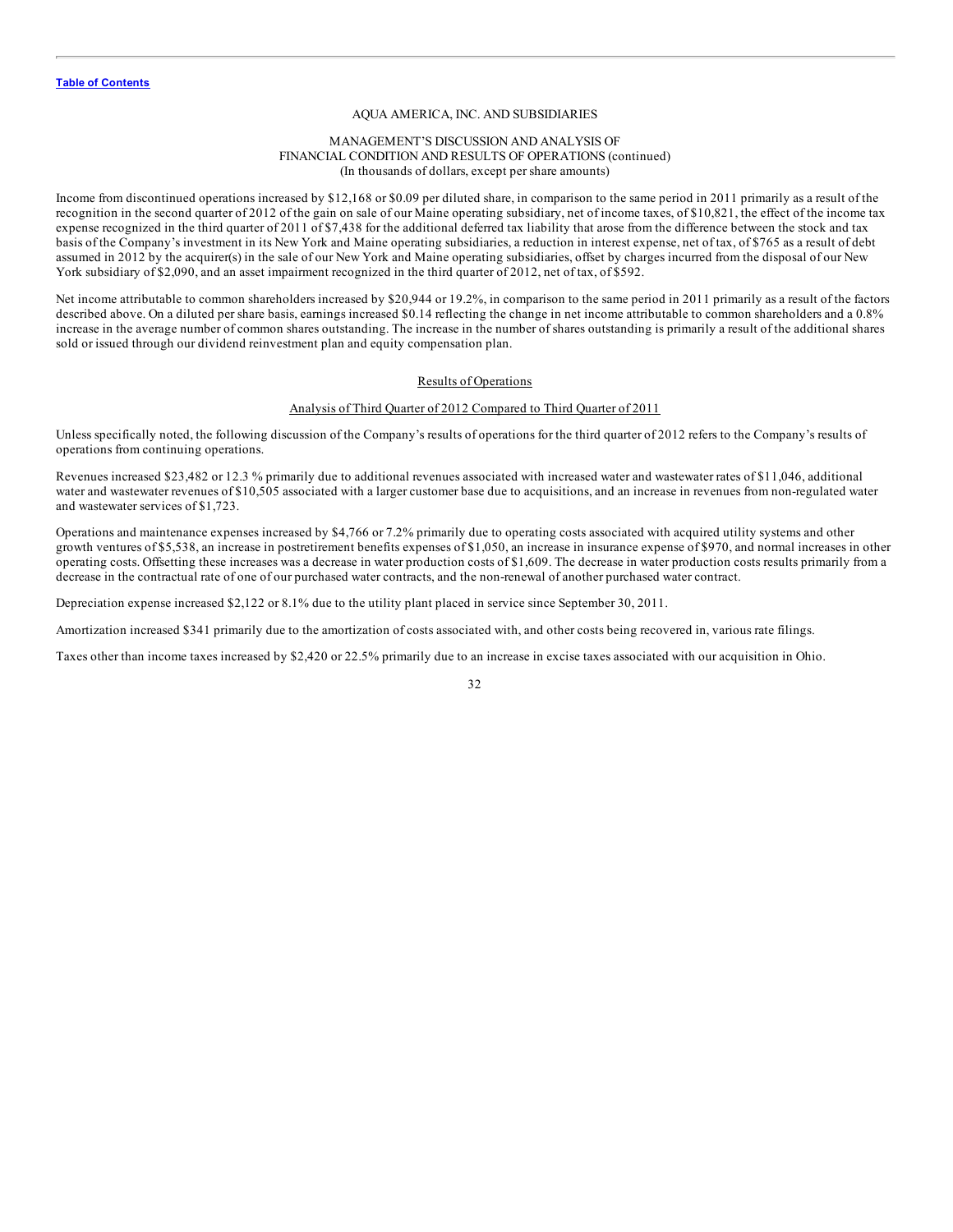[Table of Contents](#)

AQUA AMERICA, INC. AND SUBSIDIARIES

MANAGEMENT'S DISCUSSION AND ANALYSIS OF
FINANCIAL CONDITION AND RESULTS OF OPERATIONS (continued)
(In thousands of dollars, except per share amounts)

Income from discontinued operations increased by $12,168 or $0.09 per diluted share, in comparison to the same period in 2011 primarily as a result of the recognition in the second quarter of 2012 of the gain on sale of our Maine operating subsidiary, net of income taxes, of $10,821, the effect of the income tax expense recognized in the third quarter of 2011 of $7,438 for the additional deferred tax liability that arose from the difference between the stock and tax basis of the Company's investment in its New York and Maine operating subsidiaries, a reduction in interest expense, net of tax, of $765 as a result of debt assumed in 2012 by the acquirer(s) in the sale of our New York and Maine operating subsidiaries, offset by charges incurred from the disposal of our New York subsidiary of $2,090, and an asset impairment recognized in the third quarter of 2012, net of tax, of $592.

Net income attributable to common shareholders increased by $20,944 or 19.2%, in comparison to the same period in 2011 primarily as a result of the factors described above. On a diluted per share basis, earnings increased $0.14 reflecting the change in net income attributable to common shareholders and a 0.8% increase in the average number of common shares outstanding. The increase in the number of shares outstanding is primarily a result of the additional shares sold or issued through our dividend reinvestment plan and equity compensation plan.

## Results of Operations

### Analysis of Third Quarter of 2012 Compared to Third Quarter of 2011

Unless specifically noted, the following discussion of the Company's results of operations for the third quarter of 2012 refers to the Company's results of operations from continuing operations.

Revenues increased $23,482 or 12.3 % primarily due to additional revenues associated with increased water and wastewater rates of $11,046, additional water and wastewater revenues of $10,505 associated with a larger customer base due to acquisitions, and an increase in revenues from non-regulated water and wastewater services of $1,723.

Operations and maintenance expenses increased by $4,766 or 7.2% primarily due to operating costs associated with acquired utility systems and other growth ventures of $5,538, an increase in postretirement benefits expenses of $1,050, an increase in insurance expense of $970, and normal increases in other operating costs. Offsetting these increases was a decrease in water production costs of $1,609. The decrease in water production costs results primarily from a decrease in the contractual rate of one of our purchased water contracts, and the non-renewal of another purchased water contract.

Depreciation expense increased $2,122 or 8.1% due to the utility plant placed in service since September 30, 2011.

Amortization increased $341 primarily due to the amortization of costs associated with, and other costs being recovered in, various rate filings.

Taxes other than income taxes increased by $2,420 or 22.5% primarily due to an increase in excise taxes associated with our acquisition in Ohio.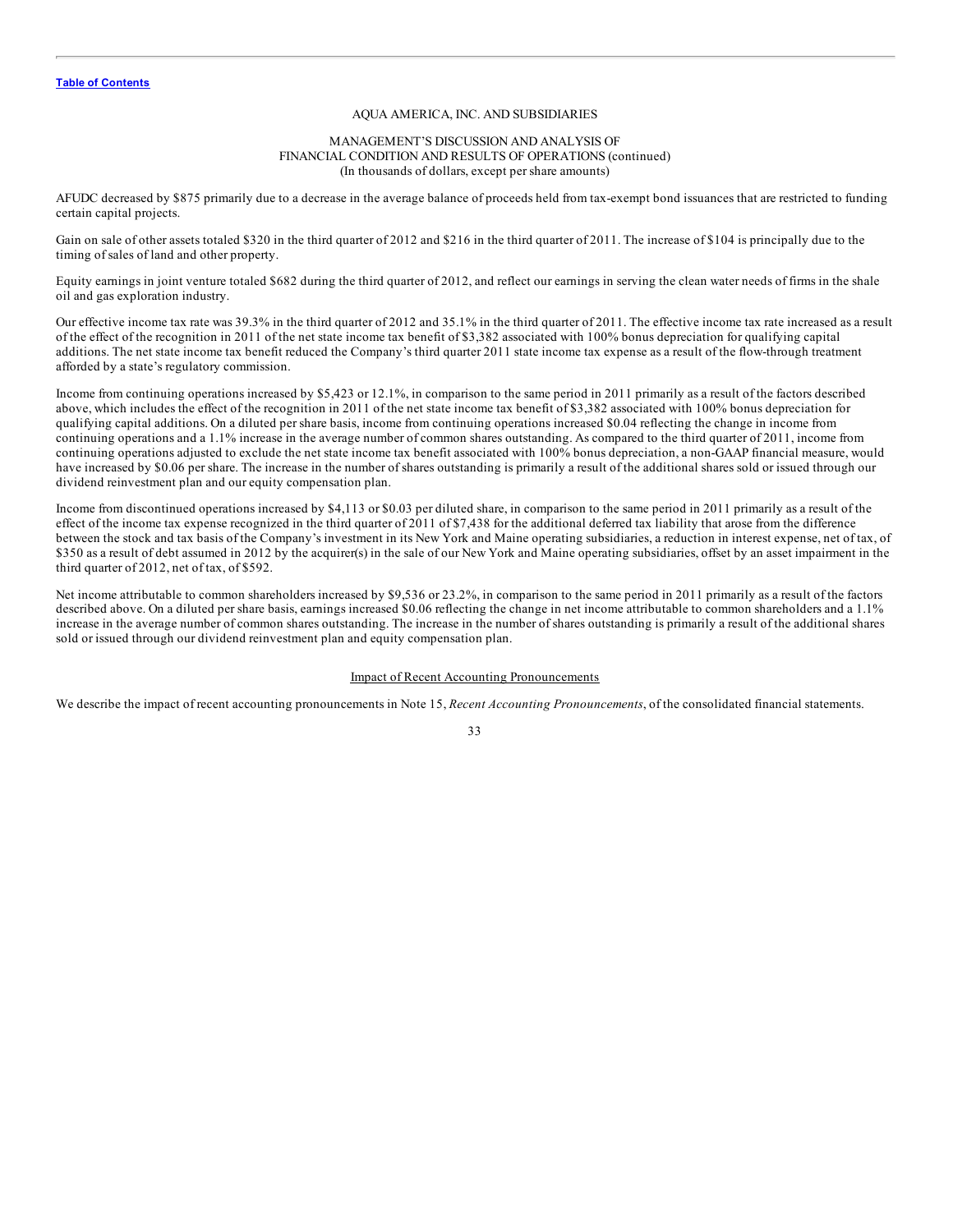AQUA AMERICA, INC. AND SUBSIDIARIES

MANAGEMENT'S DISCUSSION AND ANALYSIS OF
FINANCIAL CONDITION AND RESULTS OF OPERATIONS (continued)
(In thousands of dollars, except per share amounts)

AFUDC decreased by $875 primarily due to a decrease in the average balance of proceeds held from tax-exempt bond issuances that are restricted to funding certain capital projects.

Gain on sale of other assets totaled $320 in the third quarter of 2012 and $216 in the third quarter of 2011. The increase of $104 is principally due to the timing of sales of land and other property.

Equity earnings in joint venture totaled $682 during the third quarter of 2012, and reflect our earnings in serving the clean water needs of firms in the shale oil and gas exploration industry.

Our effective income tax rate was 39.3% in the third quarter of 2012 and 35.1% in the third quarter of 2011. The effective income tax rate increased as a result of the effect of the recognition in 2011 of the net state income tax benefit of $3,382 associated with 100% bonus depreciation for qualifying capital additions. The net state income tax benefit reduced the Company's third quarter 2011 state income tax expense as a result of the flow-through treatment afforded by a state's regulatory commission.

Income from continuing operations increased by $5,423 or 12.1%, in comparison to the same period in 2011 primarily as a result of the factors described above, which includes the effect of the recognition in 2011 of the net state income tax benefit of $3,382 associated with 100% bonus depreciation for qualifying capital additions. On a diluted per share basis, income from continuing operations increased $0.04 reflecting the change in income from continuing operations and a 1.1% increase in the average number of common shares outstanding. As compared to the third quarter of 2011, income from continuing operations adjusted to exclude the net state income tax benefit associated with 100% bonus depreciation, a non-GAAP financial measure, would have increased by $0.06 per share. The increase in the number of shares outstanding is primarily a result of the additional shares sold or issued through our dividend reinvestment plan and our equity compensation plan.

Income from discontinued operations increased by $4,113 or $0.03 per diluted share, in comparison to the same period in 2011 primarily as a result of the effect of the income tax expense recognized in the third quarter of 2011 of $7,438 for the additional deferred tax liability that arose from the difference between the stock and tax basis of the Company's investment in its New York and Maine operating subsidiaries, a reduction in interest expense, net of tax, of $350 as a result of debt assumed in 2012 by the acquirer(s) in the sale of our New York and Maine operating subsidiaries, offset by an asset impairment in the third quarter of 2012, net of tax, of $592.

Net income attributable to common shareholders increased by $9,536 or 23.2%, in comparison to the same period in 2011 primarily as a result of the factors described above. On a diluted per share basis, earnings increased $0.06 reflecting the change in net income attributable to common shareholders and a 1.1% increase in the average number of common shares outstanding. The increase in the number of shares outstanding is primarily a result of the additional shares sold or issued through our dividend reinvestment plan and equity compensation plan.

## Impact of Recent Accounting Pronouncements

We describe the impact of recent accounting pronouncements in Note 15, *Recent Accounting Pronouncements*, of the consolidated financial statements.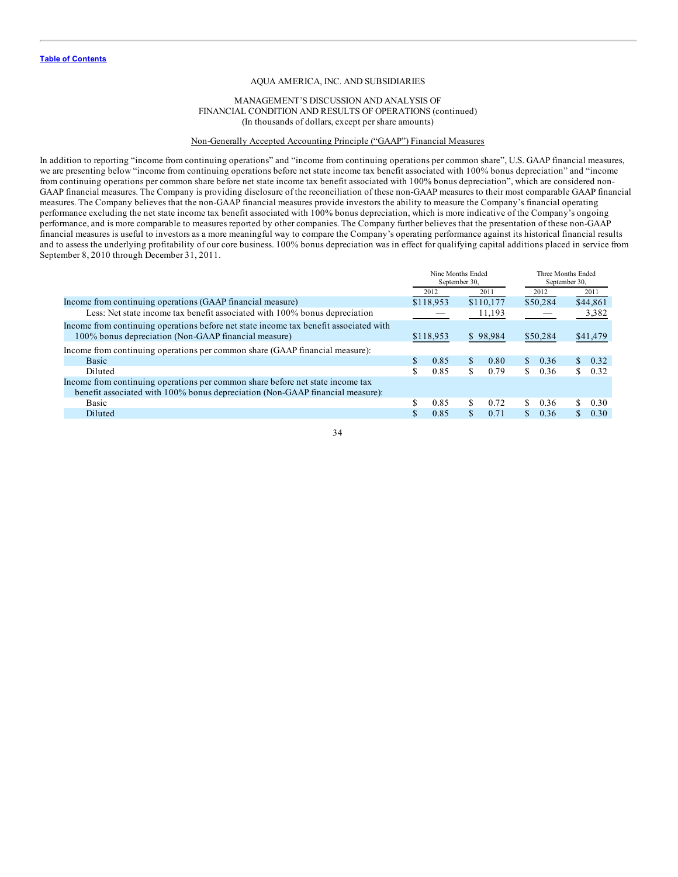Table of Contents

AQUA AMERICA, INC. AND SUBSIDIARIES

MANAGEMENT'S DISCUSSION AND ANALYSIS OF
FINANCIAL CONDITION AND RESULTS OF OPERATIONS (continued)
(In thousands of dollars, except per share amounts)

Non-Generally Accepted Accounting Principle ("GAAP") Financial Measures

In addition to reporting "income from continuing operations" and "income from continuing operations per common share", U.S. GAAP financial measures, we are presenting below "income from continuing operations before net state income tax benefit associated with 100% bonus depreciation" and "income from continuing operations per common share before net state income tax benefit associated with 100% bonus depreciation", which are considered non-GAAP financial measures. The Company is providing disclosure of the reconciliation of these non-GAAP measures to their most comparable GAAP financial measures. The Company believes that the non-GAAP financial measures provide investors the ability to measure the Company's financial operating performance excluding the net state income tax benefit associated with 100% bonus depreciation, which is more indicative of the Company's ongoing performance, and is more comparable to measures reported by other companies. The Company further believes that the presentation of these non-GAAP financial measures is useful to investors as a more meaningful way to compare the Company's operating performance against its historical financial results and to assess the underlying profitability of our core business. 100% bonus depreciation was in effect for qualifying capital additions placed in service from September 8, 2010 through December 31, 2011.

| | Nine Months Ended September 30, | | Three Months Ended September 30, | |
|---|---|---|---|---|
| | 2012 | 2011 | 2012 | 2011 |
| Income from continuing operations (GAAP financial measure) | $118,953 | $110,177 | $50,284 | $44,861 |
| Less: Net state income tax benefit associated with 100% bonus depreciation | — | 11,193 | — | 3,382 |
| Income from continuing operations before net state income tax benefit associated with 100% bonus depreciation (Non-GAAP financial measure) | $118,953 | $ 98,984 | $50,284 | $41,479 |
| Income from continuing operations per common share (GAAP financial measure): | | | | |
| Basic | $ 0.85 | $ 0.80 | $ 0.36 | $ 0.32 |
| Diluted | $ 0.85 | $ 0.79 | $ 0.36 | $ 0.32 |
| Income from continuing operations per common share before net state income tax benefit associated with 100% bonus depreciation (Non-GAAP financial measure): | | | | |
| Basic | $ 0.85 | $ 0.72 | $ 0.36 | $ 0.30 |
| Diluted | $ 0.85 | $ 0.71 | $ 0.36 | $ 0.30 |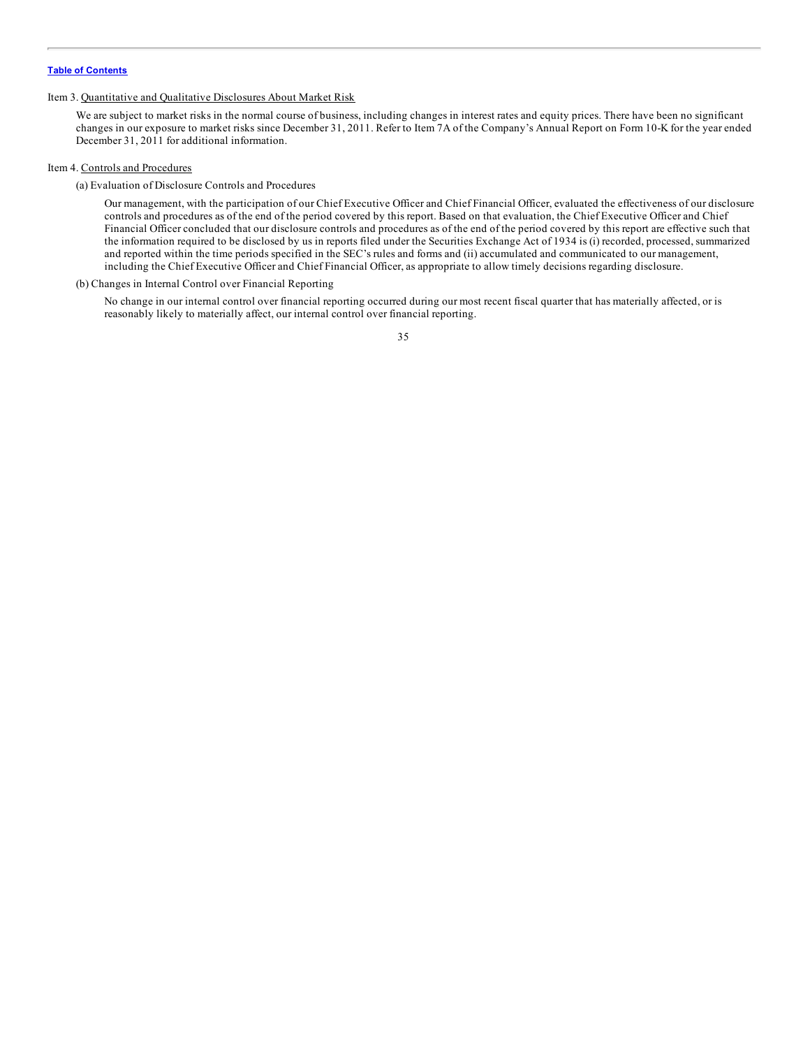### Item 3. Quantitative and Qualitative Disclosures About Market Risk

We are subject to market risks in the normal course of business, including changes in interest rates and equity prices. There have been no significant changes in our exposure to market risks since December 31, 2011. Refer to Item 7A of the Company's Annual Report on Form 10-K for the year ended December 31, 2011 for additional information.

### Item 4. Controls and Procedures

(a) Evaluation of Disclosure Controls and Procedures

Our management, with the participation of our Chief Executive Officer and Chief Financial Officer, evaluated the effectiveness of our disclosure controls and procedures as of the end of the period covered by this report. Based on that evaluation, the Chief Executive Officer and Chief Financial Officer concluded that our disclosure controls and procedures as of the end of the period covered by this report are effective such that the information required to be disclosed by us in reports filed under the Securities Exchange Act of 1934 is (i) recorded, processed, summarized and reported within the time periods specified in the SEC's rules and forms and (ii) accumulated and communicated to our management, including the Chief Executive Officer and Chief Financial Officer, as appropriate to allow timely decisions regarding disclosure.

(b) Changes in Internal Control over Financial Reporting

No change in our internal control over financial reporting occurred during our most recent fiscal quarter that has materially affected, or is reasonably likely to materially affect, our internal control over financial reporting.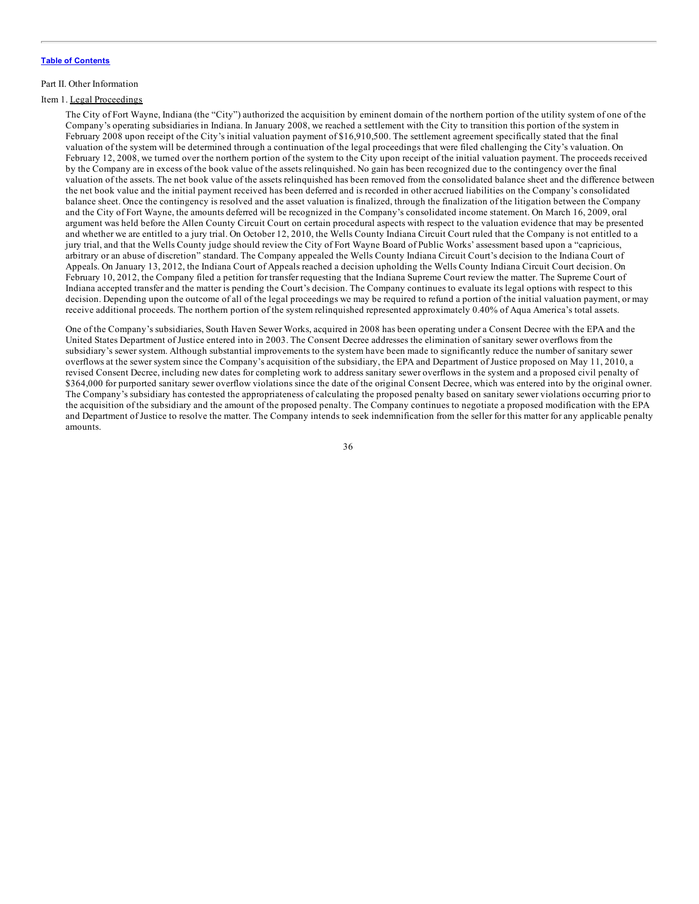Part II. Other Information

Item 1. Legal Proceedings

The City of Fort Wayne, Indiana (the "City") authorized the acquisition by eminent domain of the northern portion of the utility system of one of the Company's operating subsidiaries in Indiana. In January 2008, we reached a settlement with the City to transition this portion of the system in February 2008 upon receipt of the City's initial valuation payment of $16,910,500. The settlement agreement specifically stated that the final valuation of the system will be determined through a continuation of the legal proceedings that were filed challenging the City's valuation. On February 12, 2008, we turned over the northern portion of the system to the City upon receipt of the initial valuation payment. The proceeds received by the Company are in excess of the book value of the assets relinquished. No gain has been recognized due to the contingency over the final valuation of the assets. The net book value of the assets relinquished has been removed from the consolidated balance sheet and the difference between the net book value and the initial payment received has been deferred and is recorded in other accrued liabilities on the Company's consolidated balance sheet. Once the contingency is resolved and the asset valuation is finalized, through the finalization of the litigation between the Company and the City of Fort Wayne, the amounts deferred will be recognized in the Company's consolidated income statement. On March 16, 2009, oral argument was held before the Allen County Circuit Court on certain procedural aspects with respect to the valuation evidence that may be presented and whether we are entitled to a jury trial. On October 12, 2010, the Wells County Indiana Circuit Court ruled that the Company is not entitled to a jury trial, and that the Wells County judge should review the City of Fort Wayne Board of Public Works' assessment based upon a "capricious, arbitrary or an abuse of discretion" standard. The Company appealed the Wells County Indiana Circuit Court's decision to the Indiana Court of Appeals. On January 13, 2012, the Indiana Court of Appeals reached a decision upholding the Wells County Indiana Circuit Court decision. On February 10, 2012, the Company filed a petition for transfer requesting that the Indiana Supreme Court review the matter. The Supreme Court of Indiana accepted transfer and the matter is pending the Court's decision. The Company continues to evaluate its legal options with respect to this decision. Depending upon the outcome of all of the legal proceedings we may be required to refund a portion of the initial valuation payment, or may receive additional proceeds. The northern portion of the system relinquished represented approximately 0.40% of Aqua America's total assets.

One of the Company's subsidiaries, South Haven Sewer Works, acquired in 2008 has been operating under a Consent Decree with the EPA and the United States Department of Justice entered into in 2003. The Consent Decree addresses the elimination of sanitary sewer overflows from the subsidiary's sewer system. Although substantial improvements to the system have been made to significantly reduce the number of sanitary sewer overflows at the sewer system since the Company's acquisition of the subsidiary, the EPA and Department of Justice proposed on May 11, 2010, a revised Consent Decree, including new dates for completing work to address sanitary sewer overflows in the system and a proposed civil penalty of $364,000 for purported sanitary sewer overflow violations since the date of the original Consent Decree, which was entered into by the original owner. The Company's subsidiary has contested the appropriateness of calculating the proposed penalty based on sanitary sewer violations occurring prior to the acquisition of the subsidiary and the amount of the proposed penalty. The Company continues to negotiate a proposed modification with the EPA and Department of Justice to resolve the matter. The Company intends to seek indemnification from the seller for this matter for any applicable penalty amounts.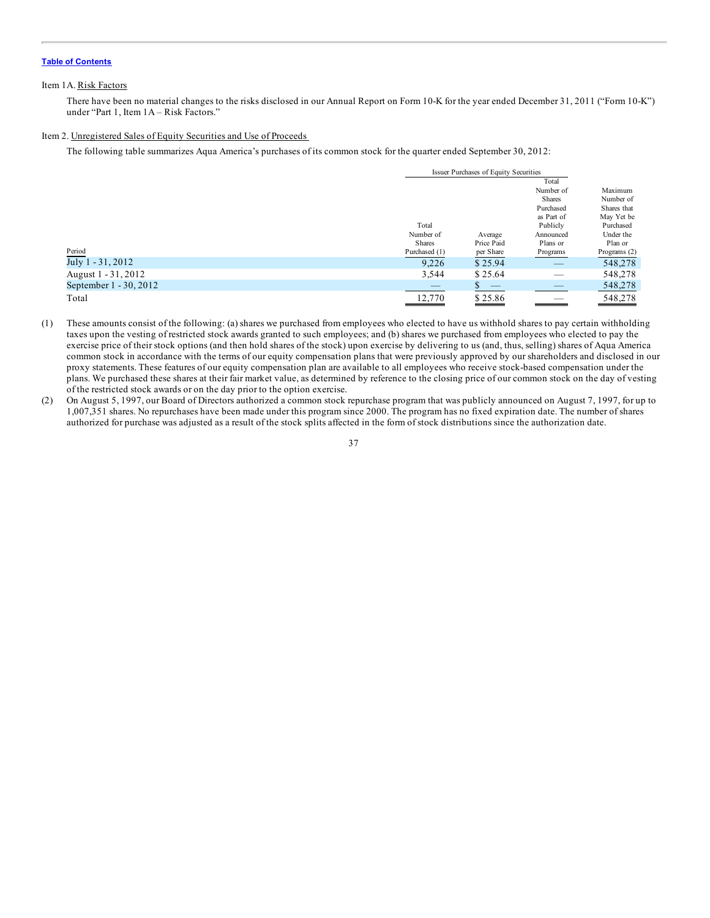Table of Contents

Item 1A. Risk Factors

There have been no material changes to the risks disclosed in our Annual Report on Form 10-K for the year ended December 31, 2011 ("Form 10-K") under "Part 1, Item 1A – Risk Factors."

Item 2. Unregistered Sales of Equity Securities and Use of Proceeds

The following table summarizes Aqua America's purchases of its common stock for the quarter ended September 30, 2012:

| | Issuer Purchases of Equity Securities | | | |
|---|---|---|---|---|
| Period | Total Number of Shares Purchased (1) | Average Price Paid per Share | Total Number of Shares Purchased as Part of Publicly Announced Plans or Programs | Maximum Number of Shares that May Yet be Purchased Under the Plan or Programs (2) |
| July 1 - 31, 2012 | 9,226 | $ 25.94 | — | 548,278 |
| August 1 - 31, 2012 | 3,544 | $ 25.64 | — | 548,278 |
| September 1 - 30, 2012 | — | $ — | — | 548,278 |
| Total | 12,770 | $ 25.86 | — | 548,278 |

(1) These amounts consist of the following: (a) shares we purchased from employees who elected to have us withhold shares to pay certain withholding taxes upon the vesting of restricted stock awards granted to such employees; and (b) shares we purchased from employees who elected to pay the exercise price of their stock options (and then hold shares of the stock) upon exercise by delivering to us (and, thus, selling) shares of Aqua America common stock in accordance with the terms of our equity compensation plans that were previously approved by our shareholders and disclosed in our proxy statements. These features of our equity compensation plan are available to all employees who receive stock-based compensation under the plans. We purchased these shares at their fair market value, as determined by reference to the closing price of our common stock on the day of vesting of the restricted stock awards or on the day prior to the option exercise.

(2) On August 5, 1997, our Board of Directors authorized a common stock repurchase program that was publicly announced on August 7, 1997, for up to 1,007,351 shares. No repurchases have been made under this program since 2000. The program has no fixed expiration date. The number of shares authorized for purchase was adjusted as a result of the stock splits affected in the form of stock distributions since the authorization date.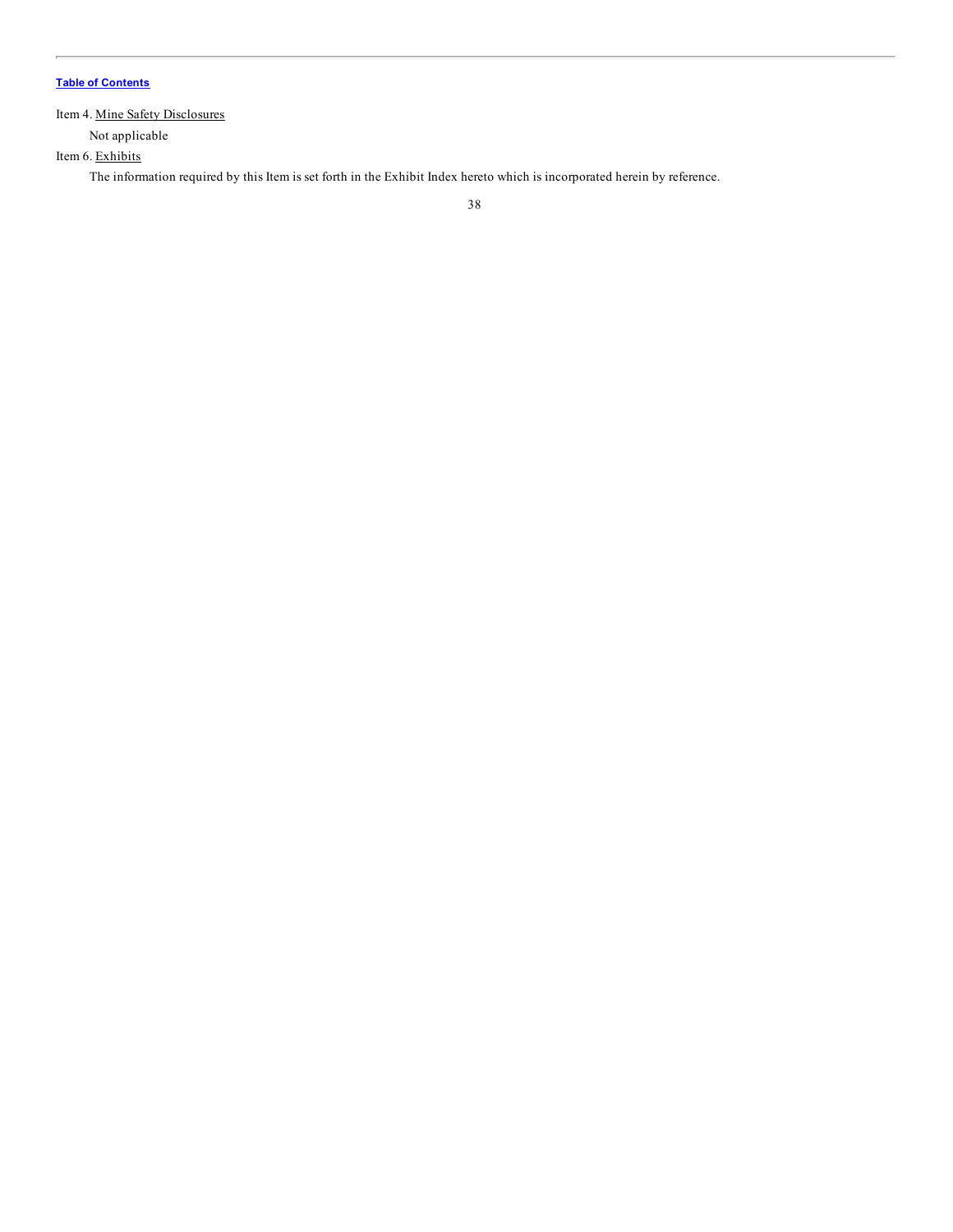[Table of Contents](#)

Item 4. Mine Safety Disclosures

Not applicable

Item 6. Exhibits

The information required by this Item is set forth in the Exhibit Index hereto which is incorporated herein by reference.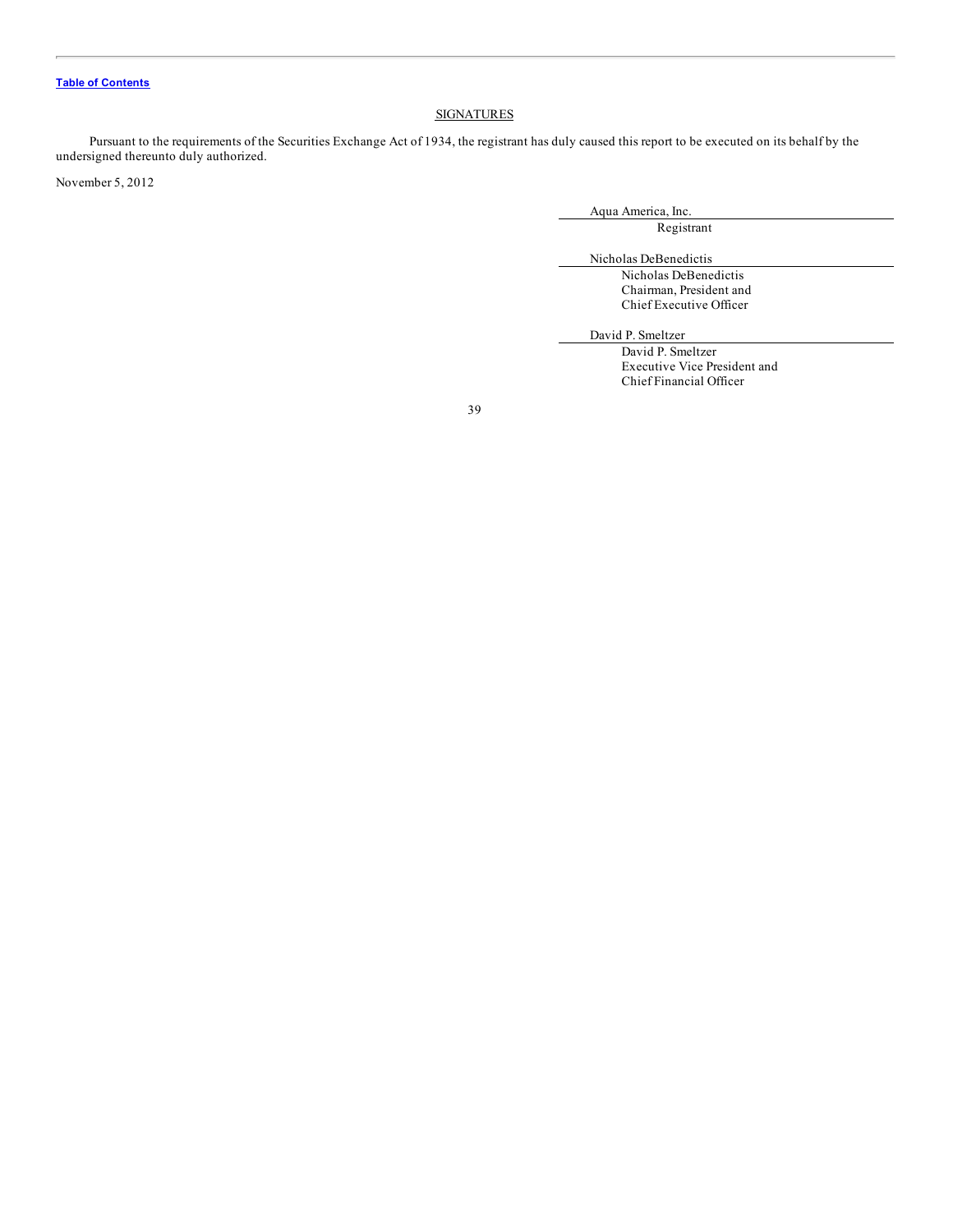## SIGNATURES

Pursuant to the requirements of the Securities Exchange Act of 1934, the registrant has duly caused this report to be executed on its behalf by the undersigned thereunto duly authorized.

November 5, 2012

Aqua America, Inc.
Registrant

Nicholas DeBenedictis
Nicholas DeBenedictis
Chairman, President and
Chief Executive Officer

David P. Smeltzer
David P. Smeltzer
Executive Vice President and
Chief Financial Officer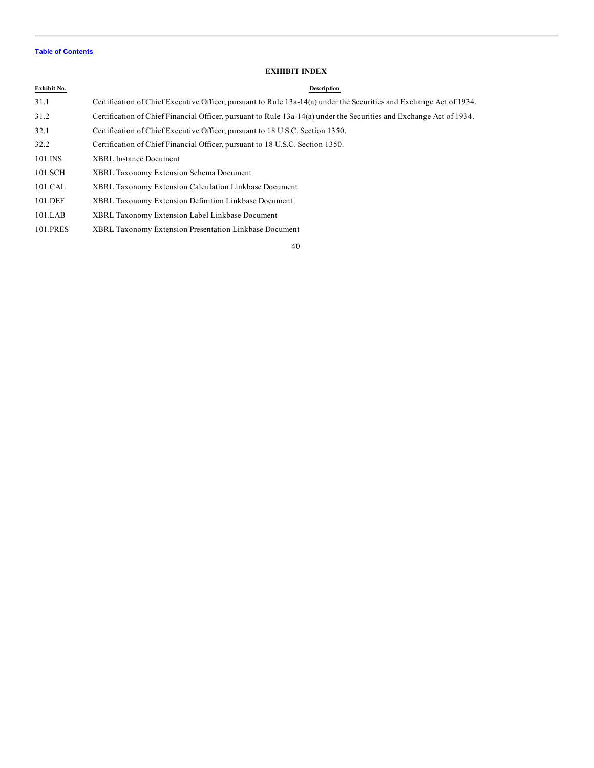[Table of Contents](#)

## EXHIBIT INDEX

| Exhibit No. | Description |
| --- | --- |
| 31.1 | Certification of Chief Executive Officer, pursuant to Rule 13a-14(a) under the Securities and Exchange Act of 1934. |
| 31.2 | Certification of Chief Financial Officer, pursuant to Rule 13a-14(a) under the Securities and Exchange Act of 1934. |
| 32.1 | Certification of Chief Executive Officer, pursuant to 18 U.S.C. Section 1350. |
| 32.2 | Certification of Chief Financial Officer, pursuant to 18 U.S.C. Section 1350. |
| 101.INS | XBRL Instance Document |
| 101.SCH | XBRL Taxonomy Extension Schema Document |
| 101.CAL | XBRL Taxonomy Extension Calculation Linkbase Document |
| 101.DEF | XBRL Taxonomy Extension Definition Linkbase Document |
| 101.LAB | XBRL Taxonomy Extension Label Linkbase Document |
| 101.PRES | XBRL Taxonomy Extension Presentation Linkbase Document |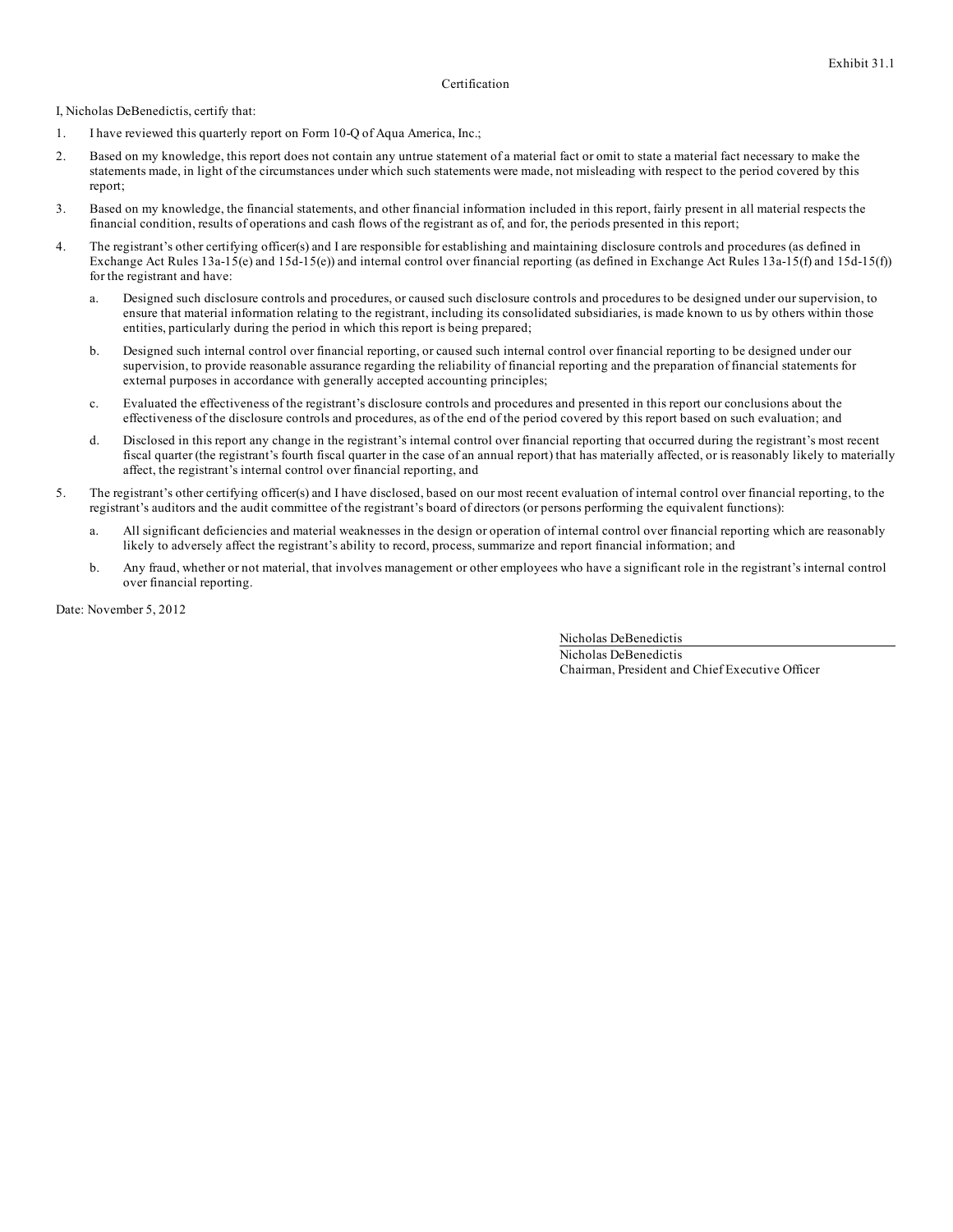Exhibit 31.1

Certification

I, Nicholas DeBenedictis, certify that:

1. I have reviewed this quarterly report on Form 10-Q of Aqua America, Inc.;
2. Based on my knowledge, this report does not contain any untrue statement of a material fact or omit to state a material fact necessary to make the statements made, in light of the circumstances under which such statements were made, not misleading with respect to the period covered by this report;
3. Based on my knowledge, the financial statements, and other financial information included in this report, fairly present in all material respects the financial condition, results of operations and cash flows of the registrant as of, and for, the periods presented in this report;
4. The registrant's other certifying officer(s) and I are responsible for establishing and maintaining disclosure controls and procedures (as defined in Exchange Act Rules 13a-15(e) and 15d-15(e)) and internal control over financial reporting (as defined in Exchange Act Rules 13a-15(f) and 15d-15(f)) for the registrant and have:
   a. Designed such disclosure controls and procedures, or caused such disclosure controls and procedures to be designed under our supervision, to ensure that material information relating to the registrant, including its consolidated subsidiaries, is made known to us by others within those entities, particularly during the period in which this report is being prepared;
   b. Designed such internal control over financial reporting, or caused such internal control over financial reporting to be designed under our supervision, to provide reasonable assurance regarding the reliability of financial reporting and the preparation of financial statements for external purposes in accordance with generally accepted accounting principles;
   c. Evaluated the effectiveness of the registrant's disclosure controls and procedures and presented in this report our conclusions about the effectiveness of the disclosure controls and procedures, as of the end of the period covered by this report based on such evaluation; and
   d. Disclosed in this report any change in the registrant's internal control over financial reporting that occurred during the registrant's most recent fiscal quarter (the registrant's fourth fiscal quarter in the case of an annual report) that has materially affected, or is reasonably likely to materially affect, the registrant's internal control over financial reporting, and
5. The registrant's other certifying officer(s) and I have disclosed, based on our most recent evaluation of internal control over financial reporting, to the registrant's auditors and the audit committee of the registrant's board of directors (or persons performing the equivalent functions):
   a. All significant deficiencies and material weaknesses in the design or operation of internal control over financial reporting which are reasonably likely to adversely affect the registrant's ability to record, process, summarize and report financial information; and
   b. Any fraud, whether or not material, that involves management or other employees who have a significant role in the registrant's internal control over financial reporting.

Date: November 5, 2012

Nicholas DeBenedictis

Nicholas DeBenedictis
Chairman, President and Chief Executive Officer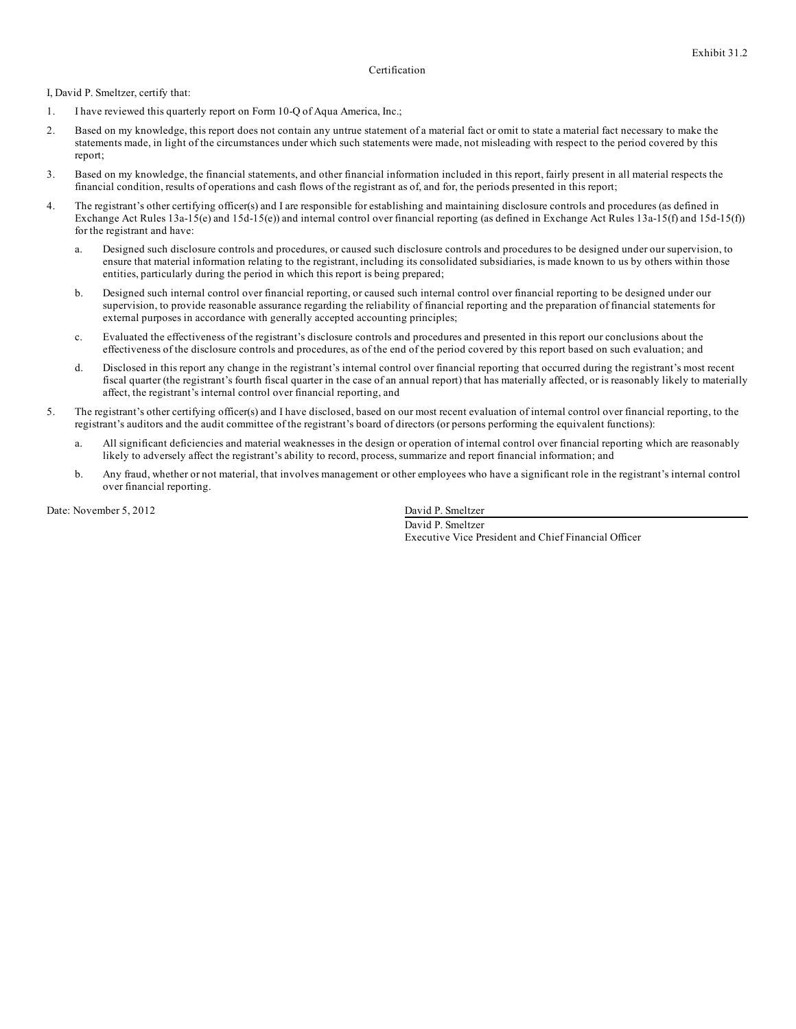Exhibit 31.2

Certification

I, David P. Smeltzer, certify that:

1. I have reviewed this quarterly report on Form 10-Q of Aqua America, Inc.;
2. Based on my knowledge, this report does not contain any untrue statement of a material fact or omit to state a material fact necessary to make the statements made, in light of the circumstances under which such statements were made, not misleading with respect to the period covered by this report;
3. Based on my knowledge, the financial statements, and other financial information included in this report, fairly present in all material respects the financial condition, results of operations and cash flows of the registrant as of, and for, the periods presented in this report;
4. The registrant's other certifying officer(s) and I are responsible for establishing and maintaining disclosure controls and procedures (as defined in Exchange Act Rules 13a-15(e) and 15d-15(e)) and internal control over financial reporting (as defined in Exchange Act Rules 13a-15(f) and 15d-15(f)) for the registrant and have:
   a. Designed such disclosure controls and procedures, or caused such disclosure controls and procedures to be designed under our supervision, to ensure that material information relating to the registrant, including its consolidated subsidiaries, is made known to us by others within those entities, particularly during the period in which this report is being prepared;
   b. Designed such internal control over financial reporting, or caused such internal control over financial reporting to be designed under our supervision, to provide reasonable assurance regarding the reliability of financial reporting and the preparation of financial statements for external purposes in accordance with generally accepted accounting principles;
   c. Evaluated the effectiveness of the registrant's disclosure controls and procedures and presented in this report our conclusions about the effectiveness of the disclosure controls and procedures, as of the end of the period covered by this report based on such evaluation; and
   d. Disclosed in this report any change in the registrant's internal control over financial reporting that occurred during the registrant's most recent fiscal quarter (the registrant's fourth fiscal quarter in the case of an annual report) that has materially affected, or is reasonably likely to materially affect, the registrant's internal control over financial reporting, and
5. The registrant's other certifying officer(s) and I have disclosed, based on our most recent evaluation of internal control over financial reporting, to the registrant's auditors and the audit committee of the registrant's board of directors (or persons performing the equivalent functions):
   a. All significant deficiencies and material weaknesses in the design or operation of internal control over financial reporting which are reasonably likely to adversely affect the registrant's ability to record, process, summarize and report financial information; and
   b. Any fraud, whether or not material, that involves management or other employees who have a significant role in the registrant's internal control over financial reporting.

Date: November 5, 2012

David P. Smeltzer

David P. Smeltzer
Executive Vice President and Chief Financial Officer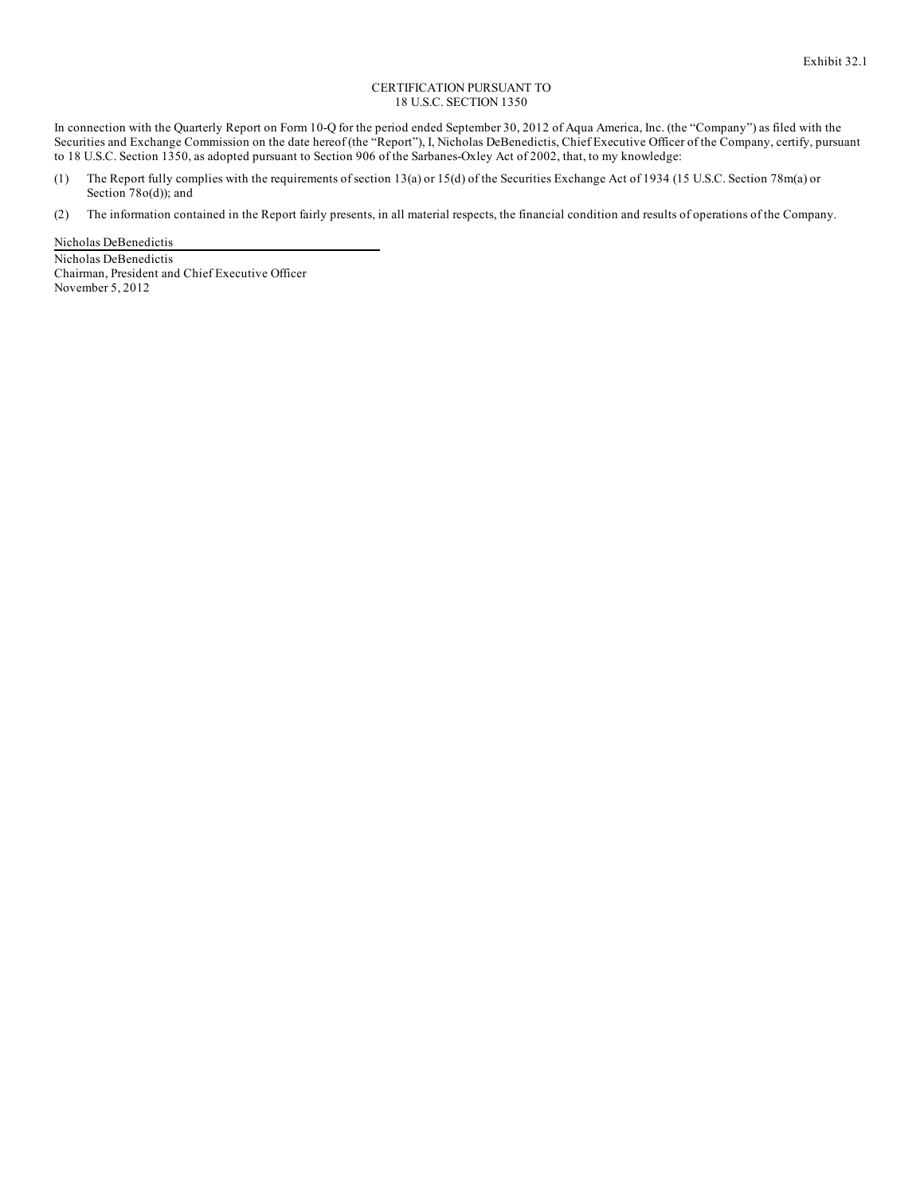Exhibit 32.1

CERTIFICATION PURSUANT TO
18 U.S.C. SECTION 1350

In connection with the Quarterly Report on Form 10-Q for the period ended September 30, 2012 of Aqua America, Inc. (the "Company") as filed with the Securities and Exchange Commission on the date hereof (the "Report"), I, Nicholas DeBenedictis, Chief Executive Officer of the Company, certify, pursuant to 18 U.S.C. Section 1350, as adopted pursuant to Section 906 of the Sarbanes-Oxley Act of 2002, that, to my knowledge:

(1) The Report fully complies with the requirements of section 13(a) or 15(d) of the Securities Exchange Act of 1934 (15 U.S.C. Section 78m(a) or Section 78o(d)); and

(2) The information contained in the Report fairly presents, in all material respects, the financial condition and results of operations of the Company.

Nicholas DeBenedictis

Nicholas DeBenedictis
Chairman, President and Chief Executive Officer
November 5, 2012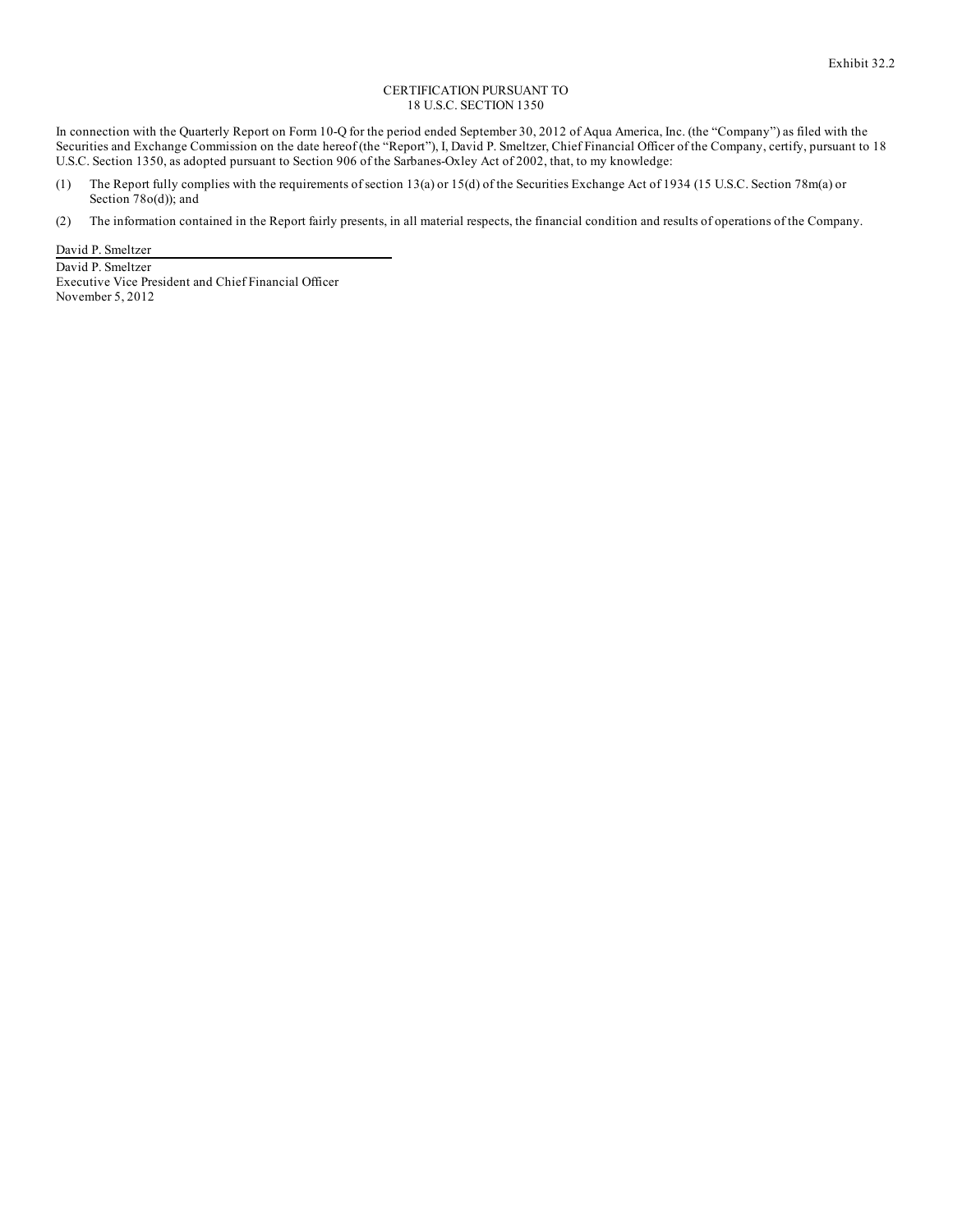Exhibit 32.2

CERTIFICATION PURSUANT TO
18 U.S.C. SECTION 1350

In connection with the Quarterly Report on Form 10-Q for the period ended September 30, 2012 of Aqua America, Inc. (the "Company") as filed with the Securities and Exchange Commission on the date hereof (the "Report"), I, David P. Smeltzer, Chief Financial Officer of the Company, certify, pursuant to 18 U.S.C. Section 1350, as adopted pursuant to Section 906 of the Sarbanes-Oxley Act of 2002, that, to my knowledge:

(1) The Report fully complies with the requirements of section 13(a) or 15(d) of the Securities Exchange Act of 1934 (15 U.S.C. Section 78m(a) or Section 78o(d)); and

(2) The information contained in the Report fairly presents, in all material respects, the financial condition and results of operations of the Company.

David P. Smeltzer

David P. Smeltzer
Executive Vice President and Chief Financial Officer
November 5, 2012